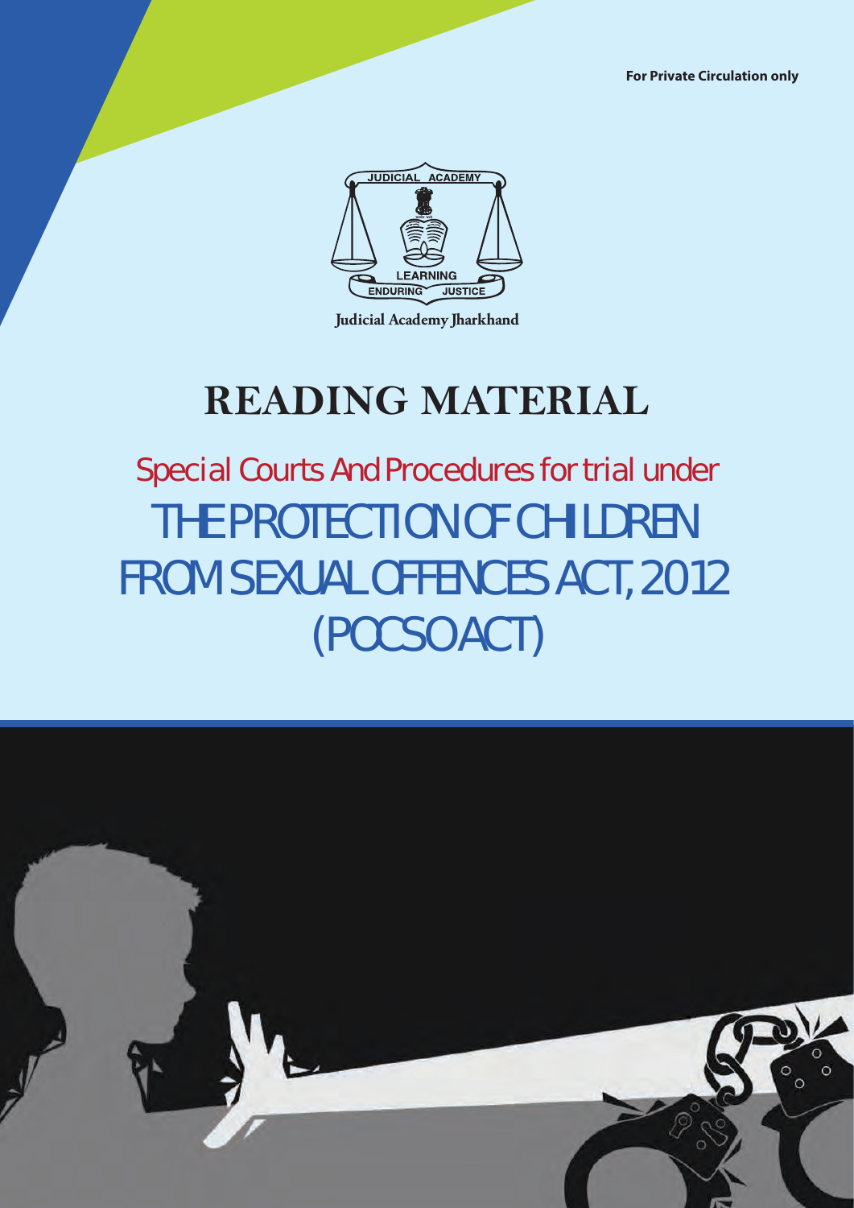For Private Circulation only

JUDICIAL ACADEMY

LEARNING

ENDURING JUSTICE

Judicial Academy Jharkhand

# READING MATERIAL

## Special Courts And Procedures for trial under

# THE PROTECTION OF CHILDREN FROM SEXUAL OFFENCES ACT, 2012 (POCSO ACT)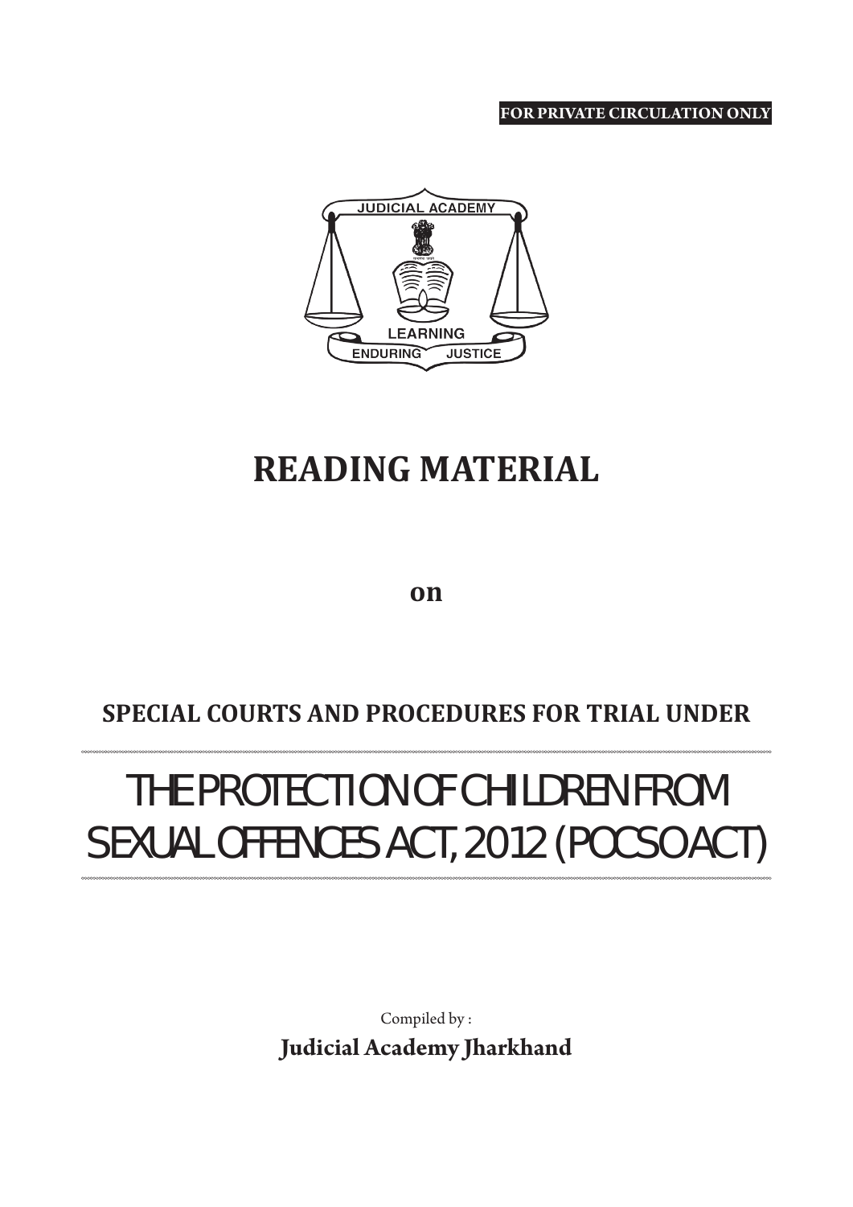**FOR PRIVATE CIRCULATION ONLY**

JUDICIAL ACADEMY

LEARNING

ENDURING JUSTICE

# READING MATERIAL

**on**

## SPECIAL COURTS AND PROCEDURES FOR TRIAL UNDER

# THE PROTECTION OF CHILDREN FROM SEXUAL OFFENCES ACT, 2012 (POCSO ACT)

Compiled by :

**Judicial Academy Jharkhand**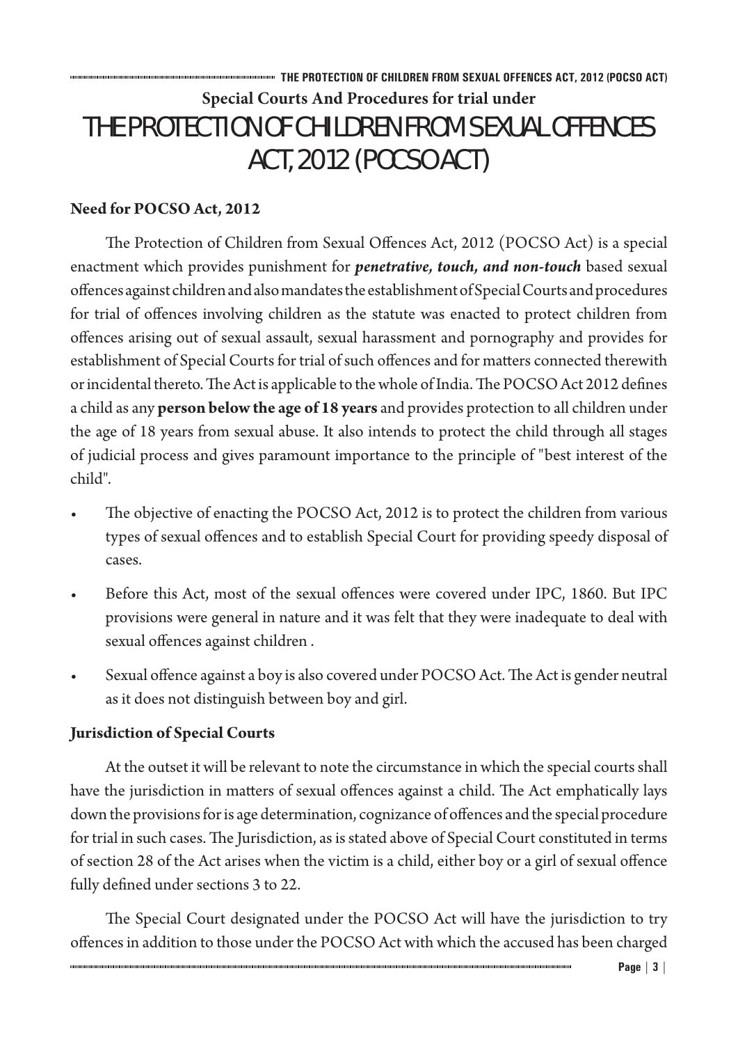Special Courts And Procedures for trial under

# THE PROTECTION OF CHILDREN FROM SEXUAL OFFENCES ACT, 2012 (POCSO ACT)

## Need for POCSO Act, 2012

The Protection of Children from Sexual Offences Act, 2012 (POCSO Act) is a special enactment which provides punishment for ***penetrative, touch, and non-touch*** based sexual offences against children and also mandates the establishment of Special Courts and procedures for trial of offences involving children as the statute was enacted to protect children from offences arising out of sexual assault, sexual harassment and pornography and provides for establishment of Special Courts for trial of such offences and for matters connected therewith or incidental thereto. The Act is applicable to the whole of India. The POCSO Act 2012 defines a child as any **person below the age of 18 years** and provides protection to all children under the age of 18 years from sexual abuse. It also intends to protect the child through all stages of judicial process and gives paramount importance to the principle of "best interest of the child".

- The objective of enacting the POCSO Act, 2012 is to protect the children from various types of sexual offences and to establish Special Court for providing speedy disposal of cases.
- Before this Act, most of the sexual offences were covered under IPC, 1860. But IPC provisions were general in nature and it was felt that they were inadequate to deal with sexual offences against children .
- Sexual offence against a boy is also covered under POCSO Act. The Act is gender neutral as it does not distinguish between boy and girl.

## Jurisdiction of Special Courts

At the outset it will be relevant to note the circumstance in which the special courts shall have the jurisdiction in matters of sexual offences against a child. The Act emphatically lays down the provisions for is age determination, cognizance of offences and the special procedure for trial in such cases. The Jurisdiction, as is stated above of Special Court constituted in terms of section 28 of the Act arises when the victim is a child, either boy or a girl of sexual offence fully defined under sections 3 to 22.

The Special Court designated under the POCSO Act will have the jurisdiction to try offences in addition to those under the POCSO Act with which the accused has been charged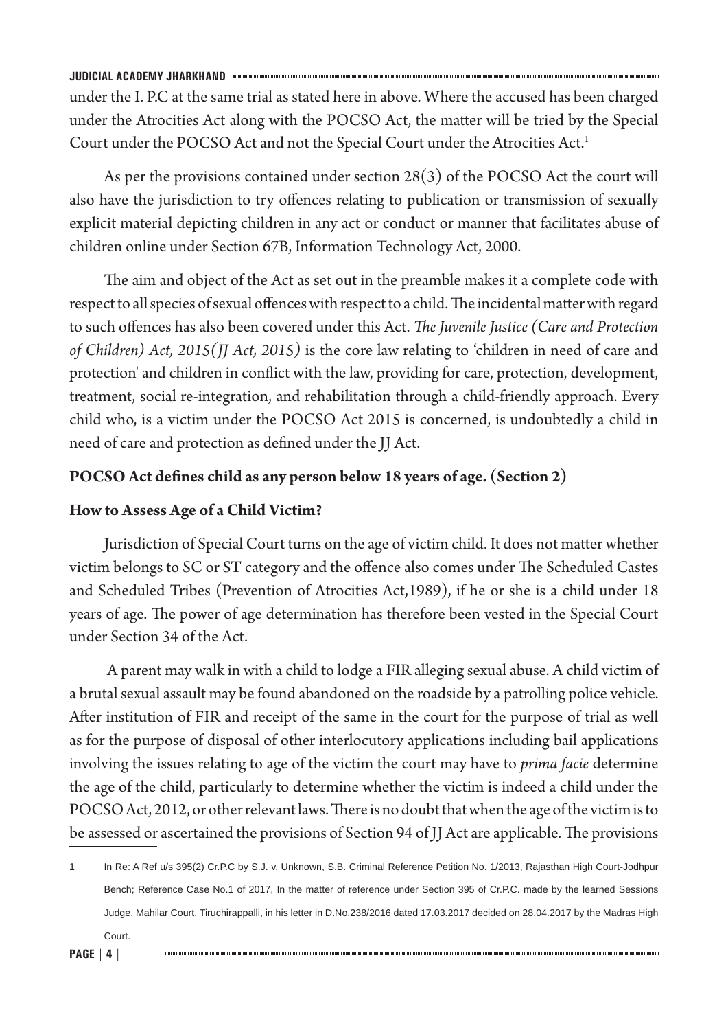under the I. P.C at the same trial as stated here in above. Where the accused has been charged under the Atrocities Act along with the POCSO Act, the matter will be tried by the Special Court under the POCSO Act and not the Special Court under the Atrocities Act.[1]

As per the provisions contained under section 28(3) of the POCSO Act the court will also have the jurisdiction to try offences relating to publication or transmission of sexually explicit material depicting children in any act or conduct or manner that facilitates abuse of children online under Section 67B, Information Technology Act, 2000.

The aim and object of the Act as set out in the preamble makes it a complete code with respect to all species of sexual offences with respect to a child. The incidental matter with regard to such offences has also been covered under this Act. *The Juvenile Justice (Care and Protection of Children) Act, 2015(JJ Act, 2015)* is the core law relating to 'children in need of care and protection' and children in conflict with the law, providing for care, protection, development, treatment, social re-integration, and rehabilitation through a child-friendly approach. Every child who, is a victim under the POCSO Act 2015 is concerned, is undoubtedly a child in need of care and protection as defined under the JJ Act.

**POCSO Act defines child as any person below 18 years of age. (Section 2)**

**How to Assess Age of a Child Victim?**

Jurisdiction of Special Court turns on the age of victim child. It does not matter whether victim belongs to SC or ST category and the offence also comes under The Scheduled Castes and Scheduled Tribes (Prevention of Atrocities Act,1989), if he or she is a child under 18 years of age. The power of age determination has therefore been vested in the Special Court under Section 34 of the Act.

A parent may walk in with a child to lodge a FIR alleging sexual abuse. A child victim of a brutal sexual assault may be found abandoned on the roadside by a patrolling police vehicle. After institution of FIR and receipt of the same in the court for the purpose of trial as well as for the purpose of disposal of other interlocutory applications including bail applications involving the issues relating to age of the victim the court may have to *prima facie* determine the age of the child, particularly to determine whether the victim is indeed a child under the POCSO Act, 2012, or other relevant laws. There is no doubt that when the age of the victim is to be assessed or ascertained the provisions of Section 94 of JJ Act are applicable. The provisions

---

1 In Re: A Ref u/s 395(2) Cr.P.C by S.J. v. Unknown, S.B. Criminal Reference Petition No. 1/2013, Rajasthan High Court-Jodhpur Bench; Reference Case No.1 of 2017, In the matter of reference under Section 395 of Cr.P.C. made by the learned Sessions Judge, Mahilar Court, Tiruchirappalli, in his letter in D.No.238/2016 dated 17.03.2017 decided on 28.04.2017 by the Madras High Court.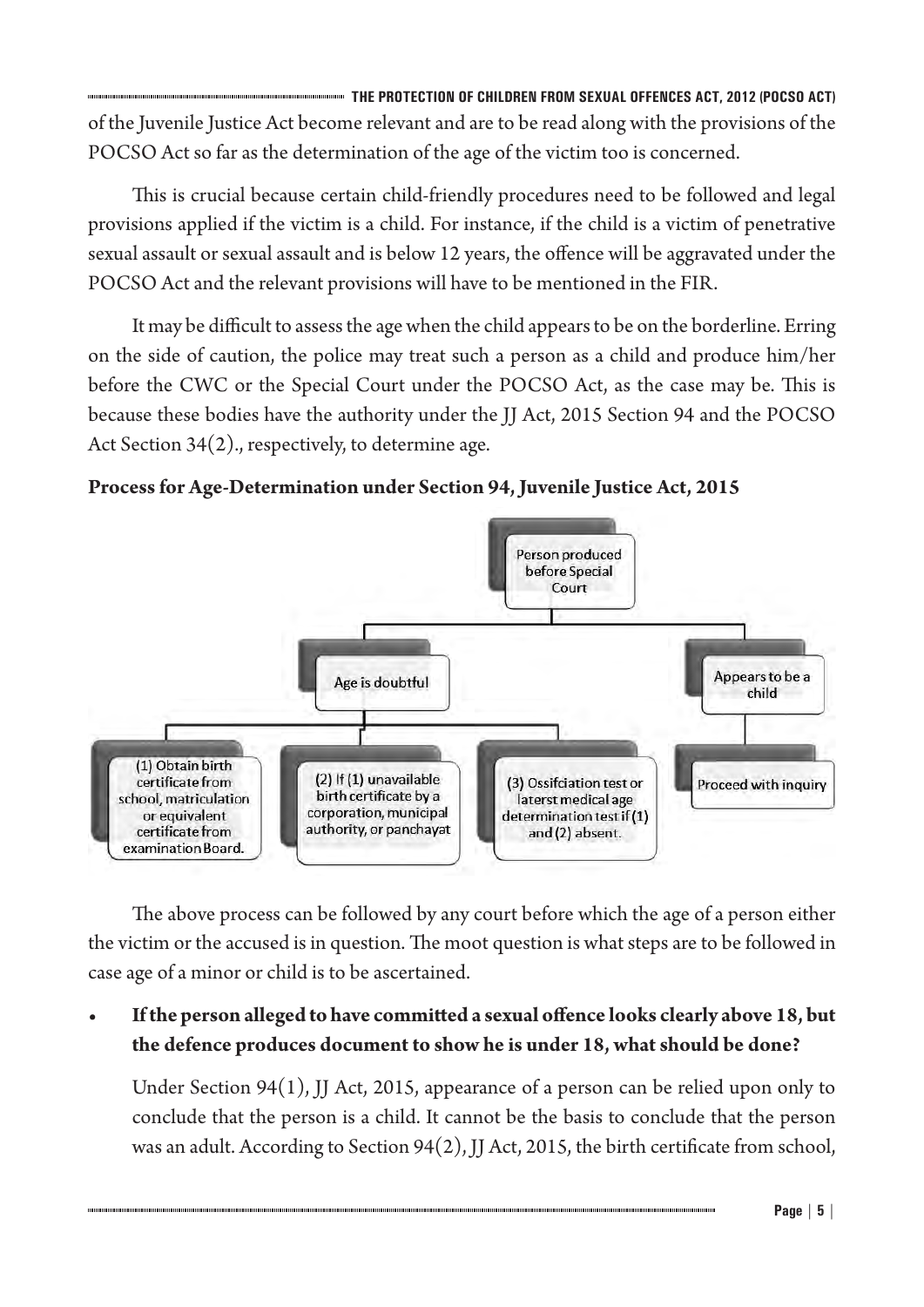of the Juvenile Justice Act become relevant and are to be read along with the provisions of the POCSO Act so far as the determination of the age of the victim too is concerned.

This is crucial because certain child-friendly procedures need to be followed and legal provisions applied if the victim is a child. For instance, if the child is a victim of penetrative sexual assault or sexual assault and is below 12 years, the offence will be aggravated under the POCSO Act and the relevant provisions will have to be mentioned in the FIR.

It may be difficult to assess the age when the child appears to be on the borderline. Erring on the side of caution, the police may treat such a person as a child and produce him/her before the CWC or the Special Court under the POCSO Act, as the case may be. This is because these bodies have the authority under the JJ Act, 2015 Section 94 and the POCSO Act Section 34(2)., respectively, to determine age.

**Process for Age-Determination under Section 94, Juvenile Justice Act, 2015**

- Person produced before Special Court
  - Age is doubtful
    - (1) Obtain birth certificate from school, matriculation or equivalent certificate from examination Board.
    - (2) If (1) unavailable birth certificate by a corporation, municipal authority, or panchayat
    - (3) Ossifciation test or laterst medical age determination test if (1) and (2) absent.
  - Appears to be a child
    - Proceed with inquiry

The above process can be followed by any court before which the age of a person either the victim or the accused is in question. The moot question is what steps are to be followed in case age of a minor or child is to be ascertained.

- **If the person alleged to have committed a sexual offence looks clearly above 18, but the defence produces document to show he is under 18, what should be done?**

  Under Section 94(1), JJ Act, 2015, appearance of a person can be relied upon only to conclude that the person is a child. It cannot be the basis to conclude that the person was an adult. According to Section 94(2), JJ Act, 2015, the birth certificate from school,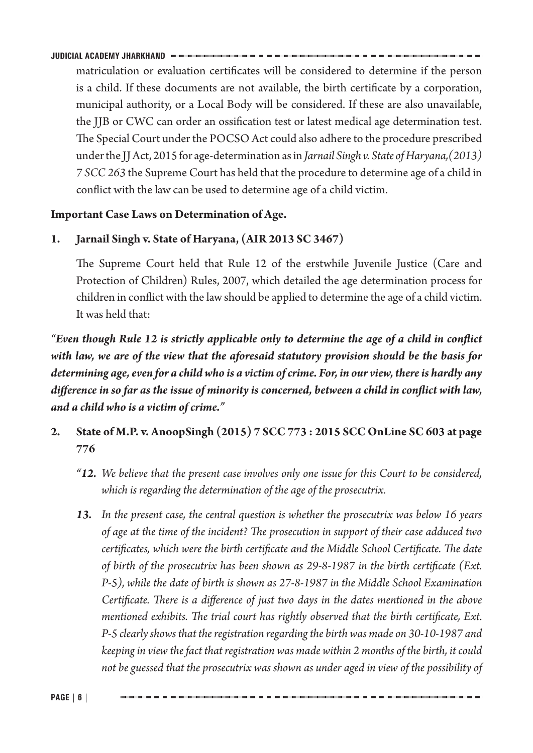matriculation or evaluation certificates will be considered to determine if the person is a child. If these documents are not available, the birth certificate by a corporation, municipal authority, or a Local Body will be considered. If these are also unavailable, the JJB or CWC can order an ossification test or latest medical age determination test. The Special Court under the POCSO Act could also adhere to the procedure prescribed under the JJ Act, 2015 for age-determination as in *Jarnail Singh v. State of Haryana,(2013) 7 SCC 263* the Supreme Court has held that the procedure to determine age of a child in conflict with the law can be used to determine age of a child victim.

**Important Case Laws on Determination of Age.**

**1. Jarnail Singh v. State of Haryana, (AIR 2013 SC 3467)**

The Supreme Court held that Rule 12 of the erstwhile Juvenile Justice (Care and Protection of Children) Rules, 2007, which detailed the age determination process for children in conflict with the law should be applied to determine the age of a child victim. It was held that:

***"Even though Rule 12 is strictly applicable only to determine the age of a child in conflict with law, we are of the view that the aforesaid statutory provision should be the basis for determining age, even for a child who is a victim of crime. For, in our view, there is hardly any difference in so far as the issue of minority is concerned, between a child in conflict with law, and a child who is a victim of crime."***

**2. State of M.P. v. AnoopSingh (2015) 7 SCC 773 : 2015 SCC OnLine SC 603 at page 776**

*"**12.** We believe that the present case involves only one issue for this Court to be considered, which is regarding the determination of the age of the prosecutrix.*

***13.** In the present case, the central question is whether the prosecutrix was below 16 years of age at the time of the incident? The prosecution in support of their case adduced two certificates, which were the birth certificate and the Middle School Certificate. The date of birth of the prosecutrix has been shown as 29-8-1987 in the birth certificate (Ext. P-5), while the date of birth is shown as 27-8-1987 in the Middle School Examination Certificate. There is a difference of just two days in the dates mentioned in the above mentioned exhibits. The trial court has rightly observed that the birth certificate, Ext. P-5 clearly shows that the registration regarding the birth was made on 30-10-1987 and keeping in view the fact that registration was made within 2 months of the birth, it could not be guessed that the prosecutrix was shown as under aged in view of the possibility of*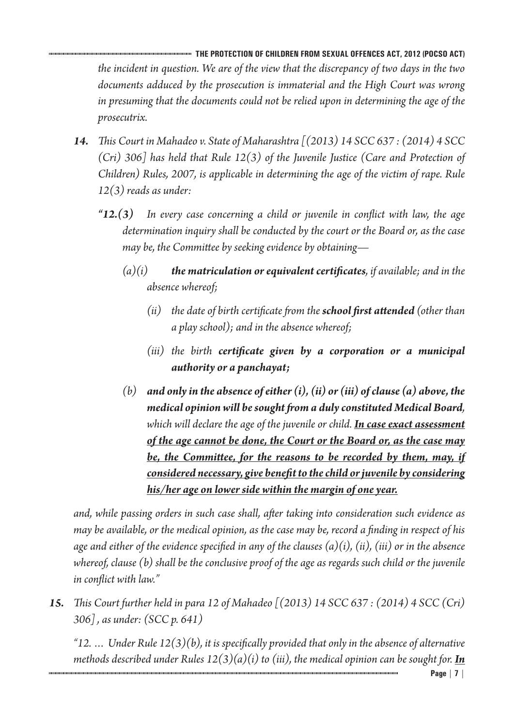*the incident in question. We are of the view that the discrepancy of two days in the two documents adduced by the prosecution is immaterial and the High Court was wrong in presuming that the documents could not be relied upon in determining the age of the prosecutrix.*

***14.*** *This Court in Mahadeo v. State of Maharashtra [(2013) 14 SCC 637 : (2014) 4 SCC (Cri) 306] has held that Rule 12(3) of the Juvenile Justice (Care and Protection of Children) Rules, 2007, is applicable in determining the age of the victim of rape. Rule 12(3) reads as under:*

> *"**12.(3)** In every case concerning a child or juvenile in conflict with law, the age determination inquiry shall be conducted by the court or the Board or, as the case may be, the Committee by seeking evidence by obtaining—*
>
> *(a)(i) **the matriculation or equivalent certificates**, if available; and in the absence whereof;*
>
> *(ii) the date of birth certificate from the **school first attended** (other than a play school); and in the absence whereof;*
>
> *(iii) the birth **certificate given by a corporation or a municipal authority or a panchayat;***
>
> *(b) **and only in the absence of either (i), (ii) or (iii) of clause (a) above, the medical opinion will be sought from a duly constituted Medical Board**, which will declare the age of the juvenile or child. <u>**In case exact assessment of the age cannot be done, the Court or the Board or, as the case may be, the Committee, for the reasons to be recorded by them, may, if considered necessary, give benefit to the child or juvenile by considering his/her age on lower side within the margin of one year.**</u>*
>
> *and, while passing orders in such case shall, after taking into consideration such evidence as may be available, or the medical opinion, as the case may be, record a finding in respect of his age and either of the evidence specified in any of the clauses (a)(i), (ii), (iii) or in the absence whereof, clause (b) shall be the conclusive proof of the age as regards such child or the juvenile in conflict with law."*

***15.*** *This Court further held in para 12 of Mahadeo [(2013) 14 SCC 637 : (2014) 4 SCC (Cri) 306], as under: (SCC p. 641)*

> *"12. … Under Rule 12(3)(b), it is specifically provided that only in the absence of alternative methods described under Rules 12(3)(a)(i) to (iii), the medical opinion can be sought for. <u>**In**</u>*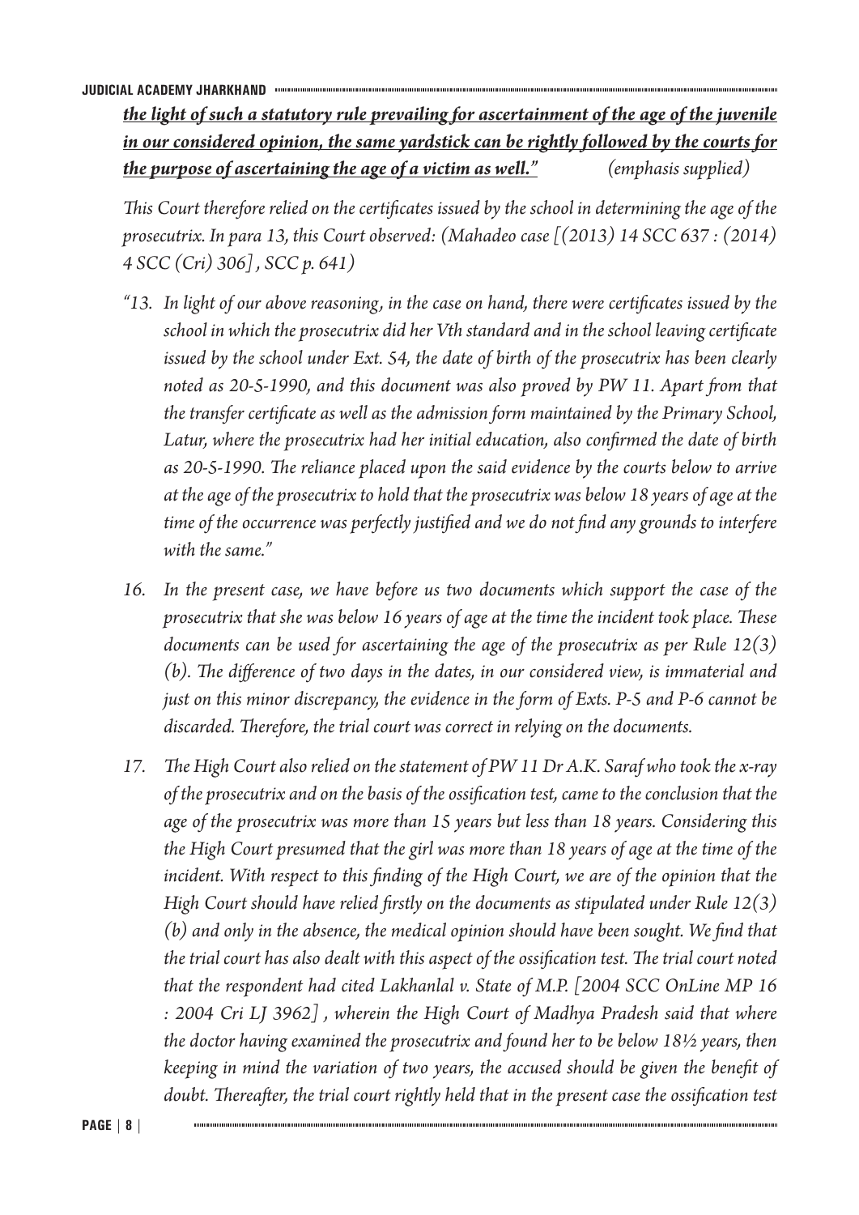***the light of such a statutory rule prevailing for ascertainment of the age of the juvenile in our considered opinion, the same yardstick can be rightly followed by the courts for the purpose of ascertaining the age of a victim as well."*** *(emphasis supplied)*

*This Court therefore relied on the certificates issued by the school in determining the age of the prosecutrix. In para 13, this Court observed: (Mahadeo case [(2013) 14 SCC 637 : (2014) 4 SCC (Cri) 306] , SCC p. 641)*

*"13. In light of our above reasoning, in the case on hand, there were certificates issued by the school in which the prosecutrix did her Vth standard and in the school leaving certificate issued by the school under Ext. 54, the date of birth of the prosecutrix has been clearly noted as 20-5-1990, and this document was also proved by PW 11. Apart from that the transfer certificate as well as the admission form maintained by the Primary School, Latur, where the prosecutrix had her initial education, also confirmed the date of birth as 20-5-1990. The reliance placed upon the said evidence by the courts below to arrive at the age of the prosecutrix to hold that the prosecutrix was below 18 years of age at the time of the occurrence was perfectly justified and we do not find any grounds to interfere with the same."*

*16. In the present case, we have before us two documents which support the case of the prosecutrix that she was below 16 years of age at the time the incident took place. These documents can be used for ascertaining the age of the prosecutrix as per Rule 12(3)(b). The difference of two days in the dates, in our considered view, is immaterial and just on this minor discrepancy, the evidence in the form of Exts. P-5 and P-6 cannot be discarded. Therefore, the trial court was correct in relying on the documents.*

*17. The High Court also relied on the statement of PW 11 Dr A.K. Saraf who took the x-ray of the prosecutrix and on the basis of the ossification test, came to the conclusion that the age of the prosecutrix was more than 15 years but less than 18 years. Considering this the High Court presumed that the girl was more than 18 years of age at the time of the incident. With respect to this finding of the High Court, we are of the opinion that the High Court should have relied firstly on the documents as stipulated under Rule 12(3)(b) and only in the absence, the medical opinion should have been sought. We find that the trial court has also dealt with this aspect of the ossification test. The trial court noted that the respondent had cited Lakhanlal v. State of M.P. [2004 SCC OnLine MP 16 : 2004 Cri LJ 3962] , wherein the High Court of Madhya Pradesh said that where the doctor having examined the prosecutrix and found her to be below 18½ years, then keeping in mind the variation of two years, the accused should be given the benefit of doubt. Thereafter, the trial court rightly held that in the present case the ossification test*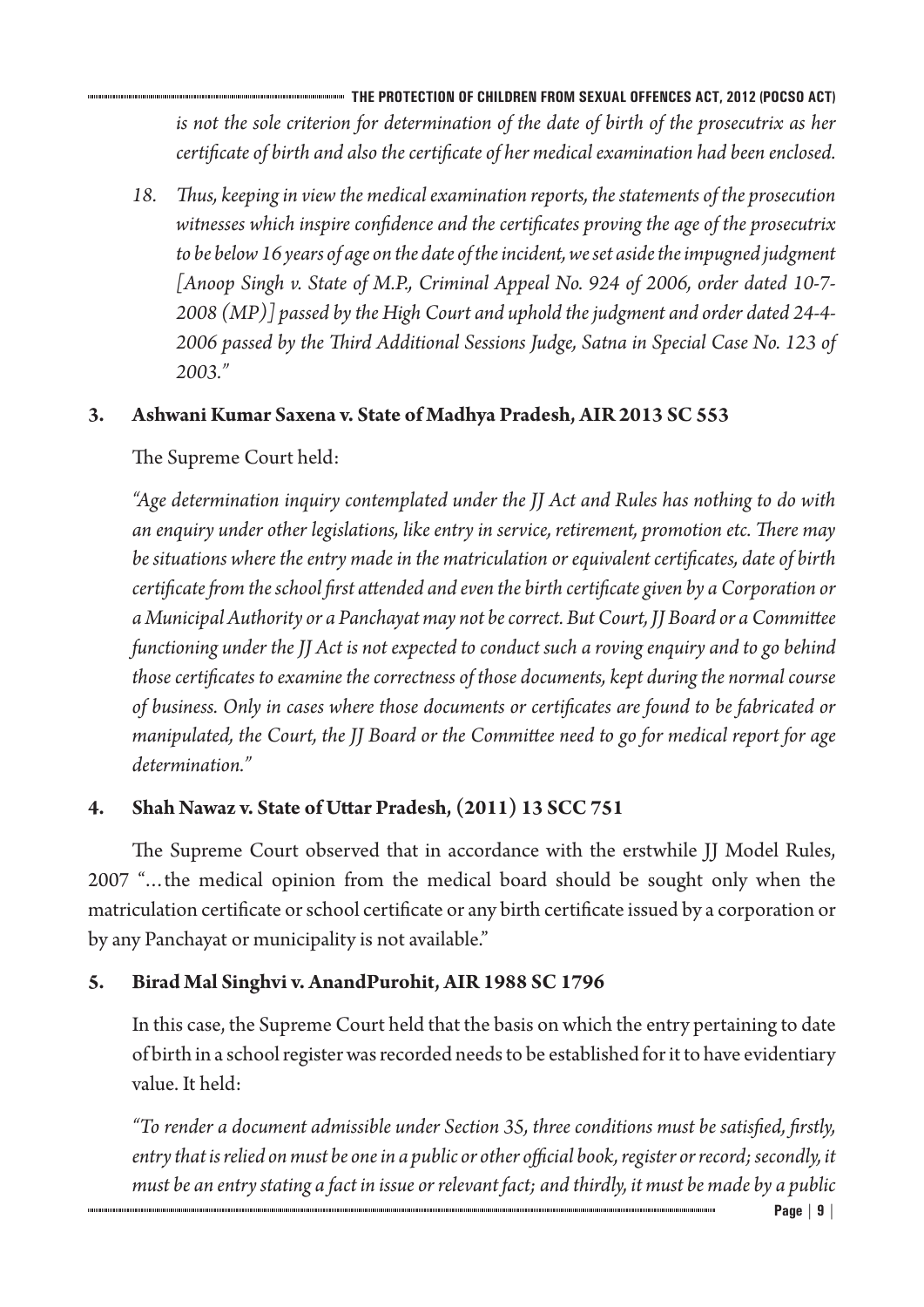*is not the sole criterion for determination of the date of birth of the prosecutrix as her certificate of birth and also the certificate of her medical examination had been enclosed.*

*18. Thus, keeping in view the medical examination reports, the statements of the prosecution witnesses which inspire confidence and the certificates proving the age of the prosecutrix to be below 16 years of age on the date of the incident, we set aside the impugned judgment [Anoop Singh v. State of M.P., Criminal Appeal No. 924 of 2006, order dated 10-7-2008 (MP)] passed by the High Court and uphold the judgment and order dated 24-4-2006 passed by the Third Additional Sessions Judge, Satna in Special Case No. 123 of 2003."*

**3. Ashwani Kumar Saxena v. State of Madhya Pradesh, AIR 2013 SC 553**

The Supreme Court held:

*"Age determination inquiry contemplated under the JJ Act and Rules has nothing to do with an enquiry under other legislations, like entry in service, retirement, promotion etc. There may be situations where the entry made in the matriculation or equivalent certificates, date of birth certificate from the school first attended and even the birth certificate given by a Corporation or a Municipal Authority or a Panchayat may not be correct. But Court, JJ Board or a Committee functioning under the JJ Act is not expected to conduct such a roving enquiry and to go behind those certificates to examine the correctness of those documents, kept during the normal course of business. Only in cases where those documents or certificates are found to be fabricated or manipulated, the Court, the JJ Board or the Committee need to go for medical report for age determination."*

**4. Shah Nawaz v. State of Uttar Pradesh, (2011) 13 SCC 751**

The Supreme Court observed that in accordance with the erstwhile JJ Model Rules, 2007 "…the medical opinion from the medical board should be sought only when the matriculation certificate or school certificate or any birth certificate issued by a corporation or by any Panchayat or municipality is not available."

**5. Birad Mal Singhvi v. AnandPurohit, AIR 1988 SC 1796**

In this case, the Supreme Court held that the basis on which the entry pertaining to date of birth in a school register was recorded needs to be established for it to have evidentiary value. It held:

*"To render a document admissible under Section 35, three conditions must be satisfied, firstly, entry that is relied on must be one in a public or other official book, register or record; secondly, it must be an entry stating a fact in issue or relevant fact; and thirdly, it must be made by a public*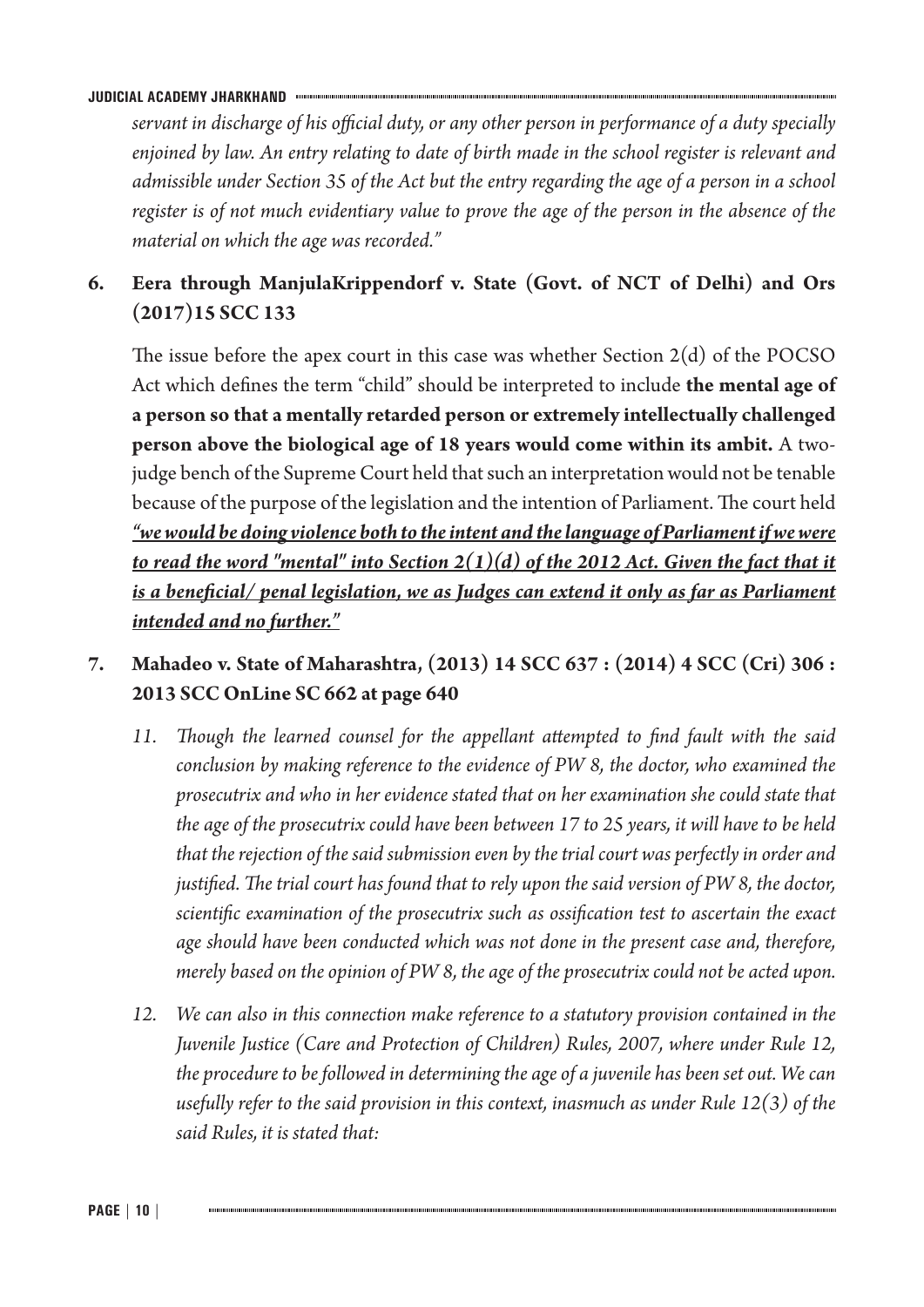*servant in discharge of his official duty, or any other person in performance of a duty specially enjoined by law. An entry relating to date of birth made in the school register is relevant and admissible under Section 35 of the Act but the entry regarding the age of a person in a school register is of not much evidentiary value to prove the age of the person in the absence of the material on which the age was recorded."*

## 6. Eera through ManjulaKrippendorf v. State (Govt. of NCT of Delhi) and Ors (2017)15 SCC 133

The issue before the apex court in this case was whether Section 2(d) of the POCSO Act which defines the term "child" should be interpreted to include **the mental age of a person so that a mentally retarded person or extremely intellectually challenged person above the biological age of 18 years would come within its ambit.** A two-judge bench of the Supreme Court held that such an interpretation would not be tenable because of the purpose of the legislation and the intention of Parliament. The court held ***<u>"we would be doing violence both to the intent and the language of Parliament if we were to read the word "mental" into Section 2(1)(d) of the 2012 Act. Given the fact that it is a beneficial/ penal legislation, we as Judges can extend it only as far as Parliament intended and no further."</u>***

## 7. Mahadeo v. State of Maharashtra, (2013) 14 SCC 637 : (2014) 4 SCC (Cri) 306 : 2013 SCC OnLine SC 662 at page 640

*11. Though the learned counsel for the appellant attempted to find fault with the said conclusion by making reference to the evidence of PW 8, the doctor, who examined the prosecutrix and who in her evidence stated that on her examination she could state that the age of the prosecutrix could have been between 17 to 25 years, it will have to be held that the rejection of the said submission even by the trial court was perfectly in order and justified. The trial court has found that to rely upon the said version of PW 8, the doctor, scientific examination of the prosecutrix such as ossification test to ascertain the exact age should have been conducted which was not done in the present case and, therefore, merely based on the opinion of PW 8, the age of the prosecutrix could not be acted upon.*

*12. We can also in this connection make reference to a statutory provision contained in the Juvenile Justice (Care and Protection of Children) Rules, 2007, where under Rule 12, the procedure to be followed in determining the age of a juvenile has been set out. We can usefully refer to the said provision in this context, inasmuch as under Rule 12(3) of the said Rules, it is stated that:*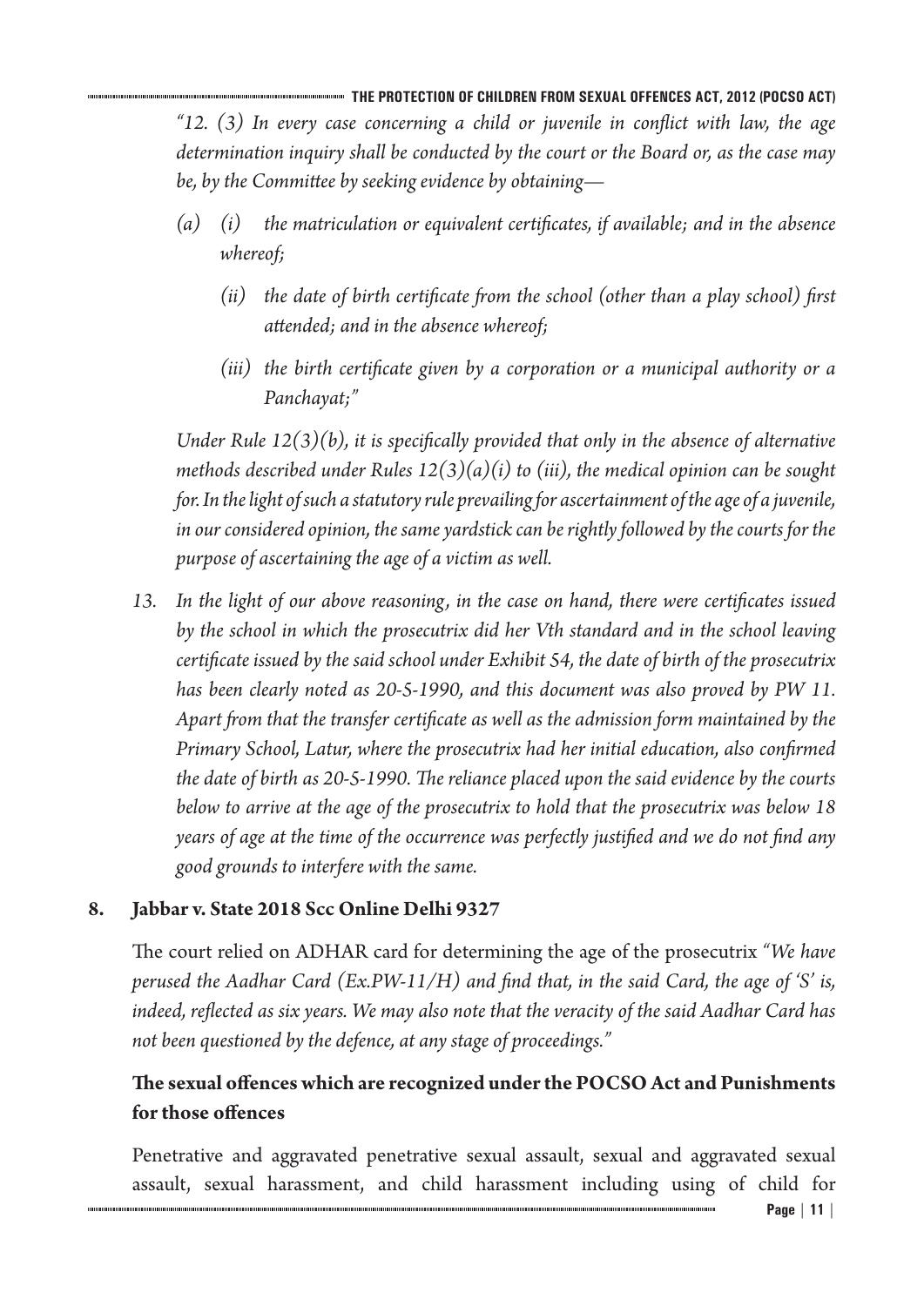*"12. (3) In every case concerning a child or juvenile in conflict with law, the age determination inquiry shall be conducted by the court or the Board or, as the case may be, by the Committee by seeking evidence by obtaining—*

*(a) (i) the matriculation or equivalent certificates, if available; and in the absence whereof;*

*(ii) the date of birth certificate from the school (other than a play school) first attended; and in the absence whereof;*

*(iii) the birth certificate given by a corporation or a municipal authority or a Panchayat;"*

*Under Rule 12(3)(b), it is specifically provided that only in the absence of alternative methods described under Rules 12(3)(a)(i) to (iii), the medical opinion can be sought for. In the light of such a statutory rule prevailing for ascertainment of the age of a juvenile, in our considered opinion, the same yardstick can be rightly followed by the courts for the purpose of ascertaining the age of a victim as well.*

*13. In the light of our above reasoning, in the case on hand, there were certificates issued by the school in which the prosecutrix did her Vth standard and in the school leaving certificate issued by the said school under Exhibit 54, the date of birth of the prosecutrix has been clearly noted as 20-5-1990, and this document was also proved by PW 11. Apart from that the transfer certificate as well as the admission form maintained by the Primary School, Latur, where the prosecutrix had her initial education, also confirmed the date of birth as 20-5-1990. The reliance placed upon the said evidence by the courts below to arrive at the age of the prosecutrix to hold that the prosecutrix was below 18 years of age at the time of the occurrence was perfectly justified and we do not find any good grounds to interfere with the same.*

**8. Jabbar v. State 2018 Scc Online Delhi 9327**

The court relied on ADHAR card for determining the age of the prosecutrix *"We have perused the Aadhar Card (Ex.PW-11/H) and find that, in the said Card, the age of 'S' is, indeed, reflected as six years. We may also note that the veracity of the said Aadhar Card has not been questioned by the defence, at any stage of proceedings."*

### The sexual offences which are recognized under the POCSO Act and Punishments for those offences

Penetrative and aggravated penetrative sexual assault, sexual and aggravated sexual assault, sexual harassment, and child harassment including using of child for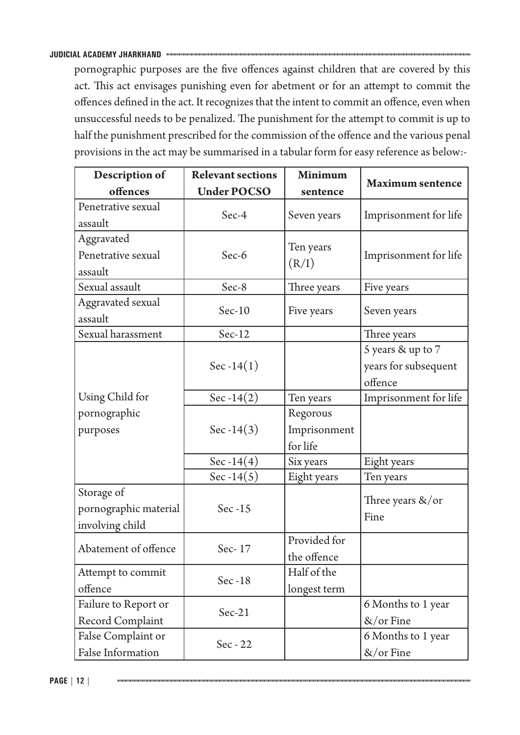pornographic purposes are the five offences against children that are covered by this act. This act envisages punishing even for abetment or for an attempt to commit the offences defined in the act. It recognizes that the intent to commit an offence, even when unsuccessful needs to be penalized. The punishment for the attempt to commit is up to half the punishment prescribed for the commission of the offence and the various penal provisions in the act may be summarised in a tabular form for easy reference as below:-

| Description of offences | Relevant sections Under POCSO | Minimum sentence | Maximum sentence |
|---|---|---|---|
| Penetrative sexual assault | Sec-4 | Seven years | Imprisonment for life |
| Aggravated Penetrative sexual assault | Sec-6 | Ten years (R/I) | Imprisonment for life |
| Sexual assault | Sec-8 | Three years | Five years |
| Aggravated sexual assault | Sec-10 | Five years | Seven years |
| Sexual harassment | Sec-12 | | Three years |
| Using Child for pornographic purposes | Sec -14(1) | | 5 years & up to 7 years for subsequent offence |
| | Sec -14(2) | Ten years | Imprisonment for life |
| | Sec -14(3) | Regorous Imprisonment for life | |
| | Sec -14(4) | Six years | Eight years |
| | Sec -14(5) | Eight years | Ten years |
| Storage of pornographic material involving child | Sec -15 | | Three years &/or Fine |
| Abatement of offence | Sec- 17 | Provided for the offence | |
| Attempt to commit offence | Sec -18 | Half of the longest term | |
| Failure to Report or Record Complaint | Sec-21 | | 6 Months to 1 year &/or Fine |
| False Complaint or False Information | Sec - 22 | | 6 Months to 1 year &/or Fine |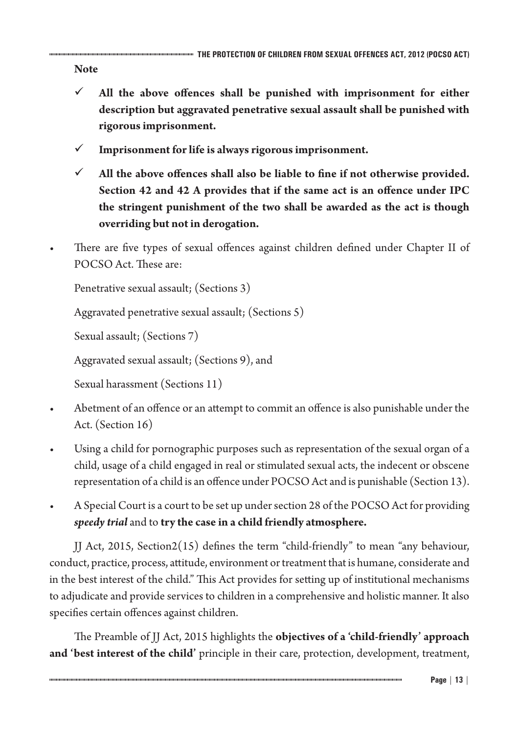**Note**

- ✓ **All the above offences shall be punished with imprisonment for either description but aggravated penetrative sexual assault shall be punished with rigorous imprisonment.**
- ✓ **Imprisonment for life is always rigorous imprisonment.**
- ✓ **All the above offences shall also be liable to fine if not otherwise provided. Section 42 and 42 A provides that if the same act is an offence under IPC the stringent punishment of the two shall be awarded as the act is though overriding but not in derogation.**

- There are five types of sexual offences against children defined under Chapter II of POCSO Act. These are:

  Penetrative sexual assault; (Sections 3)

  Aggravated penetrative sexual assault; (Sections 5)

  Sexual assault; (Sections 7)

  Aggravated sexual assault; (Sections 9), and

  Sexual harassment (Sections 11)

- Abetment of an offence or an attempt to commit an offence is also punishable under the Act. (Section 16)
- Using a child for pornographic purposes such as representation of the sexual organ of a child, usage of a child engaged in real or stimulated sexual acts, the indecent or obscene representation of a child is an offence under POCSO Act and is punishable (Section 13).
- A Special Court is a court to be set up under section 28 of the POCSO Act for providing ***speedy trial*** and to **try the case in a child friendly atmosphere.**

JJ Act, 2015, Section2(15) defines the term "child-friendly" to mean "any behaviour, conduct, practice, process, attitude, environment or treatment that is humane, considerate and in the best interest of the child." This Act provides for setting up of institutional mechanisms to adjudicate and provide services to children in a comprehensive and holistic manner. It also specifies certain offences against children.

The Preamble of JJ Act, 2015 highlights the **objectives of a 'child-friendly' approach and 'best interest of the child'** principle in their care, protection, development, treatment,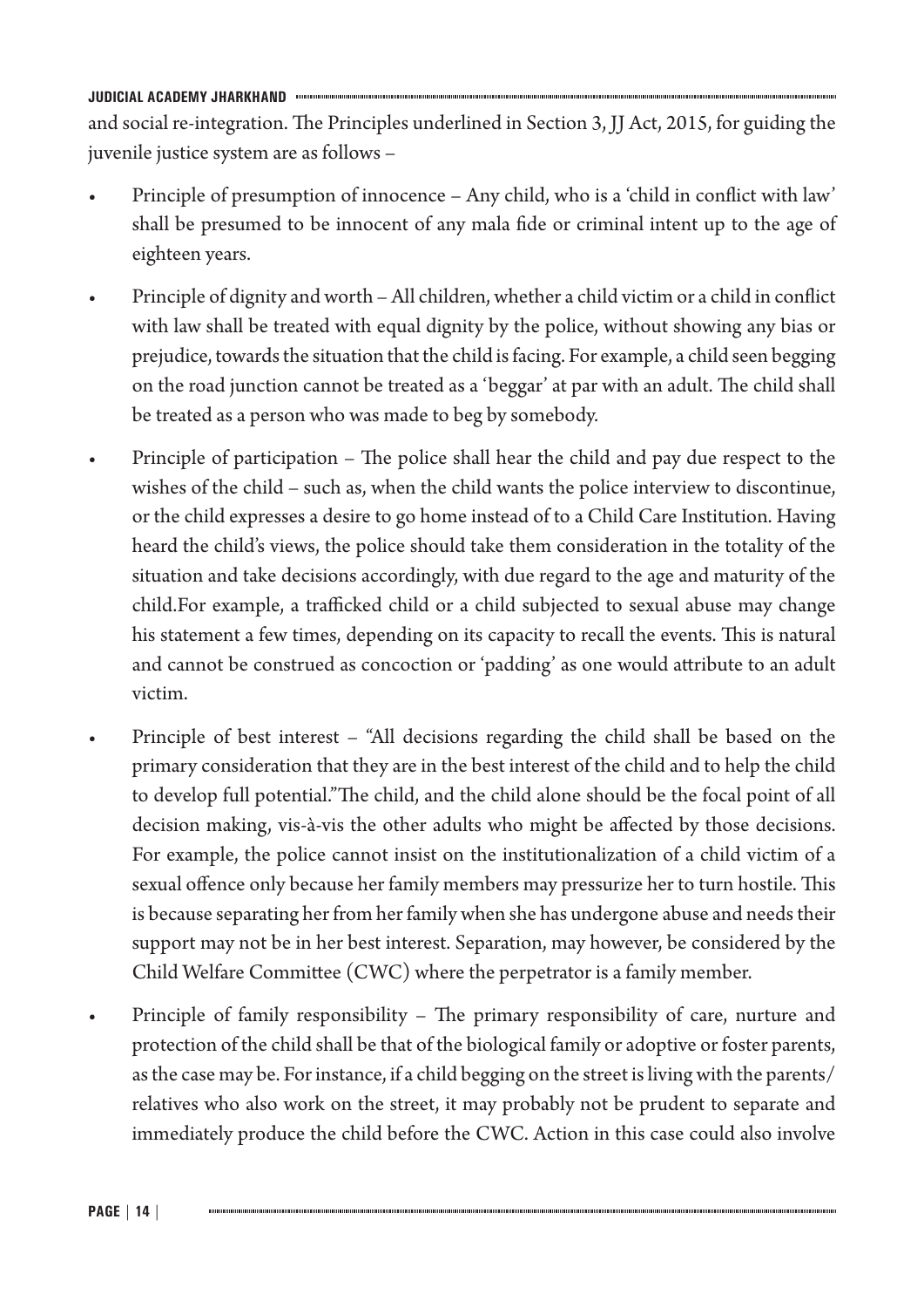and social re-integration. The Principles underlined in Section 3, JJ Act, 2015, for guiding the juvenile justice system are as follows –

- Principle of presumption of innocence – Any child, who is a 'child in conflict with law' shall be presumed to be innocent of any mala fide or criminal intent up to the age of eighteen years.
- Principle of dignity and worth – All children, whether a child victim or a child in conflict with law shall be treated with equal dignity by the police, without showing any bias or prejudice, towards the situation that the child is facing. For example, a child seen begging on the road junction cannot be treated as a 'beggar' at par with an adult. The child shall be treated as a person who was made to beg by somebody.
- Principle of participation – The police shall hear the child and pay due respect to the wishes of the child – such as, when the child wants the police interview to discontinue, or the child expresses a desire to go home instead of to a Child Care Institution. Having heard the child's views, the police should take them consideration in the totality of the situation and take decisions accordingly, with due regard to the age and maturity of the child.For example, a trafficked child or a child subjected to sexual abuse may change his statement a few times, depending on its capacity to recall the events. This is natural and cannot be construed as concoction or 'padding' as one would attribute to an adult victim.
- Principle of best interest – "All decisions regarding the child shall be based on the primary consideration that they are in the best interest of the child and to help the child to develop full potential."The child, and the child alone should be the focal point of all decision making, vis-à-vis the other adults who might be affected by those decisions. For example, the police cannot insist on the institutionalization of a child victim of a sexual offence only because her family members may pressurize her to turn hostile. This is because separating her from her family when she has undergone abuse and needs their support may not be in her best interest. Separation, may however, be considered by the Child Welfare Committee (CWC) where the perpetrator is a family member.
- Principle of family responsibility – The primary responsibility of care, nurture and protection of the child shall be that of the biological family or adoptive or foster parents, as the case may be. For instance, if a child begging on the street is living with the parents/ relatives who also work on the street, it may probably not be prudent to separate and immediately produce the child before the CWC. Action in this case could also involve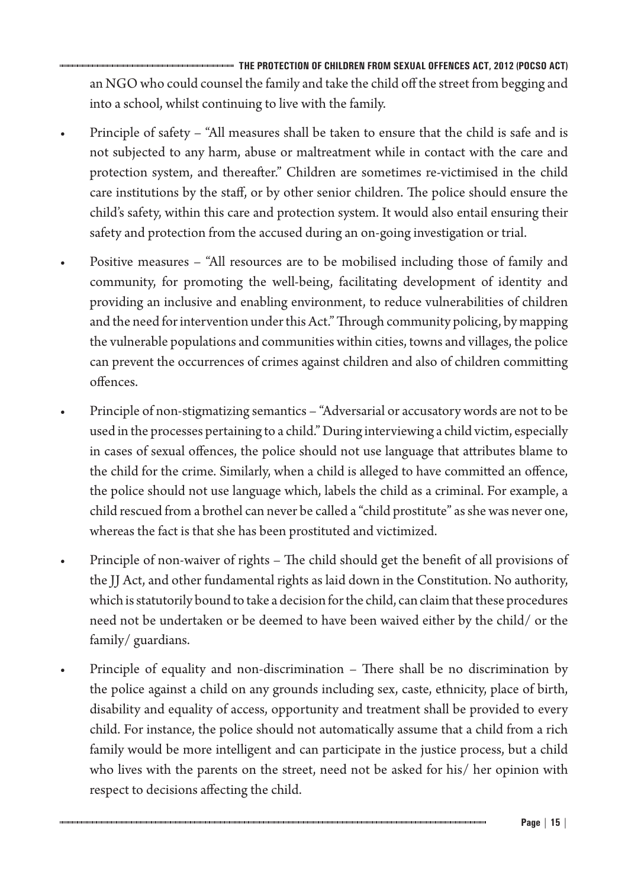an NGO who could counsel the family and take the child off the street from begging and into a school, whilst continuing to live with the family.

- Principle of safety – "All measures shall be taken to ensure that the child is safe and is not subjected to any harm, abuse or maltreatment while in contact with the care and protection system, and thereafter." Children are sometimes re-victimised in the child care institutions by the staff, or by other senior children. The police should ensure the child's safety, within this care and protection system. It would also entail ensuring their safety and protection from the accused during an on-going investigation or trial.

- Positive measures – "All resources are to be mobilised including those of family and community, for promoting the well-being, facilitating development of identity and providing an inclusive and enabling environment, to reduce vulnerabilities of children and the need for intervention under this Act." Through community policing, by mapping the vulnerable populations and communities within cities, towns and villages, the police can prevent the occurrences of crimes against children and also of children committing offences.

- Principle of non-stigmatizing semantics – "Adversarial or accusatory words are not to be used in the processes pertaining to a child." During interviewing a child victim, especially in cases of sexual offences, the police should not use language that attributes blame to the child for the crime. Similarly, when a child is alleged to have committed an offence, the police should not use language which, labels the child as a criminal. For example, a child rescued from a brothel can never be called a "child prostitute" as she was never one, whereas the fact is that she has been prostituted and victimized.

- Principle of non-waiver of rights – The child should get the benefit of all provisions of the JJ Act, and other fundamental rights as laid down in the Constitution. No authority, which is statutorily bound to take a decision for the child, can claim that these procedures need not be undertaken or be deemed to have been waived either by the child/ or the family/ guardians.

- Principle of equality and non-discrimination – There shall be no discrimination by the police against a child on any grounds including sex, caste, ethnicity, place of birth, disability and equality of access, opportunity and treatment shall be provided to every child. For instance, the police should not automatically assume that a child from a rich family would be more intelligent and can participate in the justice process, but a child who lives with the parents on the street, need not be asked for his/ her opinion with respect to decisions affecting the child.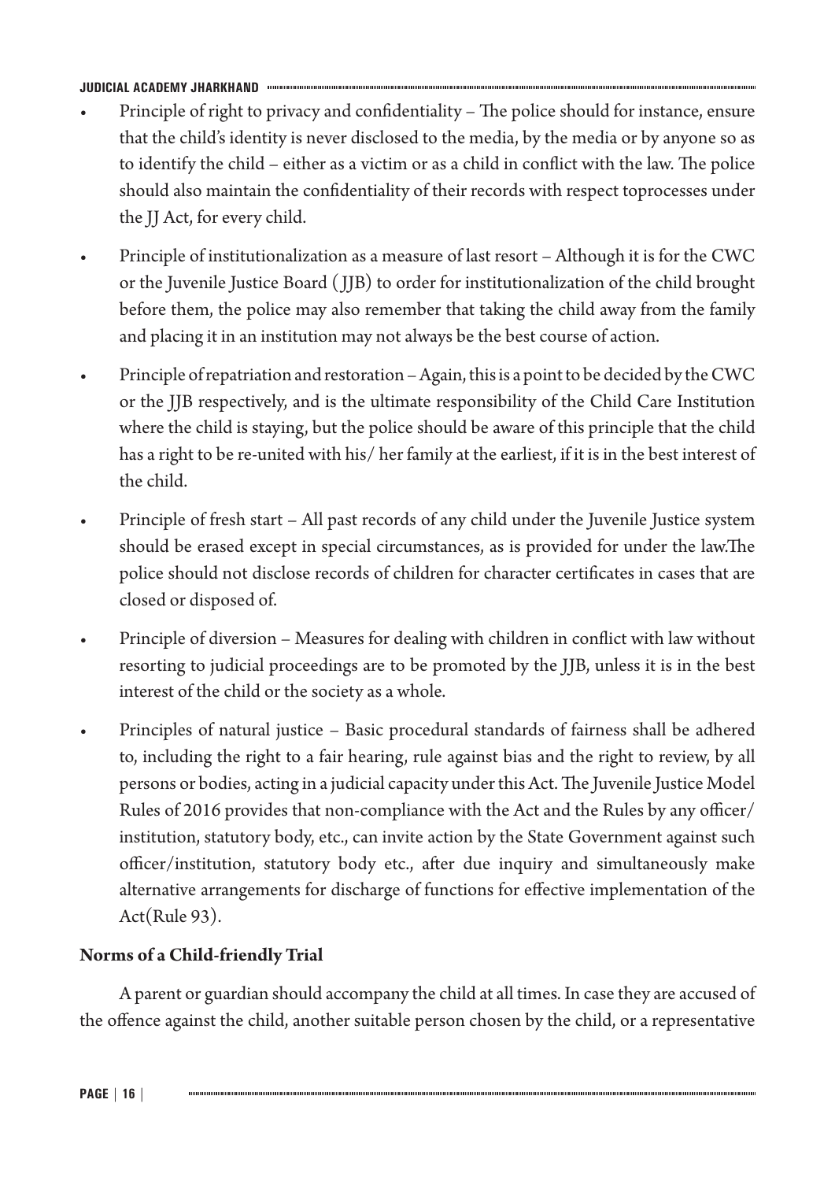- Principle of right to privacy and confidentiality – The police should for instance, ensure that the child's identity is never disclosed to the media, by the media or by anyone so as to identify the child – either as a victim or as a child in conflict with the law. The police should also maintain the confidentiality of their records with respect toprocesses under the JJ Act, for every child.

- Principle of institutionalization as a measure of last resort – Although it is for the CWC or the Juvenile Justice Board (JJB) to order for institutionalization of the child brought before them, the police may also remember that taking the child away from the family and placing it in an institution may not always be the best course of action.

- Principle of repatriation and restoration – Again, this is a point to be decided by the CWC or the JJB respectively, and is the ultimate responsibility of the Child Care Institution where the child is staying, but the police should be aware of this principle that the child has a right to be re-united with his/ her family at the earliest, if it is in the best interest of the child.

- Principle of fresh start – All past records of any child under the Juvenile Justice system should be erased except in special circumstances, as is provided for under the law.The police should not disclose records of children for character certificates in cases that are closed or disposed of.

- Principle of diversion – Measures for dealing with children in conflict with law without resorting to judicial proceedings are to be promoted by the JJB, unless it is in the best interest of the child or the society as a whole.

- Principles of natural justice – Basic procedural standards of fairness shall be adhered to, including the right to a fair hearing, rule against bias and the right to review, by all persons or bodies, acting in a judicial capacity under this Act. The Juvenile Justice Model Rules of 2016 provides that non-compliance with the Act and the Rules by any officer/ institution, statutory body, etc., can invite action by the State Government against such officer/institution, statutory body etc., after due inquiry and simultaneously make alternative arrangements for discharge of functions for effective implementation of the Act(Rule 93).

**Norms of a Child-friendly Trial**

A parent or guardian should accompany the child at all times. In case they are accused of the offence against the child, another suitable person chosen by the child, or a representative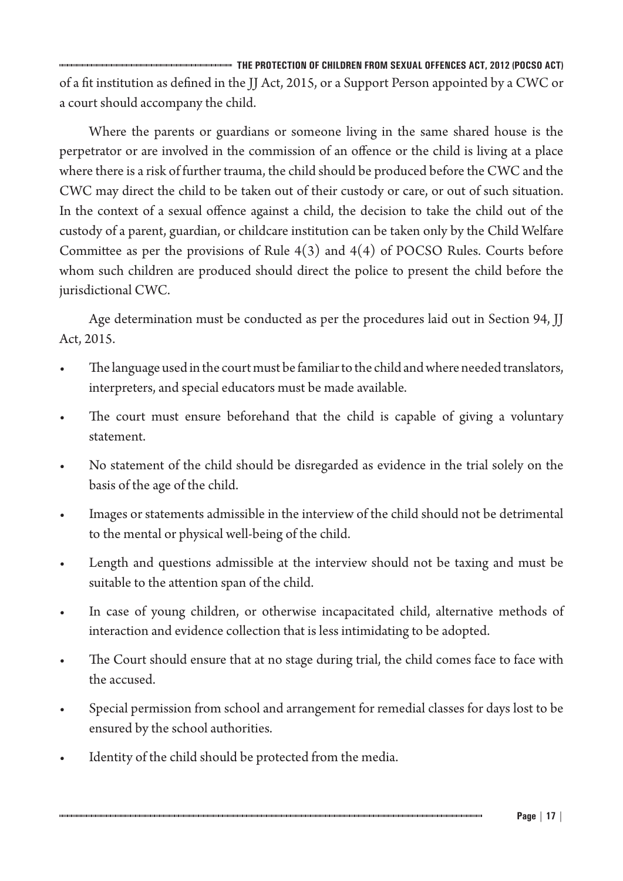of a fit institution as defined in the JJ Act, 2015, or a Support Person appointed by a CWC or a court should accompany the child.

Where the parents or guardians or someone living in the same shared house is the perpetrator or are involved in the commission of an offence or the child is living at a place where there is a risk of further trauma, the child should be produced before the CWC and the CWC may direct the child to be taken out of their custody or care, or out of such situation. In the context of a sexual offence against a child, the decision to take the child out of the custody of a parent, guardian, or childcare institution can be taken only by the Child Welfare Committee as per the provisions of Rule 4(3) and 4(4) of POCSO Rules. Courts before whom such children are produced should direct the police to present the child before the jurisdictional CWC.

Age determination must be conducted as per the procedures laid out in Section 94, JJ Act, 2015.

- The language used in the court must be familiar to the child and where needed translators, interpreters, and special educators must be made available.
- The court must ensure beforehand that the child is capable of giving a voluntary statement.
- No statement of the child should be disregarded as evidence in the trial solely on the basis of the age of the child.
- Images or statements admissible in the interview of the child should not be detrimental to the mental or physical well-being of the child.
- Length and questions admissible at the interview should not be taxing and must be suitable to the attention span of the child.
- In case of young children, or otherwise incapacitated child, alternative methods of interaction and evidence collection that is less intimidating to be adopted.
- The Court should ensure that at no stage during trial, the child comes face to face with the accused.
- Special permission from school and arrangement for remedial classes for days lost to be ensured by the school authorities.
- Identity of the child should be protected from the media.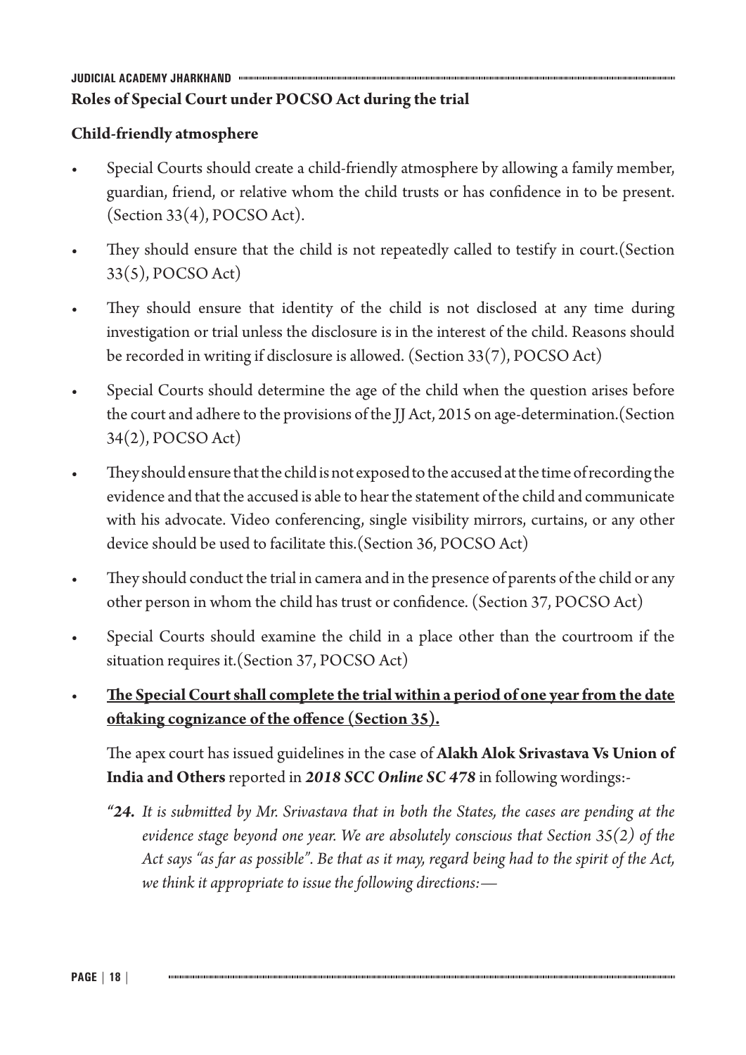**Roles of Special Court under POCSO Act during the trial**

**Child-friendly atmosphere**

- Special Courts should create a child-friendly atmosphere by allowing a family member, guardian, friend, or relative whom the child trusts or has confidence in to be present. (Section 33(4), POCSO Act).
- They should ensure that the child is not repeatedly called to testify in court.(Section 33(5), POCSO Act)
- They should ensure that identity of the child is not disclosed at any time during investigation or trial unless the disclosure is in the interest of the child. Reasons should be recorded in writing if disclosure is allowed. (Section 33(7), POCSO Act)
- Special Courts should determine the age of the child when the question arises before the court and adhere to the provisions of the JJ Act, 2015 on age-determination.(Section 34(2), POCSO Act)
- They should ensure that the child is not exposed to the accused at the time of recording the evidence and that the accused is able to hear the statement of the child and communicate with his advocate. Video conferencing, single visibility mirrors, curtains, or any other device should be used to facilitate this.(Section 36, POCSO Act)
- They should conduct the trial in camera and in the presence of parents of the child or any other person in whom the child has trust or confidence. (Section 37, POCSO Act)
- Special Courts should examine the child in a place other than the courtroom if the situation requires it.(Section 37, POCSO Act)
- <u>**The Special Court shall complete the trial within a period of one year from the date oftaking cognizance of the offence (Section 35).**</u>

  The apex court has issued guidelines in the case of **Alakh Alok Srivastava Vs Union of India and Others** reported in ***2018 SCC Online SC 478*** in following wordings:-

  *"**24.** It is submitted by Mr. Srivastava that in both the States, the cases are pending at the evidence stage beyond one year. We are absolutely conscious that Section 35(2) of the Act says "as far as possible". Be that as it may, regard being had to the spirit of the Act, we think it appropriate to issue the following directions:—*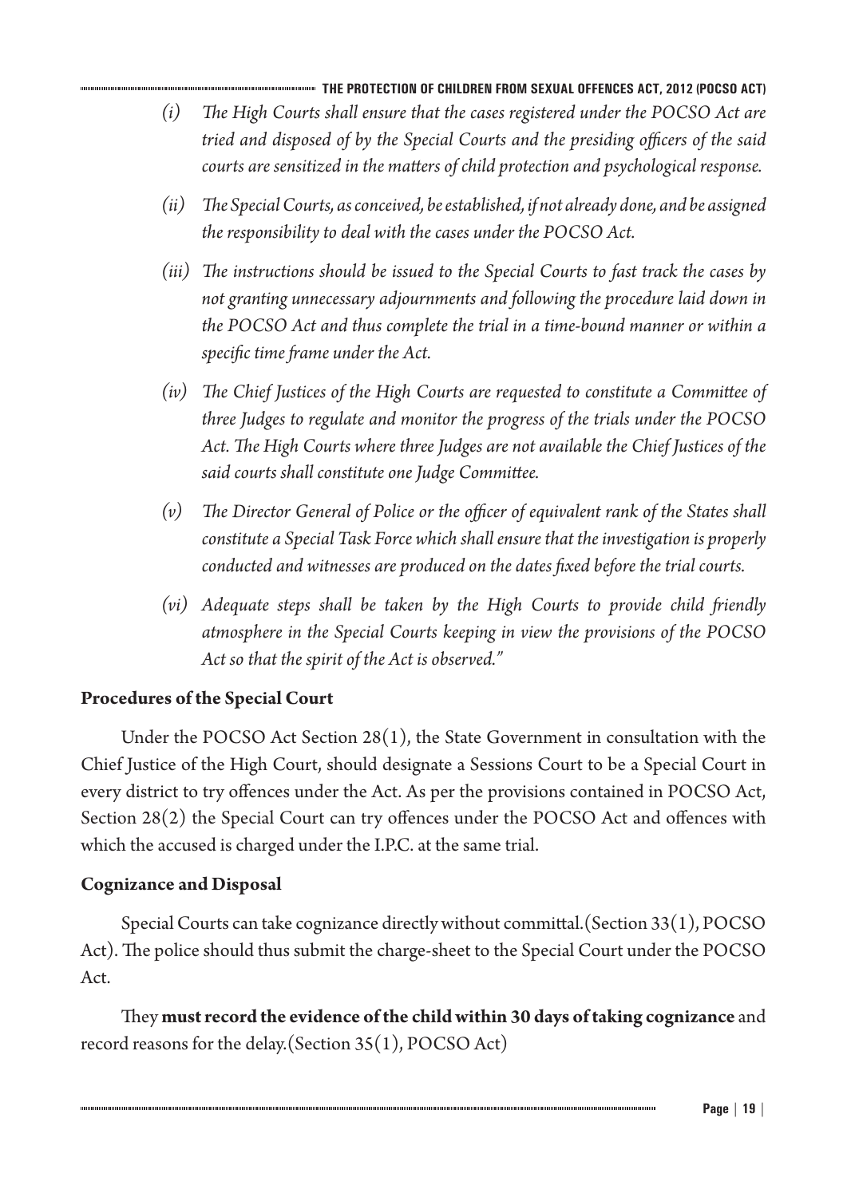*(i) The High Courts shall ensure that the cases registered under the POCSO Act are tried and disposed of by the Special Courts and the presiding officers of the said courts are sensitized in the matters of child protection and psychological response.*

*(ii) The Special Courts, as conceived, be established, if not already done, and be assigned the responsibility to deal with the cases under the POCSO Act.*

*(iii) The instructions should be issued to the Special Courts to fast track the cases by not granting unnecessary adjournments and following the procedure laid down in the POCSO Act and thus complete the trial in a time-bound manner or within a specific time frame under the Act.*

*(iv) The Chief Justices of the High Courts are requested to constitute a Committee of three Judges to regulate and monitor the progress of the trials under the POCSO Act. The High Courts where three Judges are not available the Chief Justices of the said courts shall constitute one Judge Committee.*

*(v) The Director General of Police or the officer of equivalent rank of the States shall constitute a Special Task Force which shall ensure that the investigation is properly conducted and witnesses are produced on the dates fixed before the trial courts.*

*(vi) Adequate steps shall be taken by the High Courts to provide child friendly atmosphere in the Special Courts keeping in view the provisions of the POCSO Act so that the spirit of the Act is observed."*

**Procedures of the Special Court**

Under the POCSO Act Section 28(1), the State Government in consultation with the Chief Justice of the High Court, should designate a Sessions Court to be a Special Court in every district to try offences under the Act. As per the provisions contained in POCSO Act, Section 28(2) the Special Court can try offences under the POCSO Act and offences with which the accused is charged under the I.P.C. at the same trial.

**Cognizance and Disposal**

Special Courts can take cognizance directly without committal.(Section 33(1), POCSO Act). The police should thus submit the charge-sheet to the Special Court under the POCSO Act.

They **must record the evidence of the child within 30 days of taking cognizance** and record reasons for the delay.(Section 35(1), POCSO Act)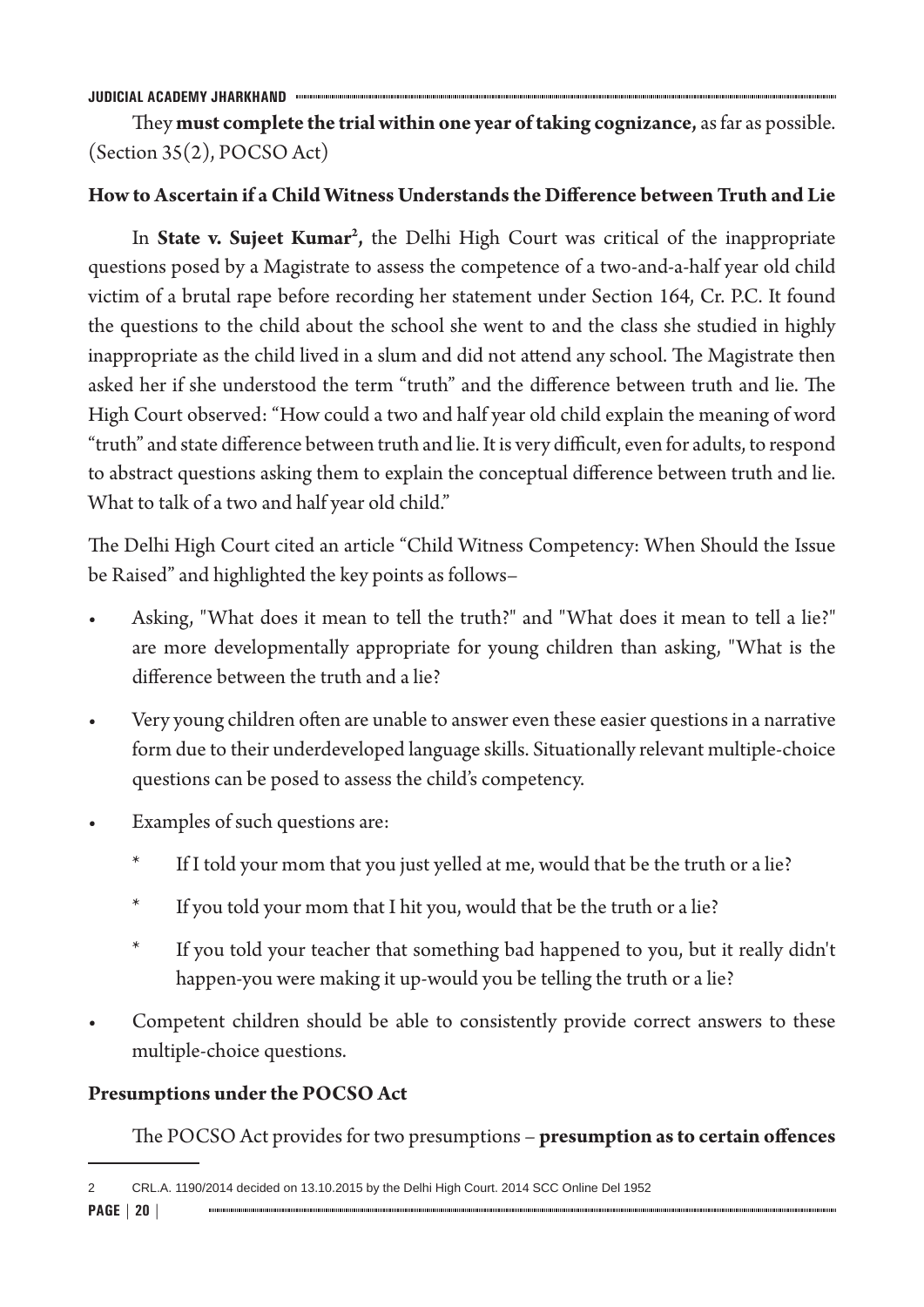They **must complete the trial within one year of taking cognizance,** as far as possible. (Section 35(2), POCSO Act)

**How to Ascertain if a Child Witness Understands the Difference between Truth and Lie**

In **State v. Sujeet Kumar**[2]**,** the Delhi High Court was critical of the inappropriate questions posed by a Magistrate to assess the competence of a two-and-a-half year old child victim of a brutal rape before recording her statement under Section 164, Cr. P.C. It found the questions to the child about the school she went to and the class she studied in highly inappropriate as the child lived in a slum and did not attend any school. The Magistrate then asked her if she understood the term "truth" and the difference between truth and lie. The High Court observed: "How could a two and half year old child explain the meaning of word "truth" and state difference between truth and lie. It is very difficult, even for adults, to respond to abstract questions asking them to explain the conceptual difference between truth and lie. What to talk of a two and half year old child."

The Delhi High Court cited an article "Child Witness Competency: When Should the Issue be Raised" and highlighted the key points as follows–

- Asking, "What does it mean to tell the truth?" and "What does it mean to tell a lie?" are more developmentally appropriate for young children than asking, "What is the difference between the truth and a lie?
- Very young children often are unable to answer even these easier questions in a narrative form due to their underdeveloped language skills. Situationally relevant multiple-choice questions can be posed to assess the child's competency.
- Examples of such questions are:
  - If I told your mom that you just yelled at me, would that be the truth or a lie?
  - If you told your mom that I hit you, would that be the truth or a lie?
  - If you told your teacher that something bad happened to you, but it really didn't happen-you were making it up-would you be telling the truth or a lie?
- Competent children should be able to consistently provide correct answers to these multiple-choice questions.

**Presumptions under the POCSO Act**

The POCSO Act provides for two presumptions – **presumption as to certain offences**

2 CRL.A. 1190/2014 decided on 13.10.2015 by the Delhi High Court. 2014 SCC Online Del 1952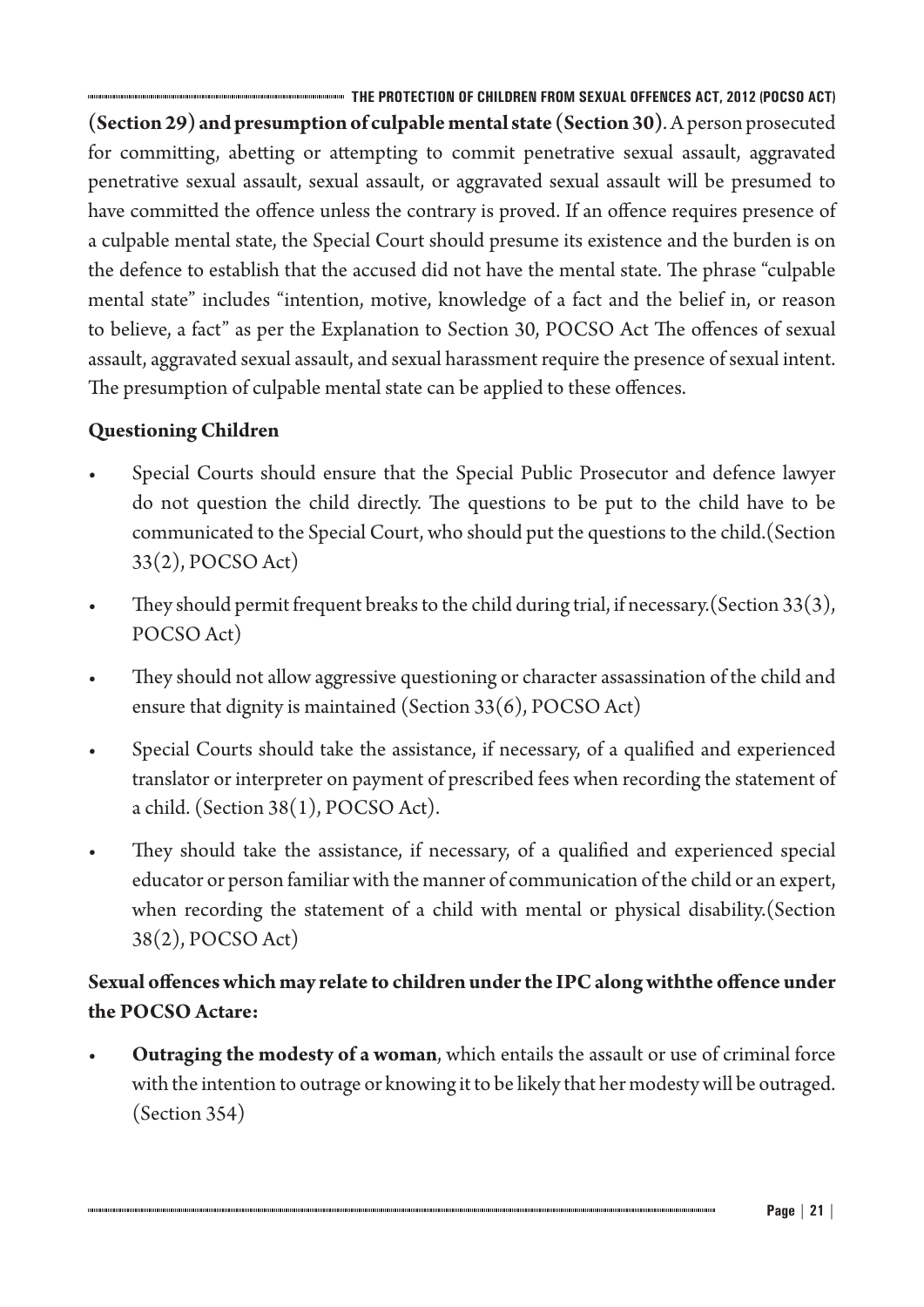**(Section 29) and presumption of culpable mental state (Section 30)**. A person prosecuted for committing, abetting or attempting to commit penetrative sexual assault, aggravated penetrative sexual assault, sexual assault, or aggravated sexual assault will be presumed to have committed the offence unless the contrary is proved. If an offence requires presence of a culpable mental state, the Special Court should presume its existence and the burden is on the defence to establish that the accused did not have the mental state. The phrase "culpable mental state" includes "intention, motive, knowledge of a fact and the belief in, or reason to believe, a fact" as per the Explanation to Section 30, POCSO Act The offences of sexual assault, aggravated sexual assault, and sexual harassment require the presence of sexual intent. The presumption of culpable mental state can be applied to these offences.

**Questioning Children**

- Special Courts should ensure that the Special Public Prosecutor and defence lawyer do not question the child directly. The questions to be put to the child have to be communicated to the Special Court, who should put the questions to the child.(Section 33(2), POCSO Act)
- They should permit frequent breaks to the child during trial, if necessary.(Section 33(3), POCSO Act)
- They should not allow aggressive questioning or character assassination of the child and ensure that dignity is maintained (Section 33(6), POCSO Act)
- Special Courts should take the assistance, if necessary, of a qualified and experienced translator or interpreter on payment of prescribed fees when recording the statement of a child. (Section 38(1), POCSO Act).
- They should take the assistance, if necessary, of a qualified and experienced special educator or person familiar with the manner of communication of the child or an expert, when recording the statement of a child with mental or physical disability.(Section 38(2), POCSO Act)

**Sexual offences which may relate to children under the IPC along withthe offence under the POCSO Actare:**

- **Outraging the modesty of a woman**, which entails the assault or use of criminal force with the intention to outrage or knowing it to be likely that her modesty will be outraged. (Section 354)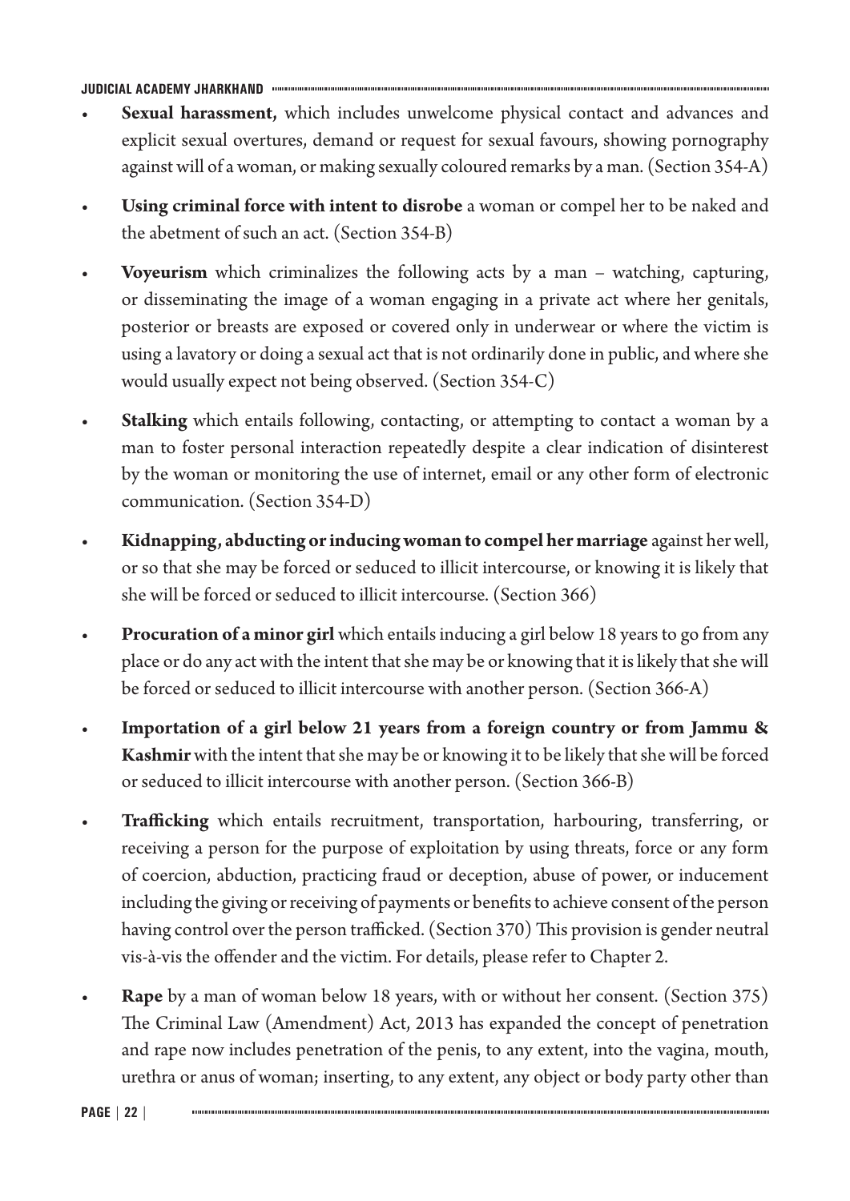- **Sexual harassment,** which includes unwelcome physical contact and advances and explicit sexual overtures, demand or request for sexual favours, showing pornography against will of a woman, or making sexually coloured remarks by a man. (Section 354-A)
- **Using criminal force with intent to disrobe** a woman or compel her to be naked and the abetment of such an act. (Section 354-B)
- **Voyeurism** which criminalizes the following acts by a man – watching, capturing, or disseminating the image of a woman engaging in a private act where her genitals, posterior or breasts are exposed or covered only in underwear or where the victim is using a lavatory or doing a sexual act that is not ordinarily done in public, and where she would usually expect not being observed. (Section 354-C)
- **Stalking** which entails following, contacting, or attempting to contact a woman by a man to foster personal interaction repeatedly despite a clear indication of disinterest by the woman or monitoring the use of internet, email or any other form of electronic communication. (Section 354-D)
- **Kidnapping, abducting or inducing woman to compel her marriage** against her well, or so that she may be forced or seduced to illicit intercourse, or knowing it is likely that she will be forced or seduced to illicit intercourse. (Section 366)
- **Procuration of a minor girl** which entails inducing a girl below 18 years to go from any place or do any act with the intent that she may be or knowing that it is likely that she will be forced or seduced to illicit intercourse with another person. (Section 366-A)
- **Importation of a girl below 21 years from a foreign country or from Jammu & Kashmir** with the intent that she may be or knowing it to be likely that she will be forced or seduced to illicit intercourse with another person. (Section 366-B)
- **Trafficking** which entails recruitment, transportation, harbouring, transferring, or receiving a person for the purpose of exploitation by using threats, force or any form of coercion, abduction, practicing fraud or deception, abuse of power, or inducement including the giving or receiving of payments or benefits to achieve consent of the person having control over the person trafficked. (Section 370) This provision is gender neutral vis-à-vis the offender and the victim. For details, please refer to Chapter 2.
- **Rape** by a man of woman below 18 years, with or without her consent. (Section 375) The Criminal Law (Amendment) Act, 2013 has expanded the concept of penetration and rape now includes penetration of the penis, to any extent, into the vagina, mouth, urethra or anus of woman; inserting, to any extent, any object or body party other than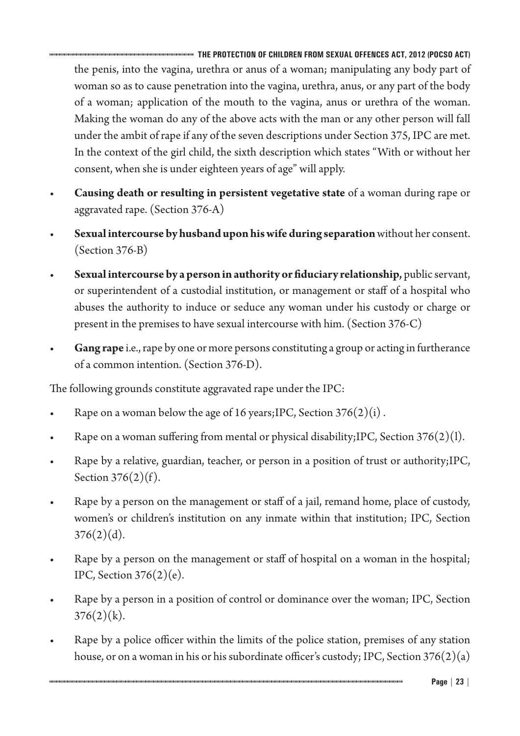the penis, into the vagina, urethra or anus of a woman; manipulating any body part of woman so as to cause penetration into the vagina, urethra, anus, or any part of the body of a woman; application of the mouth to the vagina, anus or urethra of the woman. Making the woman do any of the above acts with the man or any other person will fall under the ambit of rape if any of the seven descriptions under Section 375, IPC are met. In the context of the girl child, the sixth description which states "With or without her consent, when she is under eighteen years of age" will apply.

- **Causing death or resulting in persistent vegetative state** of a woman during rape or aggravated rape. (Section 376-A)
- **Sexual intercourse by husband upon his wife during separation** without her consent. (Section 376-B)
- **Sexual intercourse by a person in authority or fiduciary relationship,** public servant, or superintendent of a custodial institution, or management or staff of a hospital who abuses the authority to induce or seduce any woman under his custody or charge or present in the premises to have sexual intercourse with him. (Section 376-C)
- **Gang rape** i.e., rape by one or more persons constituting a group or acting in furtherance of a common intention. (Section 376-D).

The following grounds constitute aggravated rape under the IPC:

- Rape on a woman below the age of 16 years;IPC, Section 376(2)(i) .
- Rape on a woman suffering from mental or physical disability;IPC, Section 376(2)(l).
- Rape by a relative, guardian, teacher, or person in a position of trust or authority;IPC, Section 376(2)(f).
- Rape by a person on the management or staff of a jail, remand home, place of custody, women's or children's institution on any inmate within that institution; IPC, Section 376(2)(d).
- Rape by a person on the management or staff of hospital on a woman in the hospital; IPC, Section 376(2)(e).
- Rape by a person in a position of control or dominance over the woman; IPC, Section 376(2)(k).
- Rape by a police officer within the limits of the police station, premises of any station house, or on a woman in his or his subordinate officer's custody; IPC, Section 376(2)(a)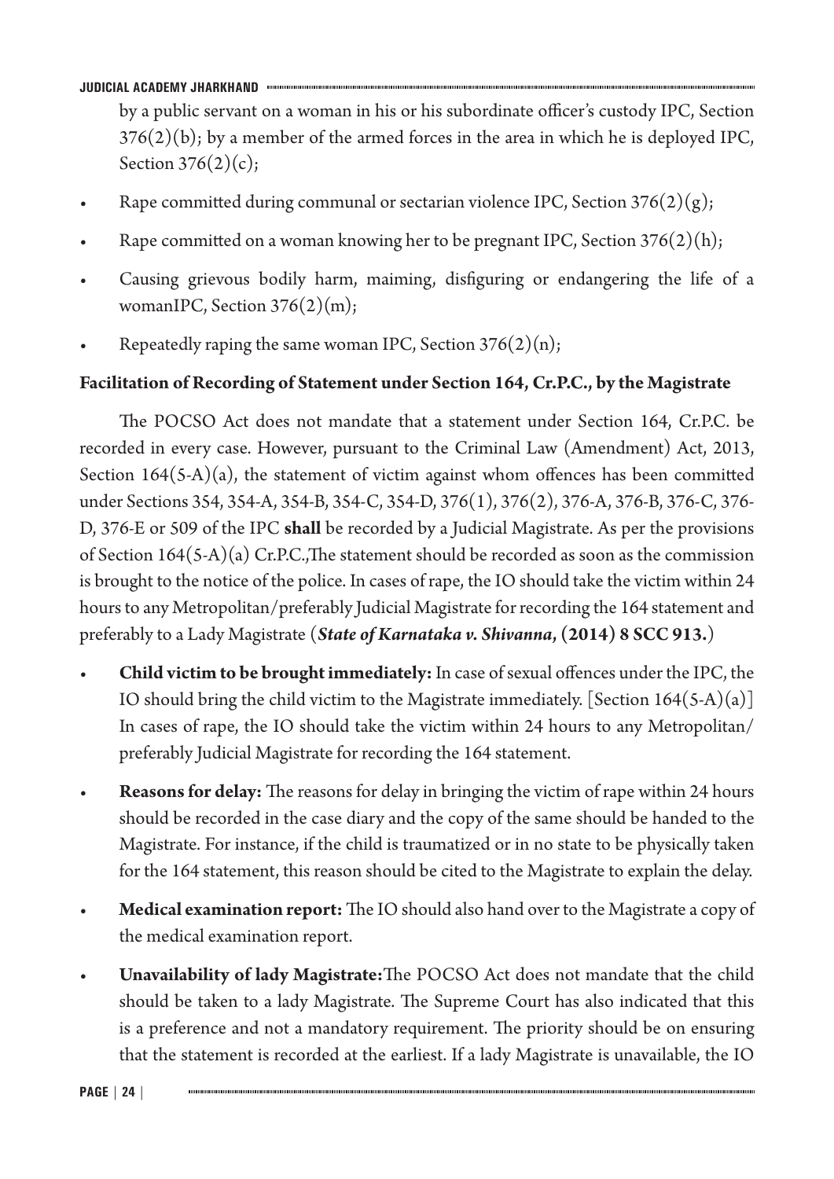by a public servant on a woman in his or his subordinate officer's custody IPC, Section 376(2)(b); by a member of the armed forces in the area in which he is deployed IPC, Section 376(2)(c);

- Rape committed during communal or sectarian violence IPC, Section 376(2)(g);
- Rape committed on a woman knowing her to be pregnant IPC, Section 376(2)(h);
- Causing grievous bodily harm, maiming, disfiguring or endangering the life of a womanIPC, Section 376(2)(m);
- Repeatedly raping the same woman IPC, Section 376(2)(n);

**Facilitation of Recording of Statement under Section 164, Cr.P.C., by the Magistrate**

The POCSO Act does not mandate that a statement under Section 164, Cr.P.C. be recorded in every case. However, pursuant to the Criminal Law (Amendment) Act, 2013, Section 164(5-A)(a), the statement of victim against whom offences has been committed under Sections 354, 354-A, 354-B, 354-C, 354-D, 376(1), 376(2), 376-A, 376-B, 376-C, 376-D, 376-E or 509 of the IPC **shall** be recorded by a Judicial Magistrate. As per the provisions of Section 164(5-A)(a) Cr.P.C.,The statement should be recorded as soon as the commission is brought to the notice of the police. In cases of rape, the IO should take the victim within 24 hours to any Metropolitan/preferably Judicial Magistrate for recording the 164 statement and preferably to a Lady Magistrate (***State of Karnataka v. Shivanna*, (2014) 8 SCC 913.**)

- **Child victim to be brought immediately:** In case of sexual offences under the IPC, the IO should bring the child victim to the Magistrate immediately. [Section 164(5-A)(a)] In cases of rape, the IO should take the victim within 24 hours to any Metropolitan/ preferably Judicial Magistrate for recording the 164 statement.
- **Reasons for delay:** The reasons for delay in bringing the victim of rape within 24 hours should be recorded in the case diary and the copy of the same should be handed to the Magistrate. For instance, if the child is traumatized or in no state to be physically taken for the 164 statement, this reason should be cited to the Magistrate to explain the delay.
- **Medical examination report:** The IO should also hand over to the Magistrate a copy of the medical examination report.
- **Unavailability of lady Magistrate:**The POCSO Act does not mandate that the child should be taken to a lady Magistrate. The Supreme Court has also indicated that this is a preference and not a mandatory requirement. The priority should be on ensuring that the statement is recorded at the earliest. If a lady Magistrate is unavailable, the IO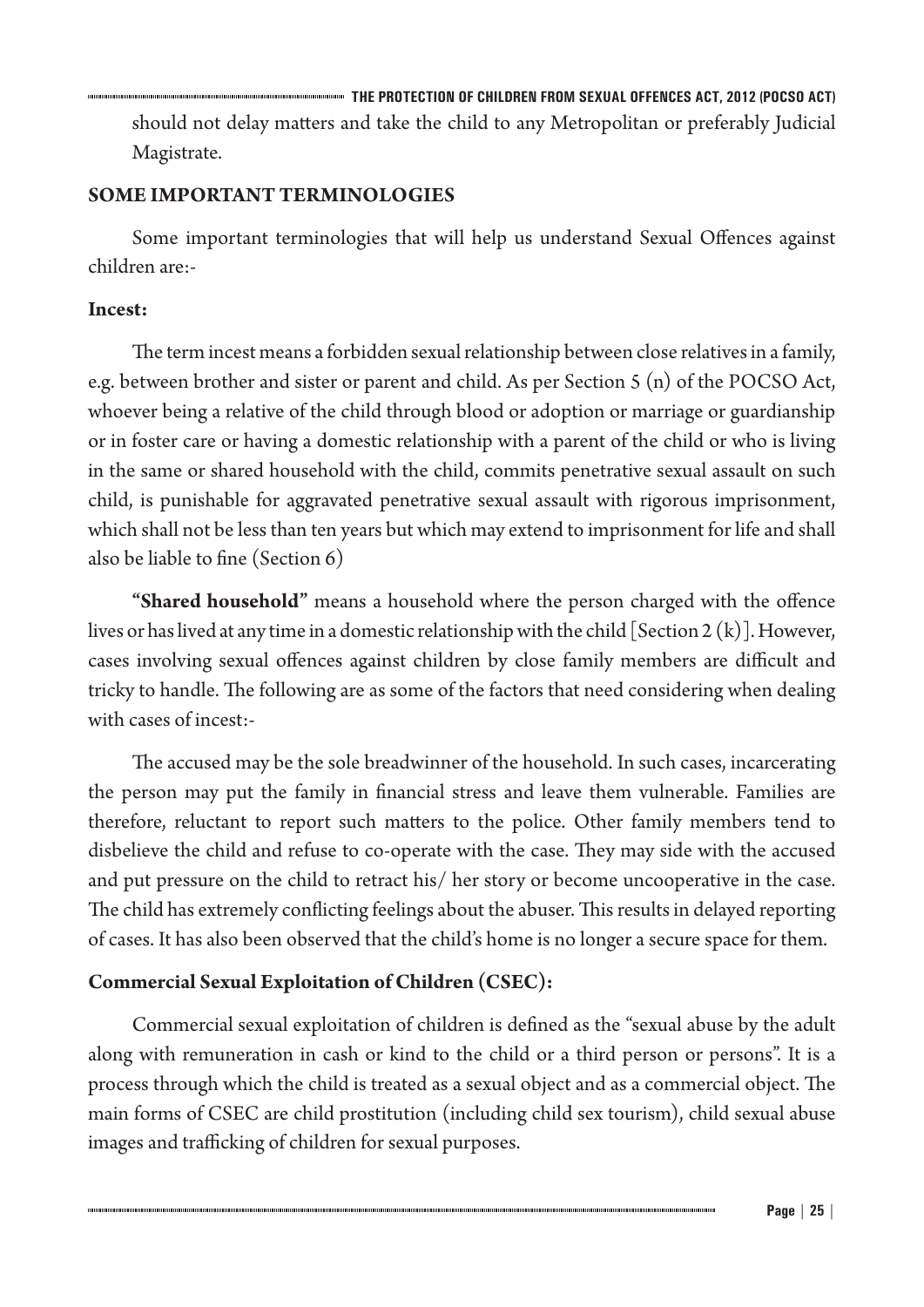should not delay matters and take the child to any Metropolitan or preferably Judicial Magistrate.

## SOME IMPORTANT TERMINOLOGIES

Some important terminologies that will help us understand Sexual Offences against children are:-

### Incest:

The term incest means a forbidden sexual relationship between close relatives in a family, e.g. between brother and sister or parent and child. As per Section 5 (n) of the POCSO Act, whoever being a relative of the child through blood or adoption or marriage or guardianship or in foster care or having a domestic relationship with a parent of the child or who is living in the same or shared household with the child, commits penetrative sexual assault on such child, is punishable for aggravated penetrative sexual assault with rigorous imprisonment, which shall not be less than ten years but which may extend to imprisonment for life and shall also be liable to fine (Section 6)

**"Shared household"** means a household where the person charged with the offence lives or has lived at any time in a domestic relationship with the child [Section 2 (k)]. However, cases involving sexual offences against children by close family members are difficult and tricky to handle. The following are as some of the factors that need considering when dealing with cases of incest:-

The accused may be the sole breadwinner of the household. In such cases, incarcerating the person may put the family in financial stress and leave them vulnerable. Families are therefore, reluctant to report such matters to the police. Other family members tend to disbelieve the child and refuse to co-operate with the case. They may side with the accused and put pressure on the child to retract his/ her story or become uncooperative in the case. The child has extremely conflicting feelings about the abuser. This results in delayed reporting of cases. It has also been observed that the child's home is no longer a secure space for them.

### Commercial Sexual Exploitation of Children (CSEC):

Commercial sexual exploitation of children is defined as the "sexual abuse by the adult along with remuneration in cash or kind to the child or a third person or persons". It is a process through which the child is treated as a sexual object and as a commercial object. The main forms of CSEC are child prostitution (including child sex tourism), child sexual abuse images and trafficking of children for sexual purposes.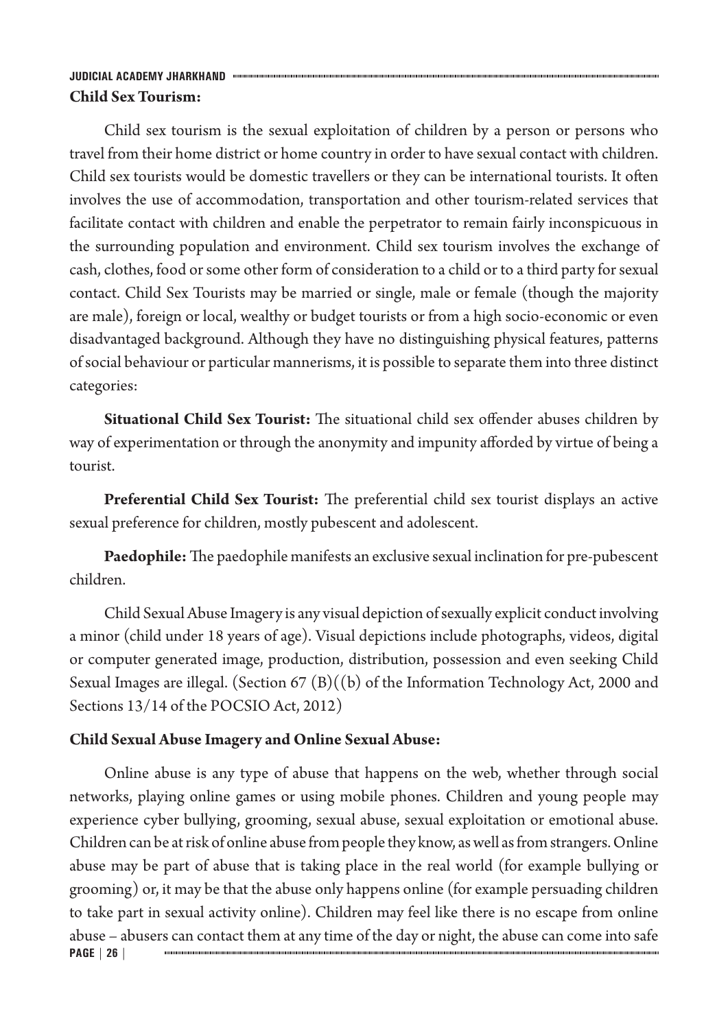**Child Sex Tourism:**

Child sex tourism is the sexual exploitation of children by a person or persons who travel from their home district or home country in order to have sexual contact with children. Child sex tourists would be domestic travellers or they can be international tourists. It often involves the use of accommodation, transportation and other tourism-related services that facilitate contact with children and enable the perpetrator to remain fairly inconspicuous in the surrounding population and environment. Child sex tourism involves the exchange of cash, clothes, food or some other form of consideration to a child or to a third party for sexual contact. Child Sex Tourists may be married or single, male or female (though the majority are male), foreign or local, wealthy or budget tourists or from a high socio-economic or even disadvantaged background. Although they have no distinguishing physical features, patterns of social behaviour or particular mannerisms, it is possible to separate them into three distinct categories:

**Situational Child Sex Tourist:** The situational child sex offender abuses children by way of experimentation or through the anonymity and impunity afforded by virtue of being a tourist.

**Preferential Child Sex Tourist:** The preferential child sex tourist displays an active sexual preference for children, mostly pubescent and adolescent.

**Paedophile:** The paedophile manifests an exclusive sexual inclination for pre-pubescent children.

Child Sexual Abuse Imagery is any visual depiction of sexually explicit conduct involving a minor (child under 18 years of age). Visual depictions include photographs, videos, digital or computer generated image, production, distribution, possession and even seeking Child Sexual Images are illegal. (Section 67 (B)((b) of the Information Technology Act, 2000 and Sections 13/14 of the POCSIO Act, 2012)

**Child Sexual Abuse Imagery and Online Sexual Abuse:**

Online abuse is any type of abuse that happens on the web, whether through social networks, playing online games or using mobile phones. Children and young people may experience cyber bullying, grooming, sexual abuse, sexual exploitation or emotional abuse. Children can be at risk of online abuse from people they know, as well as from strangers. Online abuse may be part of abuse that is taking place in the real world (for example bullying or grooming) or, it may be that the abuse only happens online (for example persuading children to take part in sexual activity online). Children may feel like there is no escape from online abuse – abusers can contact them at any time of the day or night, the abuse can come into safe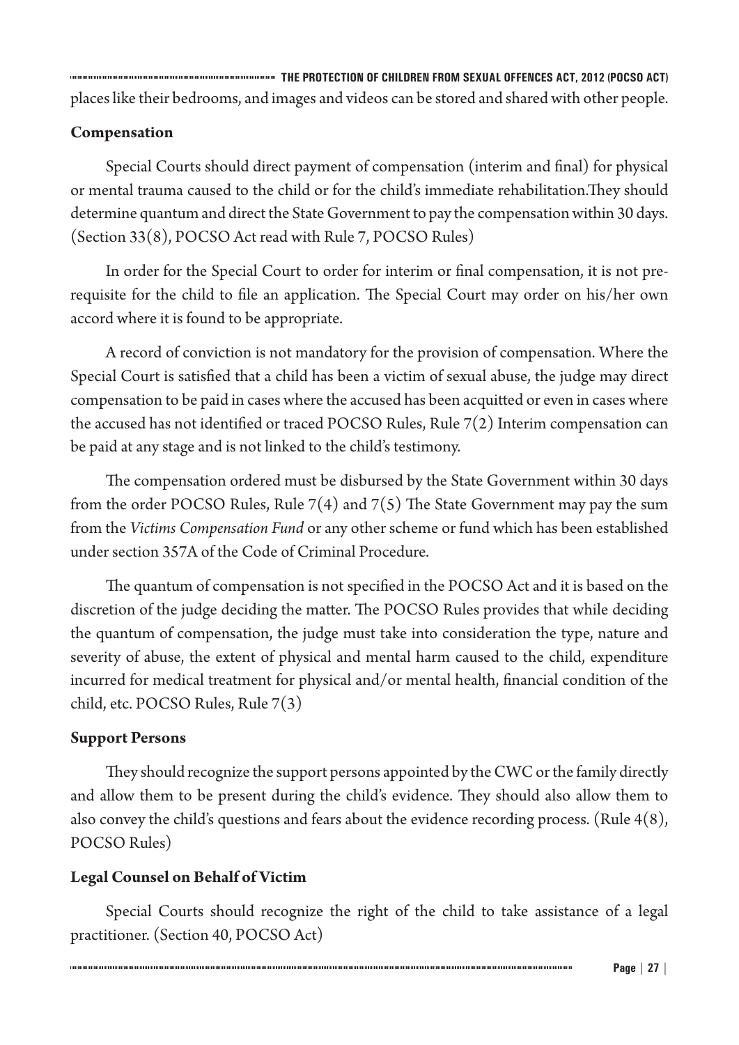places like their bedrooms, and images and videos can be stored and shared with other people.

**Compensation**

Special Courts should direct payment of compensation (interim and final) for physical or mental trauma caused to the child or for the child's immediate rehabilitation.They should determine quantum and direct the State Government to pay the compensation within 30 days. (Section 33(8), POCSO Act read with Rule 7, POCSO Rules)

In order for the Special Court to order for interim or final compensation, it is not pre-requisite for the child to file an application. The Special Court may order on his/her own accord where it is found to be appropriate.

A record of conviction is not mandatory for the provision of compensation. Where the Special Court is satisfied that a child has been a victim of sexual abuse, the judge may direct compensation to be paid in cases where the accused has been acquitted or even in cases where the accused has not identified or traced POCSO Rules, Rule 7(2) Interim compensation can be paid at any stage and is not linked to the child's testimony.

The compensation ordered must be disbursed by the State Government within 30 days from the order POCSO Rules, Rule 7(4) and 7(5) The State Government may pay the sum from the *Victims Compensation Fund* or any other scheme or fund which has been established under section 357A of the Code of Criminal Procedure.

The quantum of compensation is not specified in the POCSO Act and it is based on the discretion of the judge deciding the matter. The POCSO Rules provides that while deciding the quantum of compensation, the judge must take into consideration the type, nature and severity of abuse, the extent of physical and mental harm caused to the child, expenditure incurred for medical treatment for physical and/or mental health, financial condition of the child, etc. POCSO Rules, Rule 7(3)

**Support Persons**

They should recognize the support persons appointed by the CWC or the family directly and allow them to be present during the child's evidence. They should also allow them to also convey the child's questions and fears about the evidence recording process. (Rule 4(8), POCSO Rules)

**Legal Counsel on Behalf of Victim**

Special Courts should recognize the right of the child to take assistance of a legal practitioner. (Section 40, POCSO Act)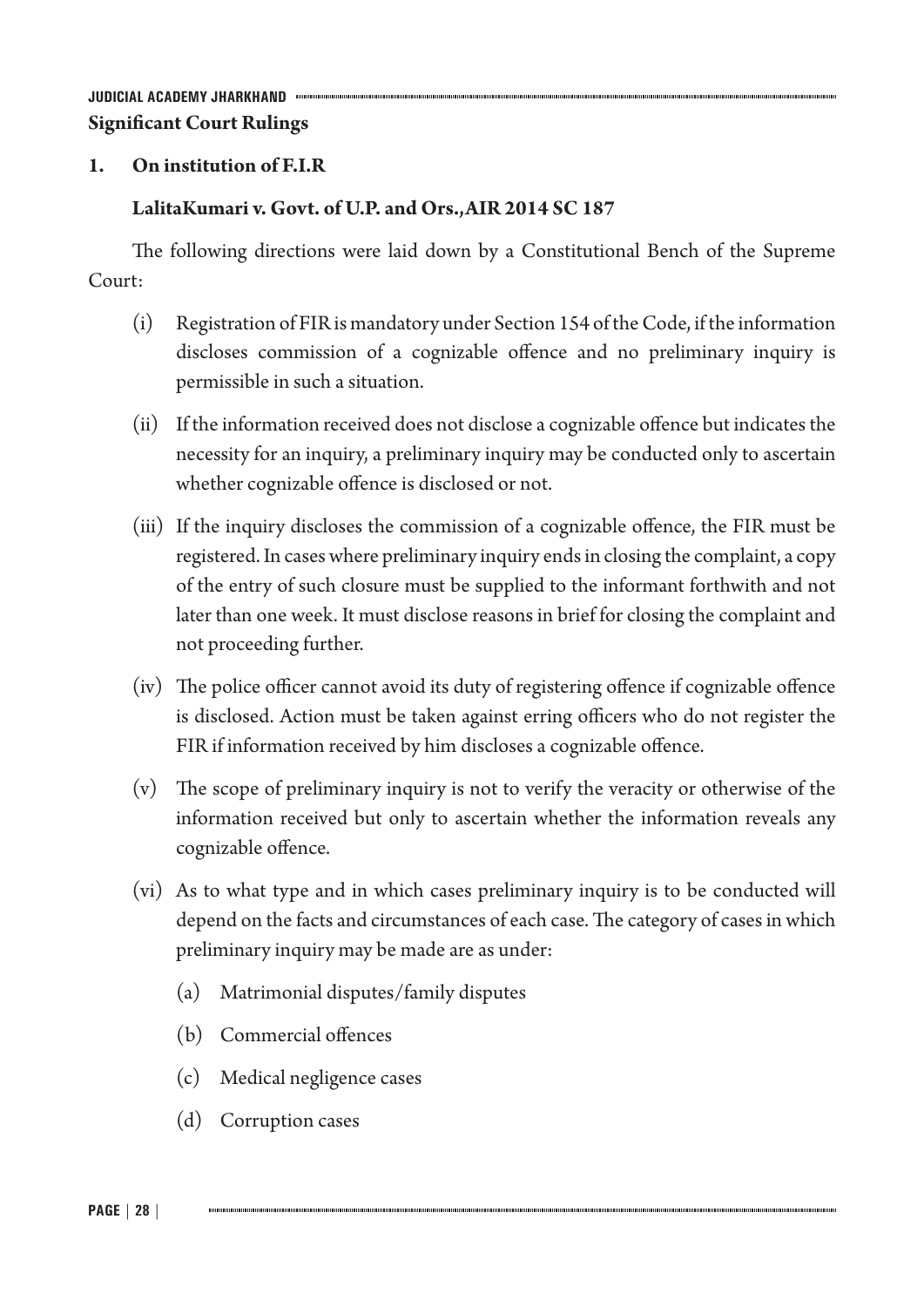## Significant Court Rulings

### 1. On institution of F.I.R

**LalitaKumari v. Govt. of U.P. and Ors.,AIR 2014 SC 187**

The following directions were laid down by a Constitutional Bench of the Supreme Court:

(i) Registration of FIR is mandatory under Section 154 of the Code, if the information discloses commission of a cognizable offence and no preliminary inquiry is permissible in such a situation.

(ii) If the information received does not disclose a cognizable offence but indicates the necessity for an inquiry, a preliminary inquiry may be conducted only to ascertain whether cognizable offence is disclosed or not.

(iii) If the inquiry discloses the commission of a cognizable offence, the FIR must be registered. In cases where preliminary inquiry ends in closing the complaint, a copy of the entry of such closure must be supplied to the informant forthwith and not later than one week. It must disclose reasons in brief for closing the complaint and not proceeding further.

(iv) The police officer cannot avoid its duty of registering offence if cognizable offence is disclosed. Action must be taken against erring officers who do not register the FIR if information received by him discloses a cognizable offence.

(v) The scope of preliminary inquiry is not to verify the veracity or otherwise of the information received but only to ascertain whether the information reveals any cognizable offence.

(vi) As to what type and in which cases preliminary inquiry is to be conducted will depend on the facts and circumstances of each case. The category of cases in which preliminary inquiry may be made are as under:

(a) Matrimonial disputes/family disputes

(b) Commercial offences

(c) Medical negligence cases

(d) Corruption cases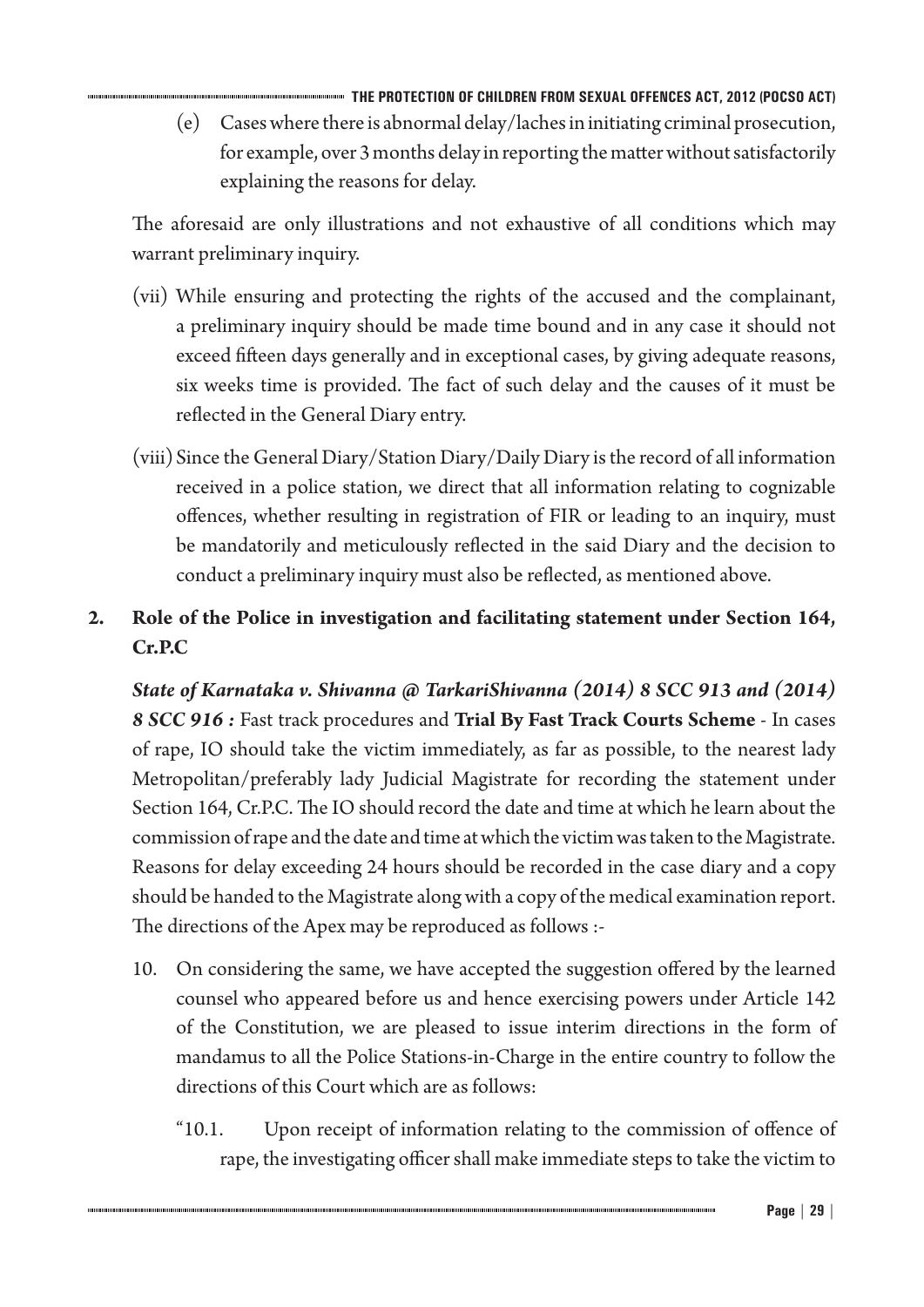(e) Cases where there is abnormal delay/laches in initiating criminal prosecution, for example, over 3 months delay in reporting the matter without satisfactorily explaining the reasons for delay.

The aforesaid are only illustrations and not exhaustive of all conditions which may warrant preliminary inquiry.

(vii) While ensuring and protecting the rights of the accused and the complainant, a preliminary inquiry should be made time bound and in any case it should not exceed fifteen days generally and in exceptional cases, by giving adequate reasons, six weeks time is provided. The fact of such delay and the causes of it must be reflected in the General Diary entry.

(viii) Since the General Diary/Station Diary/Daily Diary is the record of all information received in a police station, we direct that all information relating to cognizable offences, whether resulting in registration of FIR or leading to an inquiry, must be mandatorily and meticulously reflected in the said Diary and the decision to conduct a preliminary inquiry must also be reflected, as mentioned above.

## 2. Role of the Police in investigation and facilitating statement under Section 164, Cr.P.C

***State of Karnataka v. Shivanna @ TarkariShivanna (2014) 8 SCC 913 and (2014) 8 SCC 916 :*** Fast track procedures and **Trial By Fast Track Courts Scheme** - In cases of rape, IO should take the victim immediately, as far as possible, to the nearest lady Metropolitan/preferably lady Judicial Magistrate for recording the statement under Section 164, Cr.P.C. The IO should record the date and time at which he learn about the commission of rape and the date and time at which the victim was taken to the Magistrate. Reasons for delay exceeding 24 hours should be recorded in the case diary and a copy should be handed to the Magistrate along with a copy of the medical examination report. The directions of the Apex may be reproduced as follows :-

10. On considering the same, we have accepted the suggestion offered by the learned counsel who appeared before us and hence exercising powers under Article 142 of the Constitution, we are pleased to issue interim directions in the form of mandamus to all the Police Stations-in-Charge in the entire country to follow the directions of this Court which are as follows:

    "10.1. Upon receipt of information relating to the commission of offence of rape, the investigating officer shall make immediate steps to take the victim to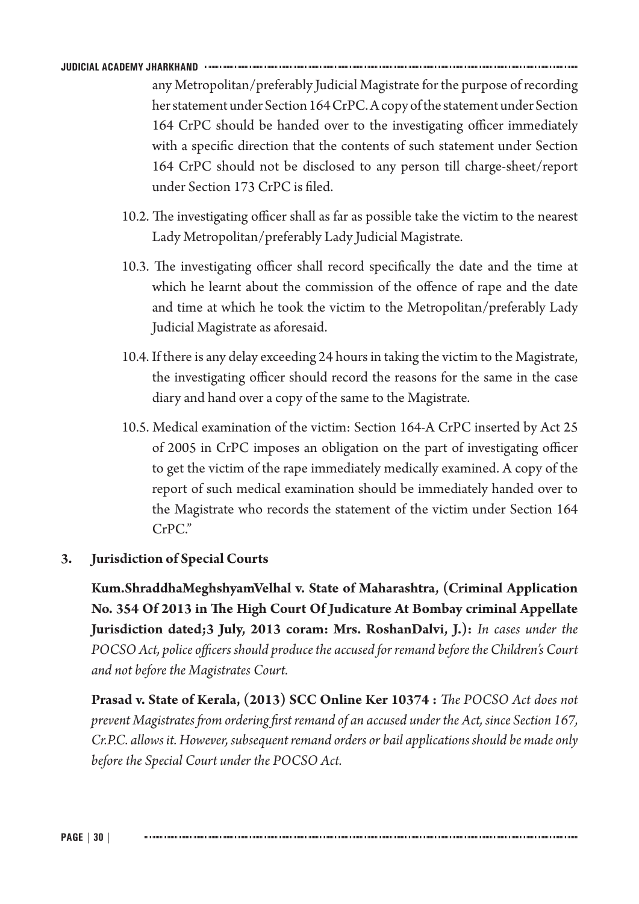any Metropolitan/preferably Judicial Magistrate for the purpose of recording her statement under Section 164 CrPC. A copy of the statement under Section 164 CrPC should be handed over to the investigating officer immediately with a specific direction that the contents of such statement under Section 164 CrPC should not be disclosed to any person till charge-sheet/report under Section 173 CrPC is filed.

10.2. The investigating officer shall as far as possible take the victim to the nearest Lady Metropolitan/preferably Lady Judicial Magistrate.

10.3. The investigating officer shall record specifically the date and the time at which he learnt about the commission of the offence of rape and the date and time at which he took the victim to the Metropolitan/preferably Lady Judicial Magistrate as aforesaid.

10.4. If there is any delay exceeding 24 hours in taking the victim to the Magistrate, the investigating officer should record the reasons for the same in the case diary and hand over a copy of the same to the Magistrate.

10.5. Medical examination of the victim: Section 164-A CrPC inserted by Act 25 of 2005 in CrPC imposes an obligation on the part of investigating officer to get the victim of the rape immediately medically examined. A copy of the report of such medical examination should be immediately handed over to the Magistrate who records the statement of the victim under Section 164 CrPC."

## 3. Jurisdiction of Special Courts

**Kum.ShraddhaMeghshyamVelhal v. State of Maharashtra, (Criminal Application No. 354 Of 2013 in The High Court Of Judicature At Bombay criminal Appellate Jurisdiction dated;3 July, 2013 coram: Mrs. RoshanDalvi, J.):** *In cases under the POCSO Act, police officers should produce the accused for remand before the Children's Court and not before the Magistrates Court.*

**Prasad v. State of Kerala, (2013) SCC Online Ker 10374 :** *The POCSO Act does not prevent Magistrates from ordering first remand of an accused under the Act, since Section 167, Cr.P.C. allows it. However, subsequent remand orders or bail applications should be made only before the Special Court under the POCSO Act.*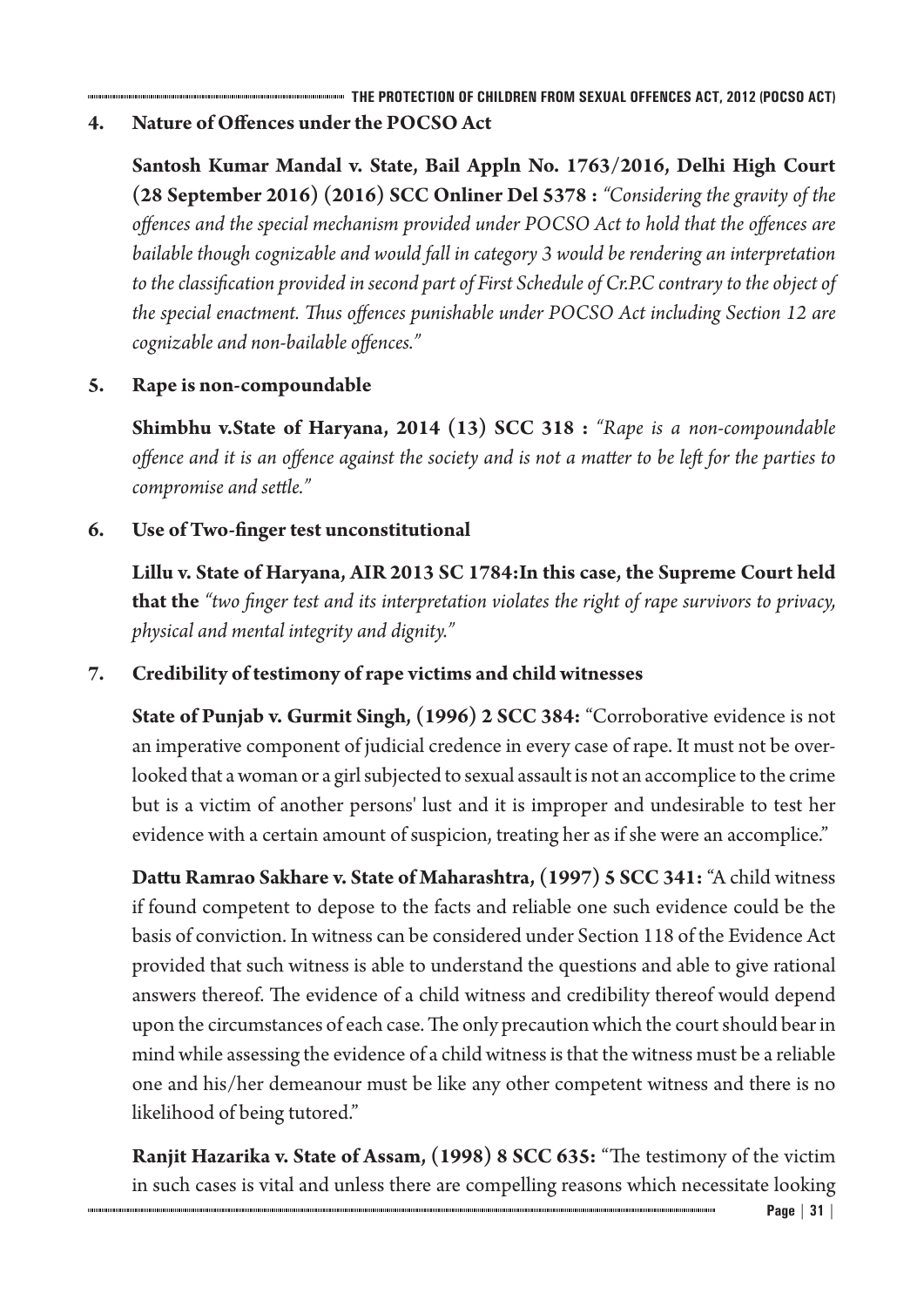## 4. Nature of Offences under the POCSO Act

**Santosh Kumar Mandal v. State, Bail Appln No. 1763/2016, Delhi High Court (28 September 2016) (2016) SCC Onliner Del 5378 :** *"Considering the gravity of the offences and the special mechanism provided under POCSO Act to hold that the offences are bailable though cognizable and would fall in category 3 would be rendering an interpretation to the classification provided in second part of First Schedule of Cr.P.C contrary to the object of the special enactment. Thus offences punishable under POCSO Act including Section 12 are cognizable and non-bailable offences."*

## 5. Rape is non-compoundable

**Shimbhu v.State of Haryana, 2014 (13) SCC 318 :** *"Rape is a non-compoundable offence and it is an offence against the society and is not a matter to be left for the parties to compromise and settle."*

## 6. Use of Two-finger test unconstitutional

**Lillu v. State of Haryana, AIR 2013 SC 1784:In this case, the Supreme Court held that the** *"two finger test and its interpretation violates the right of rape survivors to privacy, physical and mental integrity and dignity."*

## 7. Credibility of testimony of rape victims and child witnesses

**State of Punjab v. Gurmit Singh, (1996) 2 SCC 384:** "Corroborative evidence is not an imperative component of judicial credence in every case of rape. It must not be over-looked that a woman or a girl subjected to sexual assault is not an accomplice to the crime but is a victim of another persons' lust and it is improper and undesirable to test her evidence with a certain amount of suspicion, treating her as if she were an accomplice."

**Dattu Ramrao Sakhare v. State of Maharashtra, (1997) 5 SCC 341:** "A child witness if found competent to depose to the facts and reliable one such evidence could be the basis of conviction. In witness can be considered under Section 118 of the Evidence Act provided that such witness is able to understand the questions and able to give rational answers thereof. The evidence of a child witness and credibility thereof would depend upon the circumstances of each case. The only precaution which the court should bear in mind while assessing the evidence of a child witness is that the witness must be a reliable one and his/her demeanour must be like any other competent witness and there is no likelihood of being tutored."

**Ranjit Hazarika v. State of Assam, (1998) 8 SCC 635:** "The testimony of the victim in such cases is vital and unless there are compelling reasons which necessitate looking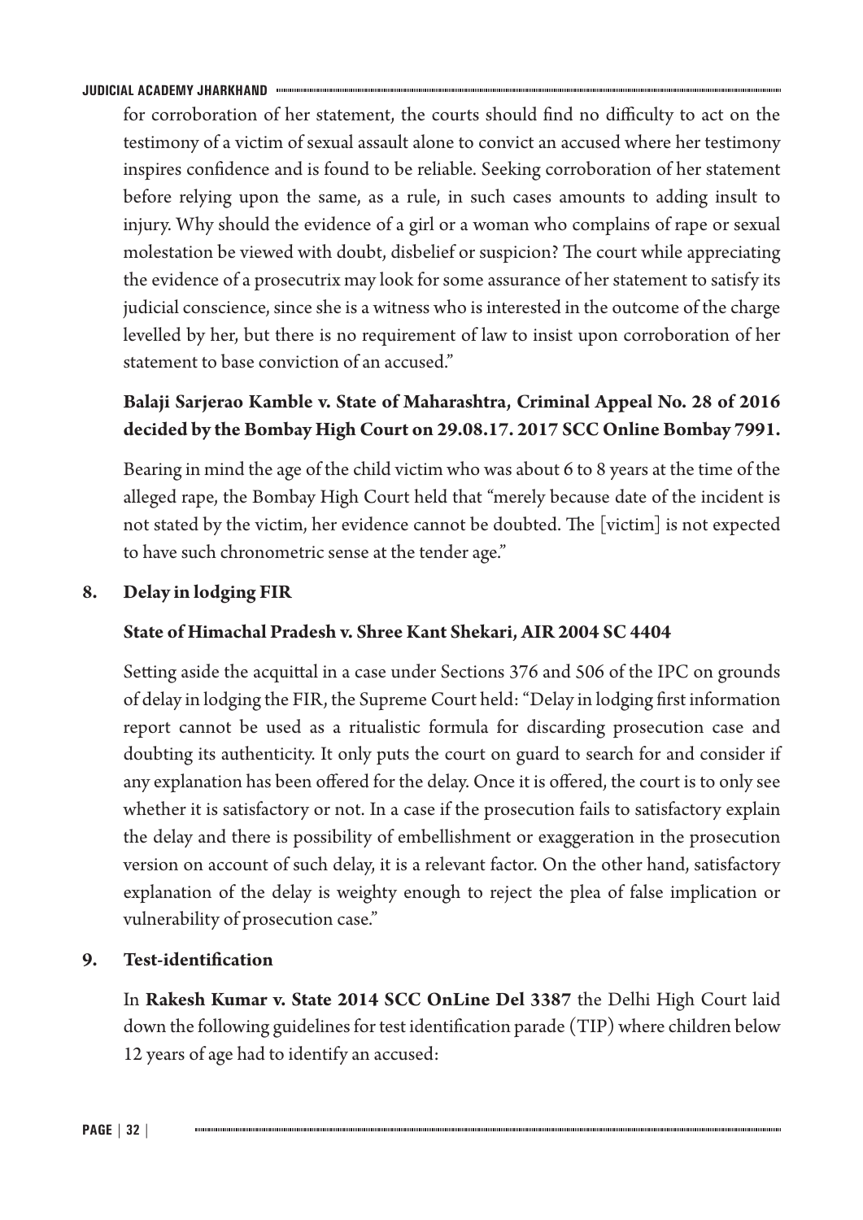for corroboration of her statement, the courts should find no difficulty to act on the testimony of a victim of sexual assault alone to convict an accused where her testimony inspires confidence and is found to be reliable. Seeking corroboration of her statement before relying upon the same, as a rule, in such cases amounts to adding insult to injury. Why should the evidence of a girl or a woman who complains of rape or sexual molestation be viewed with doubt, disbelief or suspicion? The court while appreciating the evidence of a prosecutrix may look for some assurance of her statement to satisfy its judicial conscience, since she is a witness who is interested in the outcome of the charge levelled by her, but there is no requirement of law to insist upon corroboration of her statement to base conviction of an accused."

**Balaji Sarjerao Kamble v. State of Maharashtra, Criminal Appeal No. 28 of 2016 decided by the Bombay High Court on 29.08.17. 2017 SCC Online Bombay 7991.**

Bearing in mind the age of the child victim who was about 6 to 8 years at the time of the alleged rape, the Bombay High Court held that "merely because date of the incident is not stated by the victim, her evidence cannot be doubted. The [victim] is not expected to have such chronometric sense at the tender age."

**8. Delay in lodging FIR**

**State of Himachal Pradesh v. Shree Kant Shekari, AIR 2004 SC 4404**

Setting aside the acquittal in a case under Sections 376 and 506 of the IPC on grounds of delay in lodging the FIR, the Supreme Court held: "Delay in lodging first information report cannot be used as a ritualistic formula for discarding prosecution case and doubting its authenticity. It only puts the court on guard to search for and consider if any explanation has been offered for the delay. Once it is offered, the court is to only see whether it is satisfactory or not. In a case if the prosecution fails to satisfactory explain the delay and there is possibility of embellishment or exaggeration in the prosecution version on account of such delay, it is a relevant factor. On the other hand, satisfactory explanation of the delay is weighty enough to reject the plea of false implication or vulnerability of prosecution case."

**9. Test-identification**

In **Rakesh Kumar v. State 2014 SCC OnLine Del 3387** the Delhi High Court laid down the following guidelines for test identification parade (TIP) where children below 12 years of age had to identify an accused: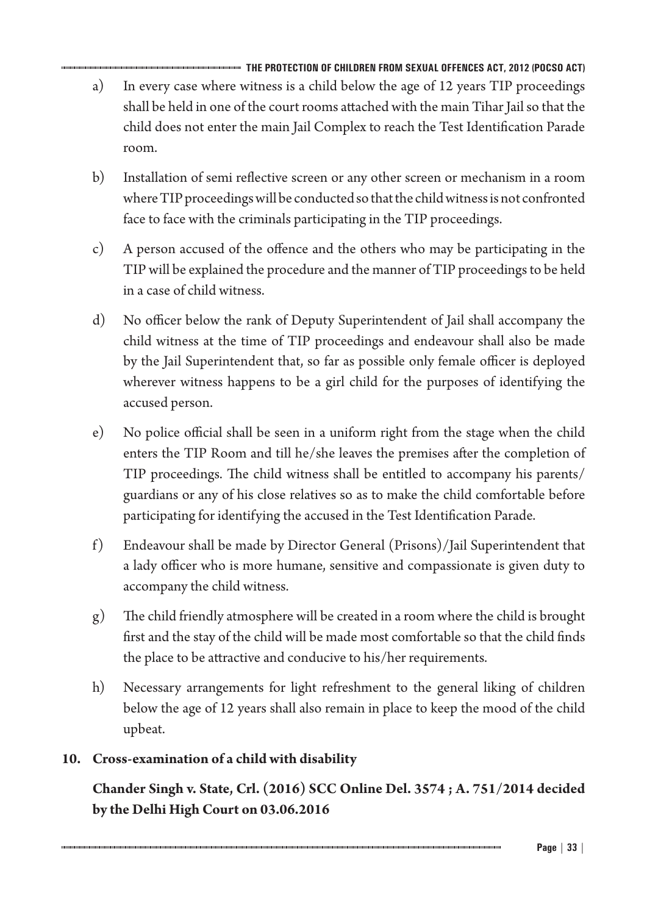a) In every case where witness is a child below the age of 12 years TIP proceedings shall be held in one of the court rooms attached with the main Tihar Jail so that the child does not enter the main Jail Complex to reach the Test Identification Parade room.

b) Installation of semi reflective screen or any other screen or mechanism in a room where TIP proceedings will be conducted so that the child witness is not confronted face to face with the criminals participating in the TIP proceedings.

c) A person accused of the offence and the others who may be participating in the TIP will be explained the procedure and the manner of TIP proceedings to be held in a case of child witness.

d) No officer below the rank of Deputy Superintendent of Jail shall accompany the child witness at the time of TIP proceedings and endeavour shall also be made by the Jail Superintendent that, so far as possible only female officer is deployed wherever witness happens to be a girl child for the purposes of identifying the accused person.

e) No police official shall be seen in a uniform right from the stage when the child enters the TIP Room and till he/she leaves the premises after the completion of TIP proceedings. The child witness shall be entitled to accompany his parents/ guardians or any of his close relatives so as to make the child comfortable before participating for identifying the accused in the Test Identification Parade.

f) Endeavour shall be made by Director General (Prisons)/Jail Superintendent that a lady officer who is more humane, sensitive and compassionate is given duty to accompany the child witness.

g) The child friendly atmosphere will be created in a room where the child is brought first and the stay of the child will be made most comfortable so that the child finds the place to be attractive and conducive to his/her requirements.

h) Necessary arrangements for light refreshment to the general liking of children below the age of 12 years shall also remain in place to keep the mood of the child upbeat.

## 10. Cross-examination of a child with disability

**Chander Singh v. State, Crl. (2016) SCC Online Del. 3574 ; A. 751/2014 decided by the Delhi High Court on 03.06.2016**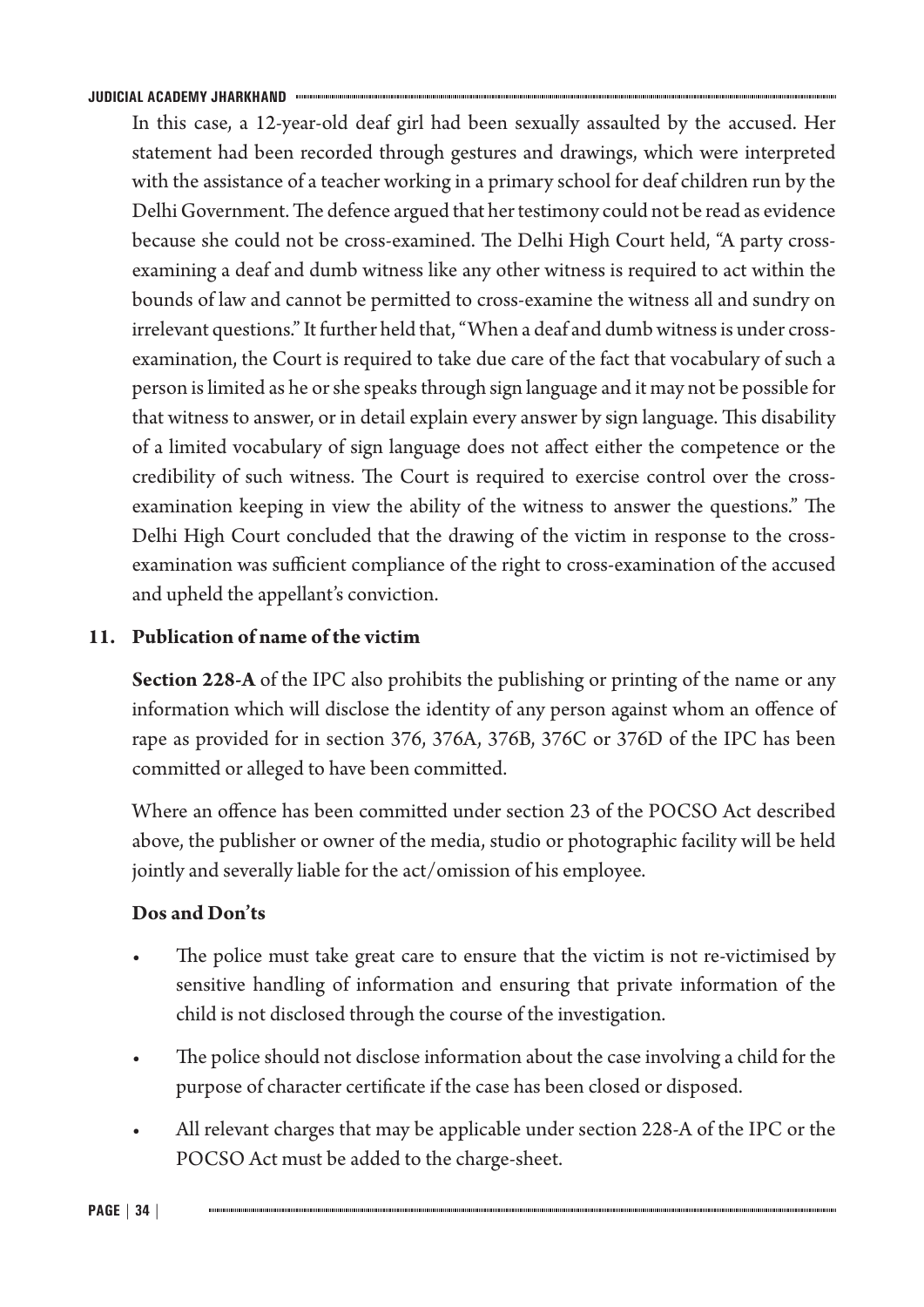In this case, a 12-year-old deaf girl had been sexually assaulted by the accused. Her statement had been recorded through gestures and drawings, which were interpreted with the assistance of a teacher working in a primary school for deaf children run by the Delhi Government. The defence argued that her testimony could not be read as evidence because she could not be cross-examined. The Delhi High Court held, "A party cross-examining a deaf and dumb witness like any other witness is required to act within the bounds of law and cannot be permitted to cross-examine the witness all and sundry on irrelevant questions." It further held that, "When a deaf and dumb witness is under cross-examination, the Court is required to take due care of the fact that vocabulary of such a person is limited as he or she speaks through sign language and it may not be possible for that witness to answer, or in detail explain every answer by sign language. This disability of a limited vocabulary of sign language does not affect either the competence or the credibility of such witness. The Court is required to exercise control over the cross-examination keeping in view the ability of the witness to answer the questions." The Delhi High Court concluded that the drawing of the victim in response to the cross-examination was sufficient compliance of the right to cross-examination of the accused and upheld the appellant's conviction.

## 11. Publication of name of the victim

**Section 228-A** of the IPC also prohibits the publishing or printing of the name or any information which will disclose the identity of any person against whom an offence of rape as provided for in section 376, 376A, 376B, 376C or 376D of the IPC has been committed or alleged to have been committed.

Where an offence has been committed under section 23 of the POCSO Act described above, the publisher or owner of the media, studio or photographic facility will be held jointly and severally liable for the act/omission of his employee.

### Dos and Don'ts

- The police must take great care to ensure that the victim is not re-victimised by sensitive handling of information and ensuring that private information of the child is not disclosed through the course of the investigation.
- The police should not disclose information about the case involving a child for the purpose of character certificate if the case has been closed or disposed.
- All relevant charges that may be applicable under section 228-A of the IPC or the POCSO Act must be added to the charge-sheet.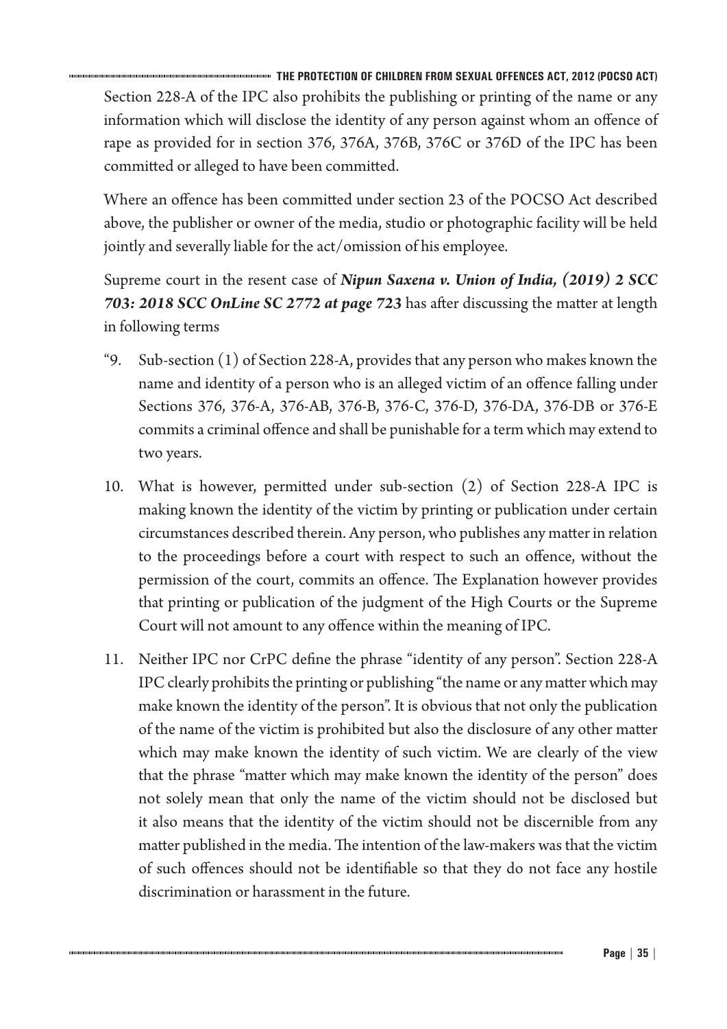Section 228-A of the IPC also prohibits the publishing or printing of the name or any information which will disclose the identity of any person against whom an offence of rape as provided for in section 376, 376A, 376B, 376C or 376D of the IPC has been committed or alleged to have been committed.

Where an offence has been committed under section 23 of the POCSO Act described above, the publisher or owner of the media, studio or photographic facility will be held jointly and severally liable for the act/omission of his employee.

Supreme court in the resent case of ***Nipun Saxena v. Union of India, (2019) 2 SCC 703: 2018 SCC OnLine SC 2772 at page 723*** has after discussing the matter at length in following terms

"9. Sub-section (1) of Section 228-A, provides that any person who makes known the name and identity of a person who is an alleged victim of an offence falling under Sections 376, 376-A, 376-AB, 376-B, 376-C, 376-D, 376-DA, 376-DB or 376-E commits a criminal offence and shall be punishable for a term which may extend to two years.

10. What is however, permitted under sub-section (2) of Section 228-A IPC is making known the identity of the victim by printing or publication under certain circumstances described therein. Any person, who publishes any matter in relation to the proceedings before a court with respect to such an offence, without the permission of the court, commits an offence. The Explanation however provides that printing or publication of the judgment of the High Courts or the Supreme Court will not amount to any offence within the meaning of IPC.

11. Neither IPC nor CrPC define the phrase "identity of any person". Section 228-A IPC clearly prohibits the printing or publishing "the name or any matter which may make known the identity of the person". It is obvious that not only the publication of the name of the victim is prohibited but also the disclosure of any other matter which may make known the identity of such victim. We are clearly of the view that the phrase "matter which may make known the identity of the person" does not solely mean that only the name of the victim should not be disclosed but it also means that the identity of the victim should not be discernible from any matter published in the media. The intention of the law-makers was that the victim of such offences should not be identifiable so that they do not face any hostile discrimination or harassment in the future.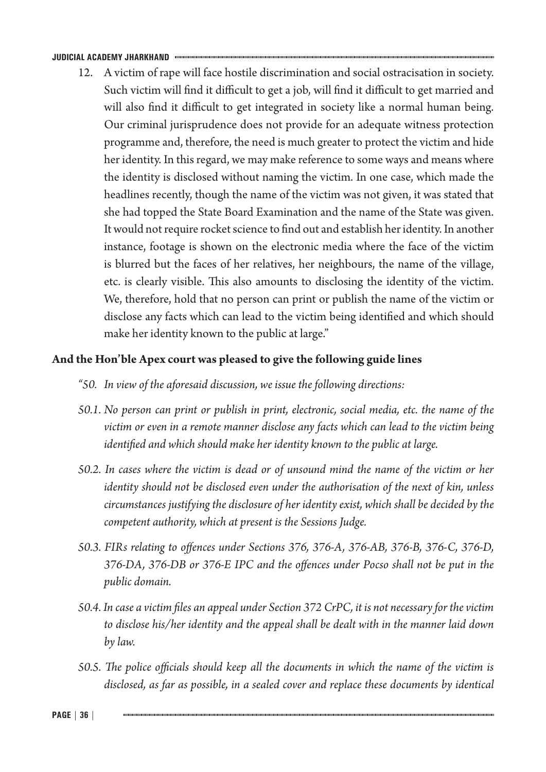12. A victim of rape will face hostile discrimination and social ostracisation in society. Such victim will find it difficult to get a job, will find it difficult to get married and will also find it difficult to get integrated in society like a normal human being. Our criminal jurisprudence does not provide for an adequate witness protection programme and, therefore, the need is much greater to protect the victim and hide her identity. In this regard, we may make reference to some ways and means where the identity is disclosed without naming the victim. In one case, which made the headlines recently, though the name of the victim was not given, it was stated that she had topped the State Board Examination and the name of the State was given. It would not require rocket science to find out and establish her identity. In another instance, footage is shown on the electronic media where the face of the victim is blurred but the faces of her relatives, her neighbours, the name of the village, etc. is clearly visible. This also amounts to disclosing the identity of the victim. We, therefore, hold that no person can print or publish the name of the victim or disclose any facts which can lead to the victim being identified and which should make her identity known to the public at large."

**And the Hon'ble Apex court was pleased to give the following guide lines**

*"50. In view of the aforesaid discussion, we issue the following directions:*

*50.1. No person can print or publish in print, electronic, social media, etc. the name of the victim or even in a remote manner disclose any facts which can lead to the victim being identified and which should make her identity known to the public at large.*

*50.2. In cases where the victim is dead or of unsound mind the name of the victim or her identity should not be disclosed even under the authorisation of the next of kin, unless circumstances justifying the disclosure of her identity exist, which shall be decided by the competent authority, which at present is the Sessions Judge.*

*50.3. FIRs relating to offences under Sections 376, 376-A, 376-AB, 376-B, 376-C, 376-D, 376-DA, 376-DB or 376-E IPC and the offences under Pocso shall not be put in the public domain.*

*50.4. In case a victim files an appeal under Section 372 CrPC, it is not necessary for the victim to disclose his/her identity and the appeal shall be dealt with in the manner laid down by law.*

*50.5. The police officials should keep all the documents in which the name of the victim is disclosed, as far as possible, in a sealed cover and replace these documents by identical*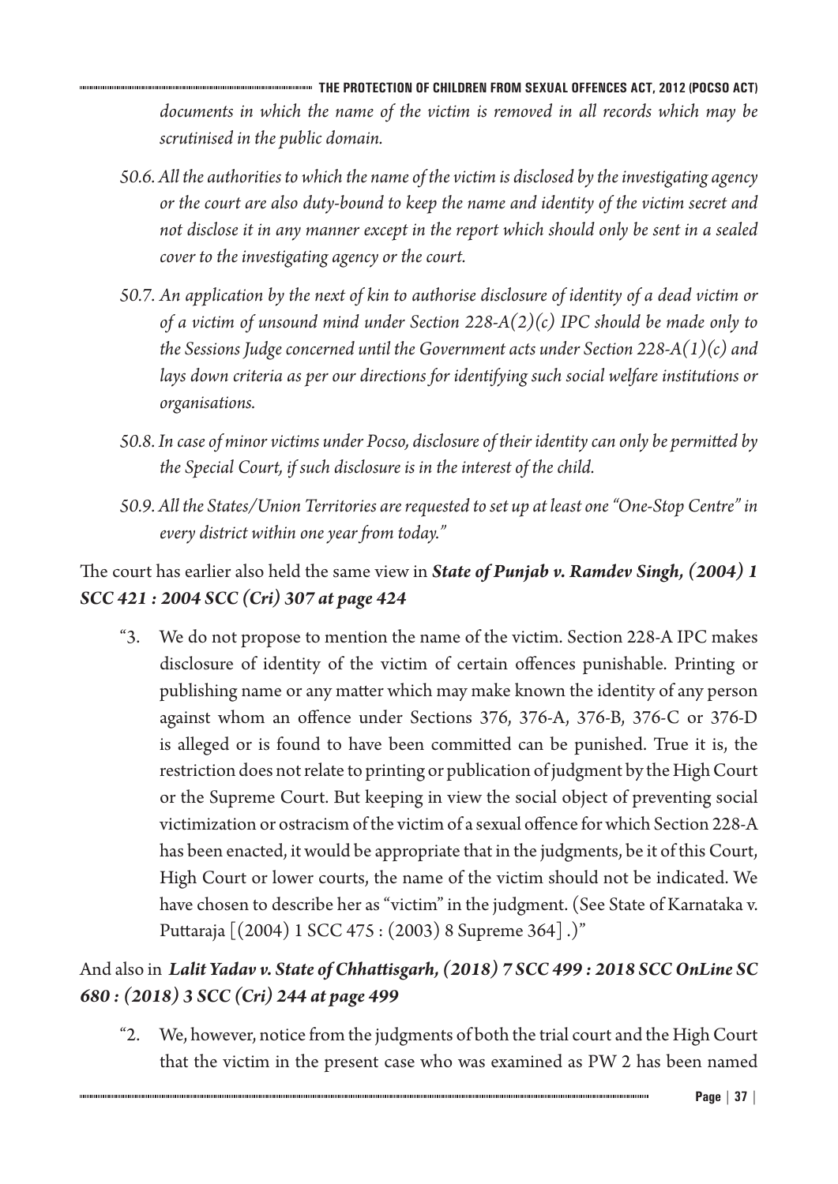*documents in which the name of the victim is removed in all records which may be scrutinised in the public domain.*

*50.6. All the authorities to which the name of the victim is disclosed by the investigating agency or the court are also duty-bound to keep the name and identity of the victim secret and not disclose it in any manner except in the report which should only be sent in a sealed cover to the investigating agency or the court.*

*50.7. An application by the next of kin to authorise disclosure of identity of a dead victim or of a victim of unsound mind under Section 228-A(2)(c) IPC should be made only to the Sessions Judge concerned until the Government acts under Section 228-A(1)(c) and lays down criteria as per our directions for identifying such social welfare institutions or organisations.*

*50.8. In case of minor victims under Pocso, disclosure of their identity can only be permitted by the Special Court, if such disclosure is in the interest of the child.*

*50.9. All the States/Union Territories are requested to set up at least one "One-Stop Centre" in every district within one year from today."*

The court has earlier also held the same view in ***State of Punjab v. Ramdev Singh, (2004) 1 SCC 421 : 2004 SCC (Cri) 307 at page 424***

> "3. We do not propose to mention the name of the victim. Section 228-A IPC makes disclosure of identity of the victim of certain offences punishable. Printing or publishing name or any matter which may make known the identity of any person against whom an offence under Sections 376, 376-A, 376-B, 376-C or 376-D is alleged or is found to have been committed can be punished. True it is, the restriction does not relate to printing or publication of judgment by the High Court or the Supreme Court. But keeping in view the social object of preventing social victimization or ostracism of the victim of a sexual offence for which Section 228-A has been enacted, it would be appropriate that in the judgments, be it of this Court, High Court or lower courts, the name of the victim should not be indicated. We have chosen to describe her as "victim" in the judgment. (See State of Karnataka v. Puttaraja [(2004) 1 SCC 475 : (2003) 8 Supreme 364] .)"

And also in ***Lalit Yadav v. State of Chhattisgarh, (2018) 7 SCC 499 : 2018 SCC OnLine SC 680 : (2018) 3 SCC (Cri) 244 at page 499***

> "2. We, however, notice from the judgments of both the trial court and the High Court that the victim in the present case who was examined as PW 2 has been named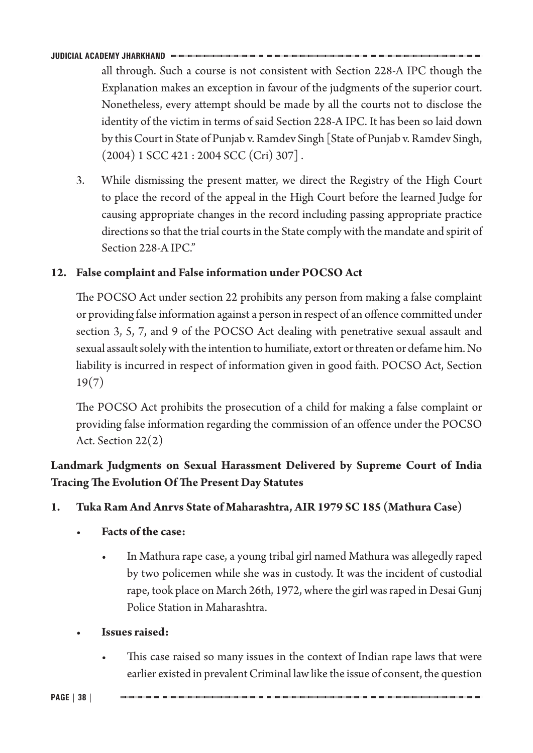all through. Such a course is not consistent with Section 228-A IPC though the Explanation makes an exception in favour of the judgments of the superior court. Nonetheless, every attempt should be made by all the courts not to disclose the identity of the victim in terms of said Section 228-A IPC. It has been so laid down by this Court in State of Punjab v. Ramdev Singh [State of Punjab v. Ramdev Singh, (2004) 1 SCC 421 : 2004 SCC (Cri) 307] .

3. While dismissing the present matter, we direct the Registry of the High Court to place the record of the appeal in the High Court before the learned Judge for causing appropriate changes in the record including passing appropriate practice directions so that the trial courts in the State comply with the mandate and spirit of Section 228-A IPC."

## 12. False complaint and False information under POCSO Act

The POCSO Act under section 22 prohibits any person from making a false complaint or providing false information against a person in respect of an offence committed under section 3, 5, 7, and 9 of the POCSO Act dealing with penetrative sexual assault and sexual assault solely with the intention to humiliate, extort or threaten or defame him. No liability is incurred in respect of information given in good faith. POCSO Act, Section 19(7)

The POCSO Act prohibits the prosecution of a child for making a false complaint or providing false information regarding the commission of an offence under the POCSO Act. Section 22(2)

## Landmark Judgments on Sexual Harassment Delivered by Supreme Court of India Tracing The Evolution Of The Present Day Statutes

### 1. Tuka Ram And Anrvs State of Maharashtra, AIR 1979 SC 185 (Mathura Case)

- **Facts of the case:**
  - In Mathura rape case, a young tribal girl named Mathura was allegedly raped by two policemen while she was in custody. It was the incident of custodial rape, took place on March 26th, 1972, where the girl was raped in Desai Gunj Police Station in Maharashtra.
- **Issues raised:**
  - This case raised so many issues in the context of Indian rape laws that were earlier existed in prevalent Criminal law like the issue of consent, the question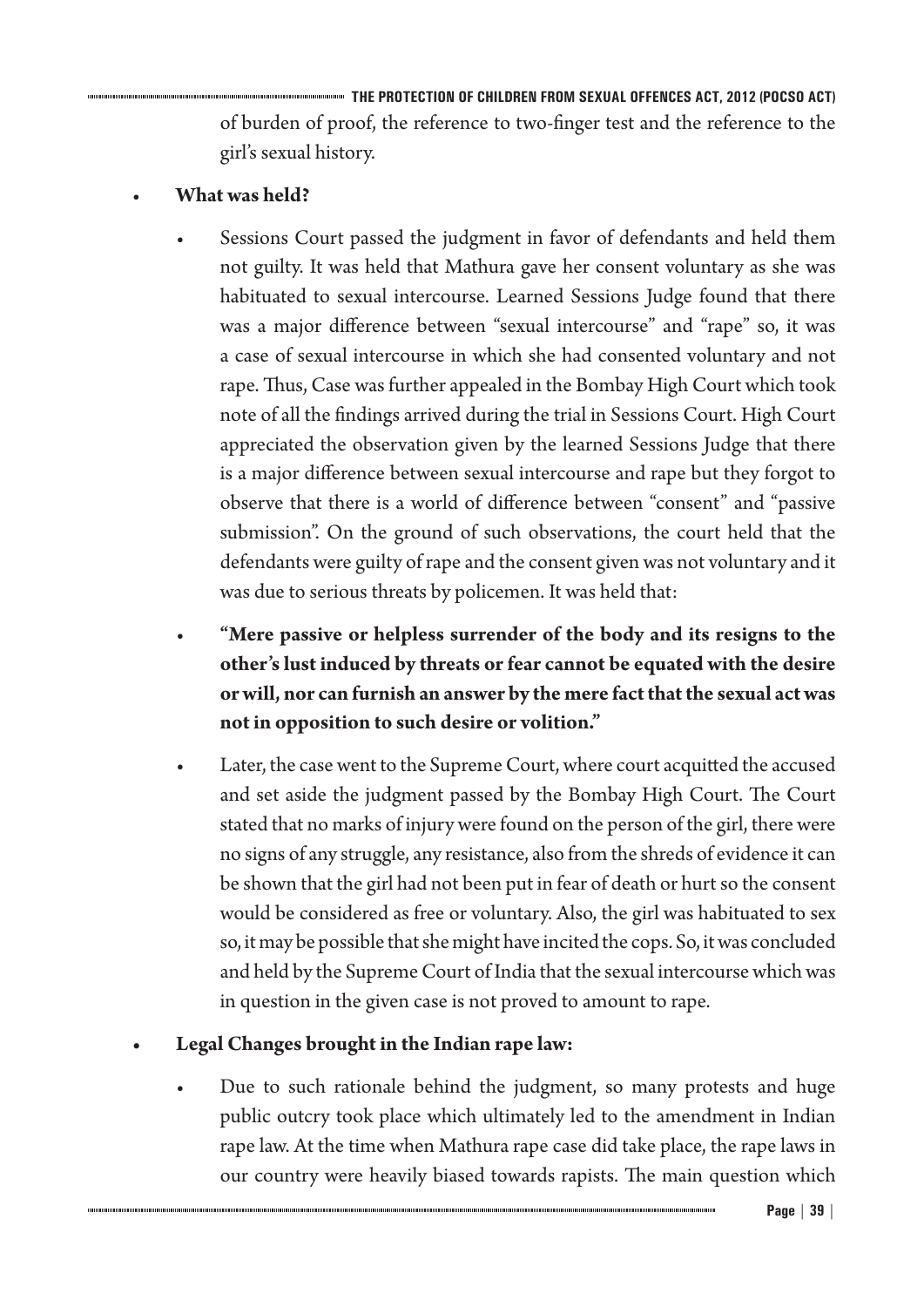of burden of proof, the reference to two-finger test and the reference to the girl's sexual history.

- **What was held?**

  - Sessions Court passed the judgment in favor of defendants and held them not guilty. It was held that Mathura gave her consent voluntary as she was habituated to sexual intercourse. Learned Sessions Judge found that there was a major difference between "sexual intercourse" and "rape" so, it was a case of sexual intercourse in which she had consented voluntary and not rape. Thus, Case was further appealed in the Bombay High Court which took note of all the findings arrived during the trial in Sessions Court. High Court appreciated the observation given by the learned Sessions Judge that there is a major difference between sexual intercourse and rape but they forgot to observe that there is a world of difference between "consent" and "passive submission". On the ground of such observations, the court held that the defendants were guilty of rape and the consent given was not voluntary and it was due to serious threats by policemen. It was held that:

  - **"Mere passive or helpless surrender of the body and its resigns to the other's lust induced by threats or fear cannot be equated with the desire or will, nor can furnish an answer by the mere fact that the sexual act was not in opposition to such desire or volition."**

  - Later, the case went to the Supreme Court, where court acquitted the accused and set aside the judgment passed by the Bombay High Court. The Court stated that no marks of injury were found on the person of the girl, there were no signs of any struggle, any resistance, also from the shreds of evidence it can be shown that the girl had not been put in fear of death or hurt so the consent would be considered as free or voluntary. Also, the girl was habituated to sex so, it may be possible that she might have incited the cops. So, it was concluded and held by the Supreme Court of India that the sexual intercourse which was in question in the given case is not proved to amount to rape.

- **Legal Changes brought in the Indian rape law:**

  - Due to such rationale behind the judgment, so many protests and huge public outcry took place which ultimately led to the amendment in Indian rape law. At the time when Mathura rape case did take place, the rape laws in our country were heavily biased towards rapists. The main question which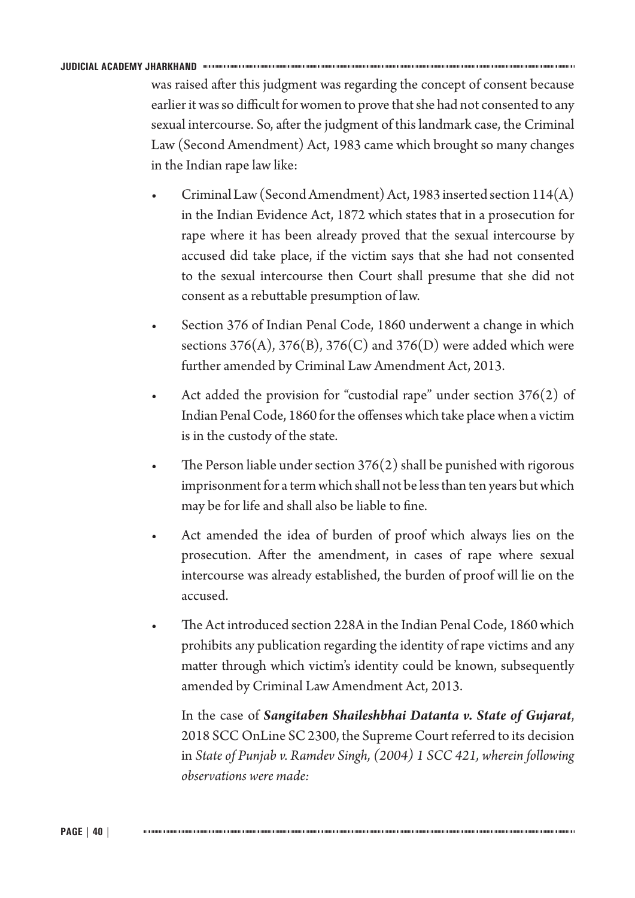was raised after this judgment was regarding the concept of consent because earlier it was so difficult for women to prove that she had not consented to any sexual intercourse. So, after the judgment of this landmark case, the Criminal Law (Second Amendment) Act, 1983 came which brought so many changes in the Indian rape law like:

- Criminal Law (Second Amendment) Act, 1983 inserted section 114(A) in the Indian Evidence Act, 1872 which states that in a prosecution for rape where it has been already proved that the sexual intercourse by accused did take place, if the victim says that she had not consented to the sexual intercourse then Court shall presume that she did not consent as a rebuttable presumption of law.
- Section 376 of Indian Penal Code, 1860 underwent a change in which sections 376(A), 376(B), 376(C) and 376(D) were added which were further amended by Criminal Law Amendment Act, 2013.
- Act added the provision for "custodial rape" under section 376(2) of Indian Penal Code, 1860 for the offenses which take place when a victim is in the custody of the state.
- The Person liable under section 376(2) shall be punished with rigorous imprisonment for a term which shall not be less than ten years but which may be for life and shall also be liable to fine.
- Act amended the idea of burden of proof which always lies on the prosecution. After the amendment, in cases of rape where sexual intercourse was already established, the burden of proof will lie on the accused.
- The Act introduced section 228A in the Indian Penal Code, 1860 which prohibits any publication regarding the identity of rape victims and any matter through which victim's identity could be known, subsequently amended by Criminal Law Amendment Act, 2013.

In the case of ***Sangitaben Shaileshbhai Datanta v. State of Gujarat***, 2018 SCC OnLine SC 2300, the Supreme Court referred to its decision in *State of Punjab v. Ramdev Singh, (2004) 1 SCC 421, wherein following observations were made:*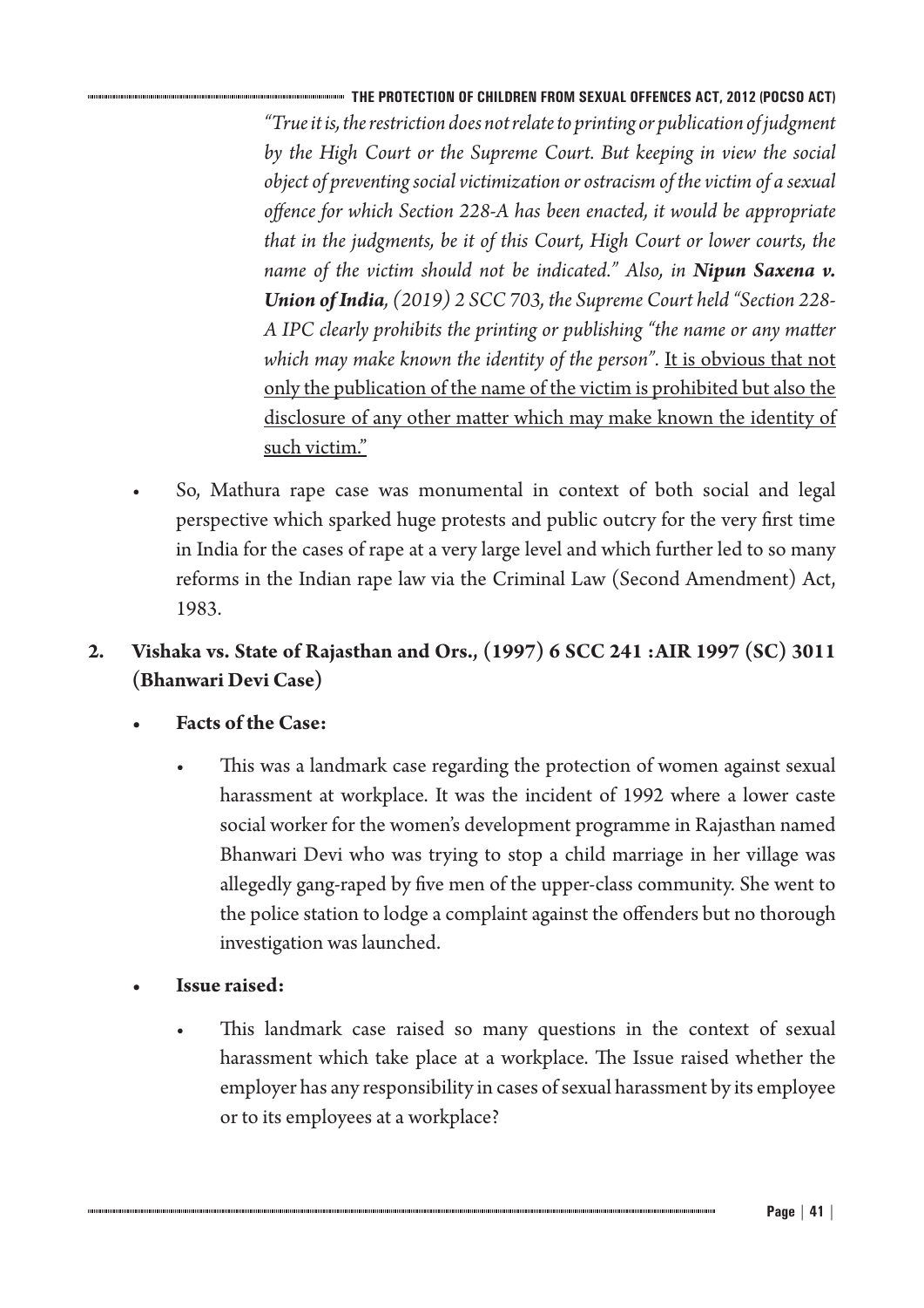*"True it is, the restriction does not relate to printing or publication of judgment by the High Court or the Supreme Court. But keeping in view the social object of preventing social victimization or ostracism of the victim of a sexual offence for which Section 228-A has been enacted, it would be appropriate that in the judgments, be it of this Court, High Court or lower courts, the name of the victim should not be indicated." Also, in* ***Nipun Saxena v. Union of India****, (2019) 2 SCC 703, the Supreme Court held "Section 228-A IPC clearly prohibits the printing or publishing "the name or any matter which may make known the identity of the person".* <u>It is obvious that not only the publication of the name of the victim is prohibited but also the disclosure of any other matter which may make known the identity of such victim."</u>

- So, Mathura rape case was monumental in context of both social and legal perspective which sparked huge protests and public outcry for the very first time in India for the cases of rape at a very large level and which further led to so many reforms in the Indian rape law via the Criminal Law (Second Amendment) Act, 1983.

**2. Vishaka vs. State of Rajasthan and Ors., (1997) 6 SCC 241 :AIR 1997 (SC) 3011 (Bhanwari Devi Case)**

- **Facts of the Case:**
  - This was a landmark case regarding the protection of women against sexual harassment at workplace. It was the incident of 1992 where a lower caste social worker for the women's development programme in Rajasthan named Bhanwari Devi who was trying to stop a child marriage in her village was allegedly gang-raped by five men of the upper-class community. She went to the police station to lodge a complaint against the offenders but no thorough investigation was launched.
- **Issue raised:**
  - This landmark case raised so many questions in the context of sexual harassment which take place at a workplace. The Issue raised whether the employer has any responsibility in cases of sexual harassment by its employee or to its employees at a workplace?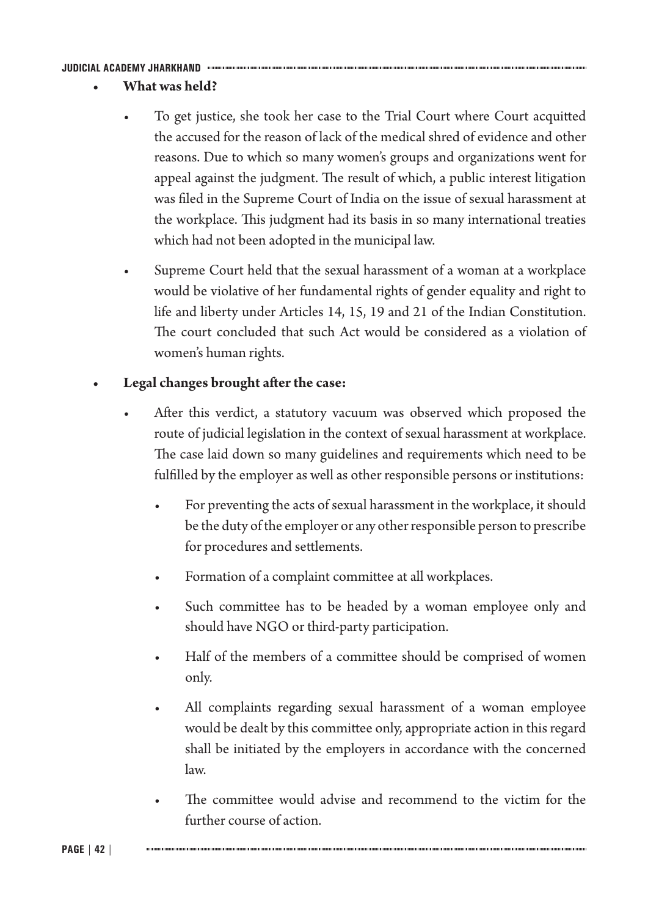- **What was held?**
  - To get justice, she took her case to the Trial Court where Court acquitted the accused for the reason of lack of the medical shred of evidence and other reasons. Due to which so many women's groups and organizations went for appeal against the judgment. The result of which, a public interest litigation was filed in the Supreme Court of India on the issue of sexual harassment at the workplace. This judgment had its basis in so many international treaties which had not been adopted in the municipal law.
  - Supreme Court held that the sexual harassment of a woman at a workplace would be violative of her fundamental rights of gender equality and right to life and liberty under Articles 14, 15, 19 and 21 of the Indian Constitution. The court concluded that such Act would be considered as a violation of women's human rights.
- **Legal changes brought after the case:**
  - After this verdict, a statutory vacuum was observed which proposed the route of judicial legislation in the context of sexual harassment at workplace. The case laid down so many guidelines and requirements which need to be fulfilled by the employer as well as other responsible persons or institutions:
    - For preventing the acts of sexual harassment in the workplace, it should be the duty of the employer or any other responsible person to prescribe for procedures and settlements.
    - Formation of a complaint committee at all workplaces.
    - Such committee has to be headed by a woman employee only and should have NGO or third-party participation.
    - Half of the members of a committee should be comprised of women only.
    - All complaints regarding sexual harassment of a woman employee would be dealt by this committee only, appropriate action in this regard shall be initiated by the employers in accordance with the concerned law.
    - The committee would advise and recommend to the victim for the further course of action.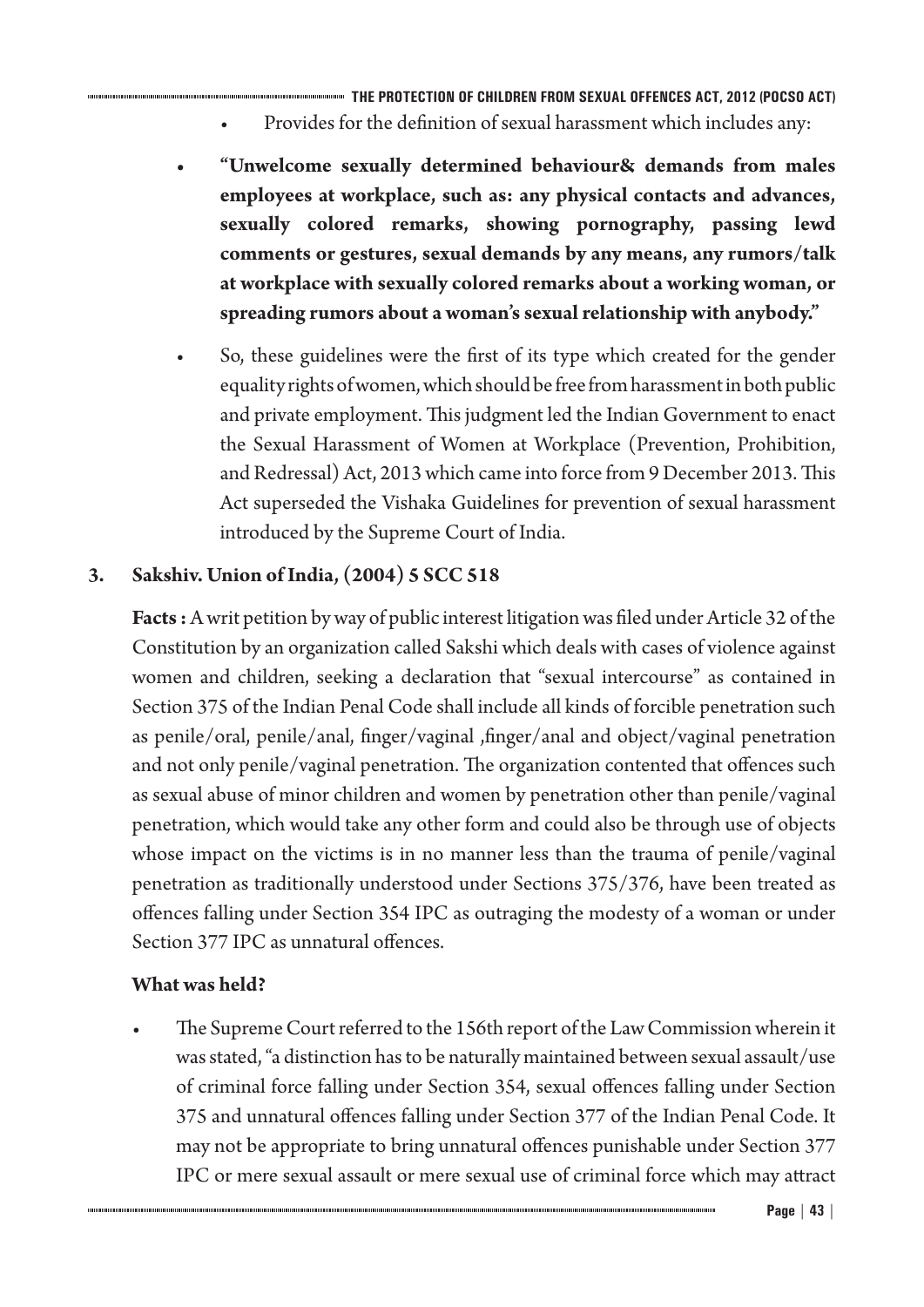- Provides for the definition of sexual harassment which includes any:
- **"Unwelcome sexually determined behaviour& demands from males employees at workplace, such as: any physical contacts and advances, sexually colored remarks, showing pornography, passing lewd comments or gestures, sexual demands by any means, any rumors/talk at workplace with sexually colored remarks about a working woman, or spreading rumors about a woman's sexual relationship with anybody."**
- So, these guidelines were the first of its type which created for the gender equality rights of women, which should be free from harassment in both public and private employment. This judgment led the Indian Government to enact the Sexual Harassment of Women at Workplace (Prevention, Prohibition, and Redressal) Act, 2013 which came into force from 9 December 2013. This Act superseded the Vishaka Guidelines for prevention of sexual harassment introduced by the Supreme Court of India.

### 3. Sakshiv. Union of India, (2004) 5 SCC 518

**Facts :** A writ petition by way of public interest litigation was filed under Article 32 of the Constitution by an organization called Sakshi which deals with cases of violence against women and children, seeking a declaration that "sexual intercourse" as contained in Section 375 of the Indian Penal Code shall include all kinds of forcible penetration such as penile/oral, penile/anal, finger/vaginal ,finger/anal and object/vaginal penetration and not only penile/vaginal penetration. The organization contented that offences such as sexual abuse of minor children and women by penetration other than penile/vaginal penetration, which would take any other form and could also be through use of objects whose impact on the victims is in no manner less than the trauma of penile/vaginal penetration as traditionally understood under Sections 375/376, have been treated as offences falling under Section 354 IPC as outraging the modesty of a woman or under Section 377 IPC as unnatural offences.

**What was held?**

- The Supreme Court referred to the 156th report of the Law Commission wherein it was stated, "a distinction has to be naturally maintained between sexual assault/use of criminal force falling under Section 354, sexual offences falling under Section 375 and unnatural offences falling under Section 377 of the Indian Penal Code. It may not be appropriate to bring unnatural offences punishable under Section 377 IPC or mere sexual assault or mere sexual use of criminal force which may attract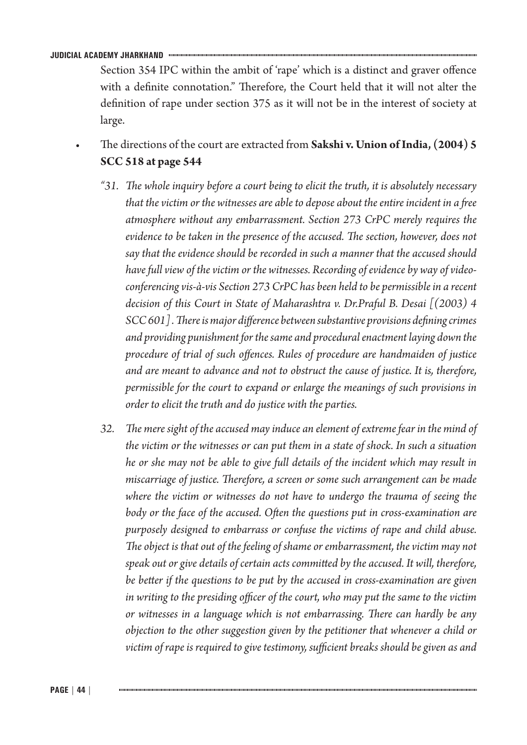Section 354 IPC within the ambit of 'rape' which is a distinct and graver offence with a definite connotation." Therefore, the Court held that it will not alter the definition of rape under section 375 as it will not be in the interest of society at large.

- The directions of the court are extracted from **Sakshi v. Union of India, (2004) 5 SCC 518 at page 544**

  *"31. The whole inquiry before a court being to elicit the truth, it is absolutely necessary that the victim or the witnesses are able to depose about the entire incident in a free atmosphere without any embarrassment. Section 273 CrPC merely requires the evidence to be taken in the presence of the accused. The section, however, does not say that the evidence should be recorded in such a manner that the accused should have full view of the victim or the witnesses. Recording of evidence by way of video-conferencing vis-à-vis Section 273 CrPC has been held to be permissible in a recent decision of this Court in State of Maharashtra v. Dr.Praful B. Desai [(2003) 4 SCC 601]. There is major difference between substantive provisions defining crimes and providing punishment for the same and procedural enactment laying down the procedure of trial of such offences. Rules of procedure are handmaiden of justice and are meant to advance and not to obstruct the cause of justice. It is, therefore, permissible for the court to expand or enlarge the meanings of such provisions in order to elicit the truth and do justice with the parties.*

  *32. The mere sight of the accused may induce an element of extreme fear in the mind of the victim or the witnesses or can put them in a state of shock. In such a situation he or she may not be able to give full details of the incident which may result in miscarriage of justice. Therefore, a screen or some such arrangement can be made where the victim or witnesses do not have to undergo the trauma of seeing the body or the face of the accused. Often the questions put in cross-examination are purposely designed to embarrass or confuse the victims of rape and child abuse. The object is that out of the feeling of shame or embarrassment, the victim may not speak out or give details of certain acts committed by the accused. It will, therefore, be better if the questions to be put by the accused in cross-examination are given in writing to the presiding officer of the court, who may put the same to the victim or witnesses in a language which is not embarrassing. There can hardly be any objection to the other suggestion given by the petitioner that whenever a child or victim of rape is required to give testimony, sufficient breaks should be given as and*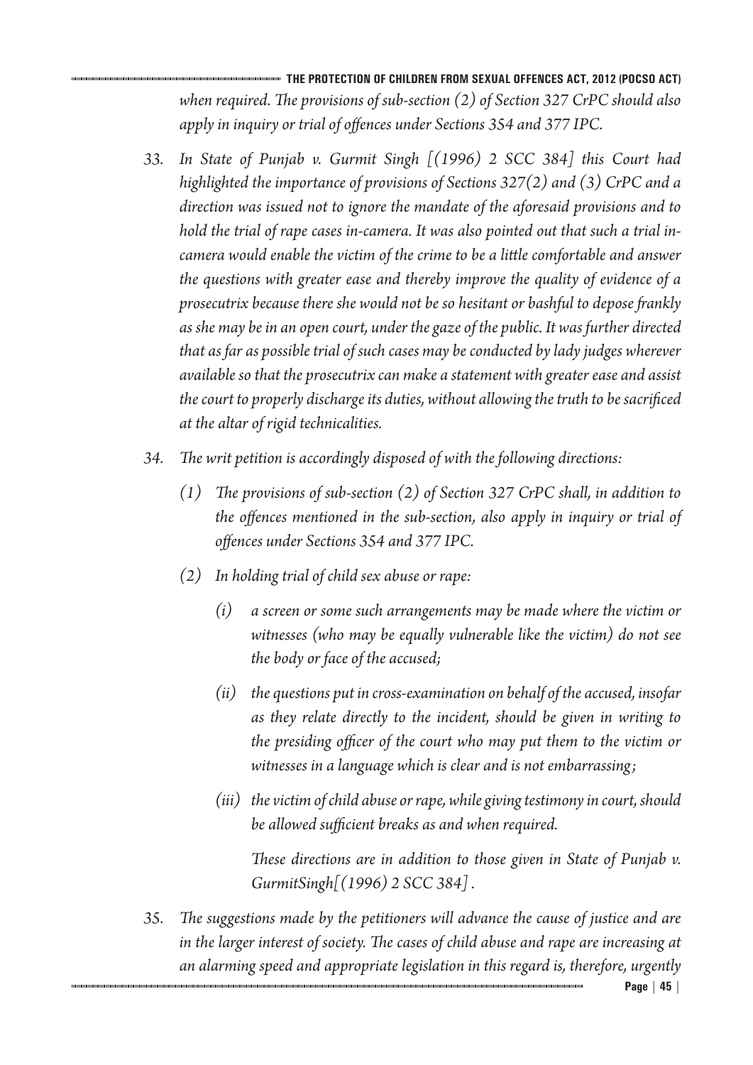*when required. The provisions of sub-section (2) of Section 327 CrPC should also apply in inquiry or trial of offences under Sections 354 and 377 IPC.*

33. *In State of Punjab v. Gurmit Singh [(1996) 2 SCC 384] this Court had highlighted the importance of provisions of Sections 327(2) and (3) CrPC and a direction was issued not to ignore the mandate of the aforesaid provisions and to hold the trial of rape cases in-camera. It was also pointed out that such a trial in-camera would enable the victim of the crime to be a little comfortable and answer the questions with greater ease and thereby improve the quality of evidence of a prosecutrix because there she would not be so hesitant or bashful to depose frankly as she may be in an open court, under the gaze of the public. It was further directed that as far as possible trial of such cases may be conducted by lady judges wherever available so that the prosecutrix can make a statement with greater ease and assist the court to properly discharge its duties, without allowing the truth to be sacrificed at the altar of rigid technicalities.*

34. *The writ petition is accordingly disposed of with the following directions:*

    (1) *The provisions of sub-section (2) of Section 327 CrPC shall, in addition to the offences mentioned in the sub-section, also apply in inquiry or trial of offences under Sections 354 and 377 IPC.*

    (2) *In holding trial of child sex abuse or rape:*

        (i) *a screen or some such arrangements may be made where the victim or witnesses (who may be equally vulnerable like the victim) do not see the body or face of the accused;*

        (ii) *the questions put in cross-examination on behalf of the accused, insofar as they relate directly to the incident, should be given in writing to the presiding officer of the court who may put them to the victim or witnesses in a language which is clear and is not embarrassing;*

        (iii) *the victim of child abuse or rape, while giving testimony in court, should be allowed sufficient breaks as and when required.*

        *These directions are in addition to those given in State of Punjab v. GurmitSingh[(1996) 2 SCC 384] .*

35. *The suggestions made by the petitioners will advance the cause of justice and are in the larger interest of society. The cases of child abuse and rape are increasing at an alarming speed and appropriate legislation in this regard is, therefore, urgently*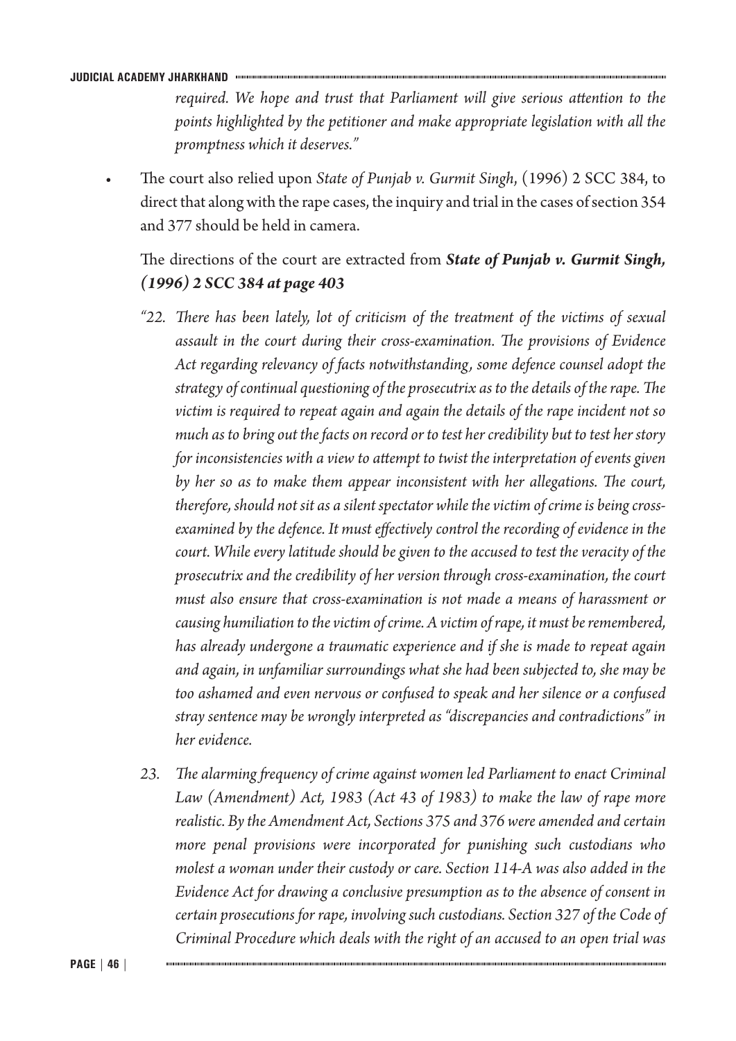*required. We hope and trust that Parliament will give serious attention to the points highlighted by the petitioner and make appropriate legislation with all the promptness which it deserves."*

- The court also relied upon *State of Punjab v. Gurmit Singh*, (1996) 2 SCC 384, to direct that along with the rape cases, the inquiry and trial in the cases of section 354 and 377 should be held in camera.

  The directions of the court are extracted from ***State of Punjab v. Gurmit Singh, (1996) 2 SCC 384 at page 403***

  *"22. There has been lately, lot of criticism of the treatment of the victims of sexual assault in the court during their cross-examination. The provisions of Evidence Act regarding relevancy of facts notwithstanding, some defence counsel adopt the strategy of continual questioning of the prosecutrix as to the details of the rape. The victim is required to repeat again and again the details of the rape incident not so much as to bring out the facts on record or to test her credibility but to test her story for inconsistencies with a view to attempt to twist the interpretation of events given by her so as to make them appear inconsistent with her allegations. The court, therefore, should not sit as a silent spectator while the victim of crime is being cross-examined by the defence. It must effectively control the recording of evidence in the court. While every latitude should be given to the accused to test the veracity of the prosecutrix and the credibility of her version through cross-examination, the court must also ensure that cross-examination is not made a means of harassment or causing humiliation to the victim of crime. A victim of rape, it must be remembered, has already undergone a traumatic experience and if she is made to repeat again and again, in unfamiliar surroundings what she had been subjected to, she may be too ashamed and even nervous or confused to speak and her silence or a confused stray sentence may be wrongly interpreted as "discrepancies and contradictions" in her evidence.*

  *23. The alarming frequency of crime against women led Parliament to enact Criminal Law (Amendment) Act, 1983 (Act 43 of 1983) to make the law of rape more realistic. By the Amendment Act, Sections 375 and 376 were amended and certain more penal provisions were incorporated for punishing such custodians who molest a woman under their custody or care. Section 114-A was also added in the Evidence Act for drawing a conclusive presumption as to the absence of consent in certain prosecutions for rape, involving such custodians. Section 327 of the Code of Criminal Procedure which deals with the right of an accused to an open trial was*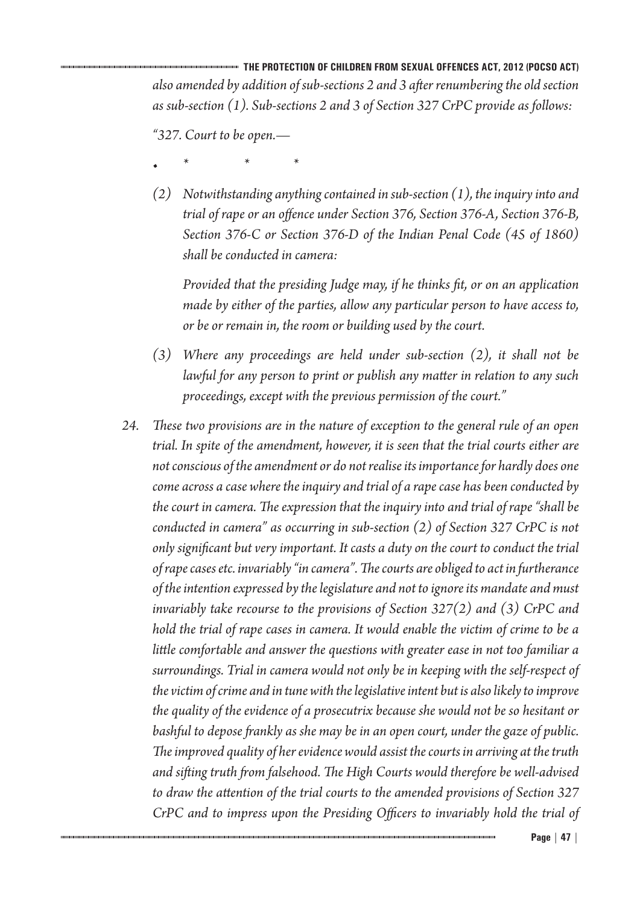*also amended by addition of sub-sections 2 and 3 after renumbering the old section as sub-section (1). Sub-sections 2 and 3 of Section 327 CrPC provide as follows:*

*"327. Court to be open.—*

- \*  \*  \*

*(2) Notwithstanding anything contained in sub-section (1), the inquiry into and trial of rape or an offence under Section 376, Section 376-A, Section 376-B, Section 376-C or Section 376-D of the Indian Penal Code (45 of 1860) shall be conducted in camera:*

*Provided that the presiding Judge may, if he thinks fit, or on an application made by either of the parties, allow any particular person to have access to, or be or remain in, the room or building used by the court.*

*(3) Where any proceedings are held under sub-section (2), it shall not be lawful for any person to print or publish any matter in relation to any such proceedings, except with the previous permission of the court."*

*24. These two provisions are in the nature of exception to the general rule of an open trial. In spite of the amendment, however, it is seen that the trial courts either are not conscious of the amendment or do not realise its importance for hardly does one come across a case where the inquiry and trial of a rape case has been conducted by the court in camera. The expression that the inquiry into and trial of rape "shall be conducted in camera" as occurring in sub-section (2) of Section 327 CrPC is not only significant but very important. It casts a duty on the court to conduct the trial of rape cases etc. invariably "in camera". The courts are obliged to act in furtherance of the intention expressed by the legislature and not to ignore its mandate and must invariably take recourse to the provisions of Section 327(2) and (3) CrPC and hold the trial of rape cases in camera. It would enable the victim of crime to be a little comfortable and answer the questions with greater ease in not too familiar a surroundings. Trial in camera would not only be in keeping with the self-respect of the victim of crime and in tune with the legislative intent but is also likely to improve the quality of the evidence of a prosecutrix because she would not be so hesitant or bashful to depose frankly as she may be in an open court, under the gaze of public. The improved quality of her evidence would assist the courts in arriving at the truth and sifting truth from falsehood. The High Courts would therefore be well-advised to draw the attention of the trial courts to the amended provisions of Section 327 CrPC and to impress upon the Presiding Officers to invariably hold the trial of*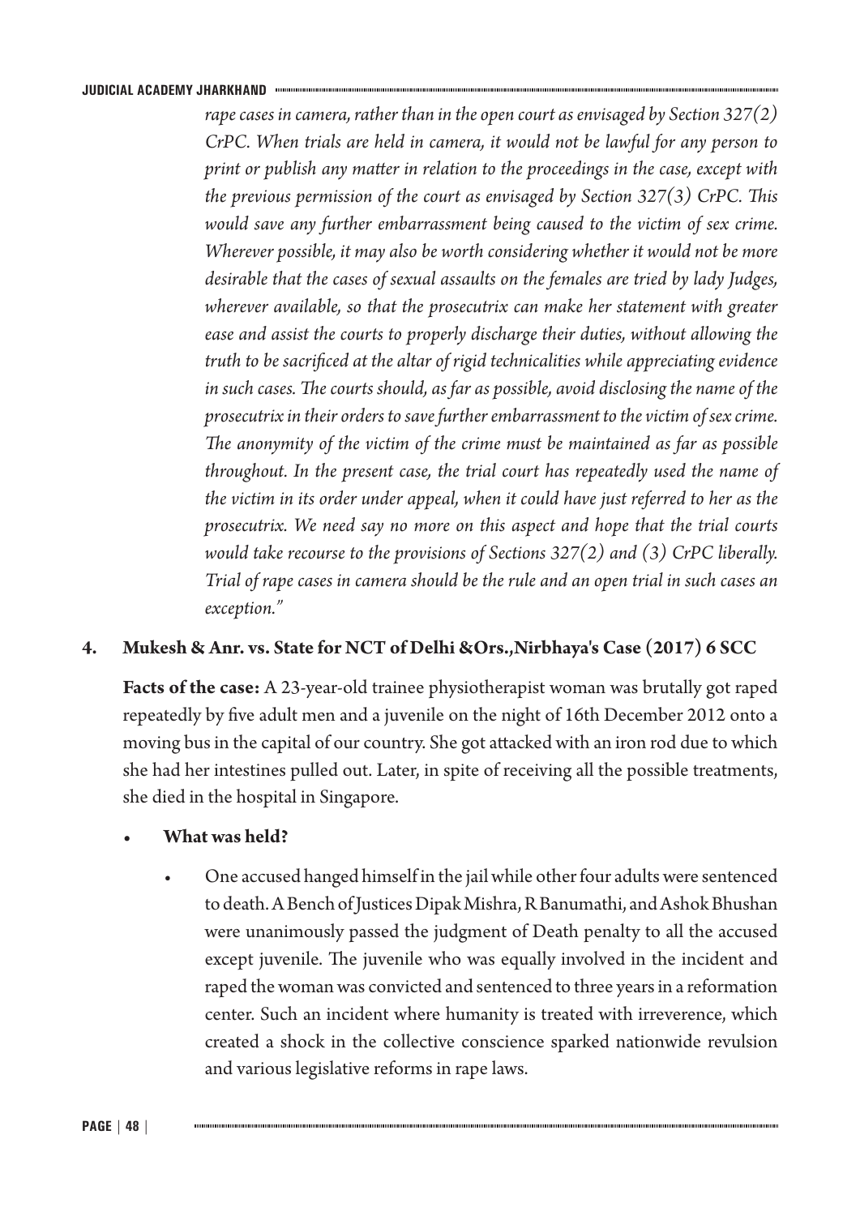*rape cases in camera, rather than in the open court as envisaged by Section 327(2) CrPC. When trials are held in camera, it would not be lawful for any person to print or publish any matter in relation to the proceedings in the case, except with the previous permission of the court as envisaged by Section 327(3) CrPC. This would save any further embarrassment being caused to the victim of sex crime. Wherever possible, it may also be worth considering whether it would not be more desirable that the cases of sexual assaults on the females are tried by lady Judges, wherever available, so that the prosecutrix can make her statement with greater ease and assist the courts to properly discharge their duties, without allowing the truth to be sacrificed at the altar of rigid technicalities while appreciating evidence in such cases. The courts should, as far as possible, avoid disclosing the name of the prosecutrix in their orders to save further embarrassment to the victim of sex crime. The anonymity of the victim of the crime must be maintained as far as possible throughout. In the present case, the trial court has repeatedly used the name of the victim in its order under appeal, when it could have just referred to her as the prosecutrix. We need say no more on this aspect and hope that the trial courts would take recourse to the provisions of Sections 327(2) and (3) CrPC liberally. Trial of rape cases in camera should be the rule and an open trial in such cases an exception."*

**4. Mukesh & Anr. vs. State for NCT of Delhi &Ors.,Nirbhaya's Case (2017) 6 SCC**

**Facts of the case:** A 23-year-old trainee physiotherapist woman was brutally got raped repeatedly by five adult men and a juvenile on the night of 16th December 2012 onto a moving bus in the capital of our country. She got attacked with an iron rod due to which she had her intestines pulled out. Later, in spite of receiving all the possible treatments, she died in the hospital in Singapore.

- **What was held?**
  - One accused hanged himself in the jail while other four adults were sentenced to death. A Bench of Justices Dipak Mishra, R Banumathi, and Ashok Bhushan were unanimously passed the judgment of Death penalty to all the accused except juvenile. The juvenile who was equally involved in the incident and raped the woman was convicted and sentenced to three years in a reformation center. Such an incident where humanity is treated with irreverence, which created a shock in the collective conscience sparked nationwide revulsion and various legislative reforms in rape laws.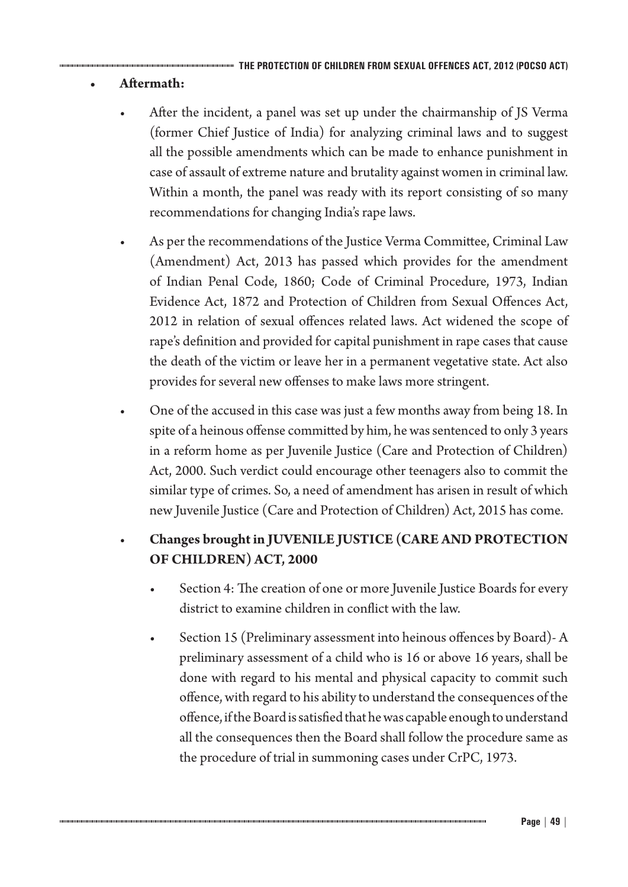- **Aftermath:**
  - After the incident, a panel was set up under the chairmanship of JS Verma (former Chief Justice of India) for analyzing criminal laws and to suggest all the possible amendments which can be made to enhance punishment in case of assault of extreme nature and brutality against women in criminal law. Within a month, the panel was ready with its report consisting of so many recommendations for changing India's rape laws.
  - As per the recommendations of the Justice Verma Committee, Criminal Law (Amendment) Act, 2013 has passed which provides for the amendment of Indian Penal Code, 1860; Code of Criminal Procedure, 1973, Indian Evidence Act, 1872 and Protection of Children from Sexual Offences Act, 2012 in relation of sexual offences related laws. Act widened the scope of rape's definition and provided for capital punishment in rape cases that cause the death of the victim or leave her in a permanent vegetative state. Act also provides for several new offenses to make laws more stringent.
  - One of the accused in this case was just a few months away from being 18. In spite of a heinous offense committed by him, he was sentenced to only 3 years in a reform home as per Juvenile Justice (Care and Protection of Children) Act, 2000. Such verdict could encourage other teenagers also to commit the similar type of crimes. So, a need of amendment has arisen in result of which new Juvenile Justice (Care and Protection of Children) Act, 2015 has come.
  - **Changes brought in JUVENILE JUSTICE (CARE AND PROTECTION OF CHILDREN) ACT, 2000**
    - Section 4: The creation of one or more Juvenile Justice Boards for every district to examine children in conflict with the law.
    - Section 15 (Preliminary assessment into heinous offences by Board)- A preliminary assessment of a child who is 16 or above 16 years, shall be done with regard to his mental and physical capacity to commit such offence, with regard to his ability to understand the consequences of the offence, if the Board is satisfied that he was capable enough to understand all the consequences then the Board shall follow the procedure same as the procedure of trial in summoning cases under CrPC, 1973.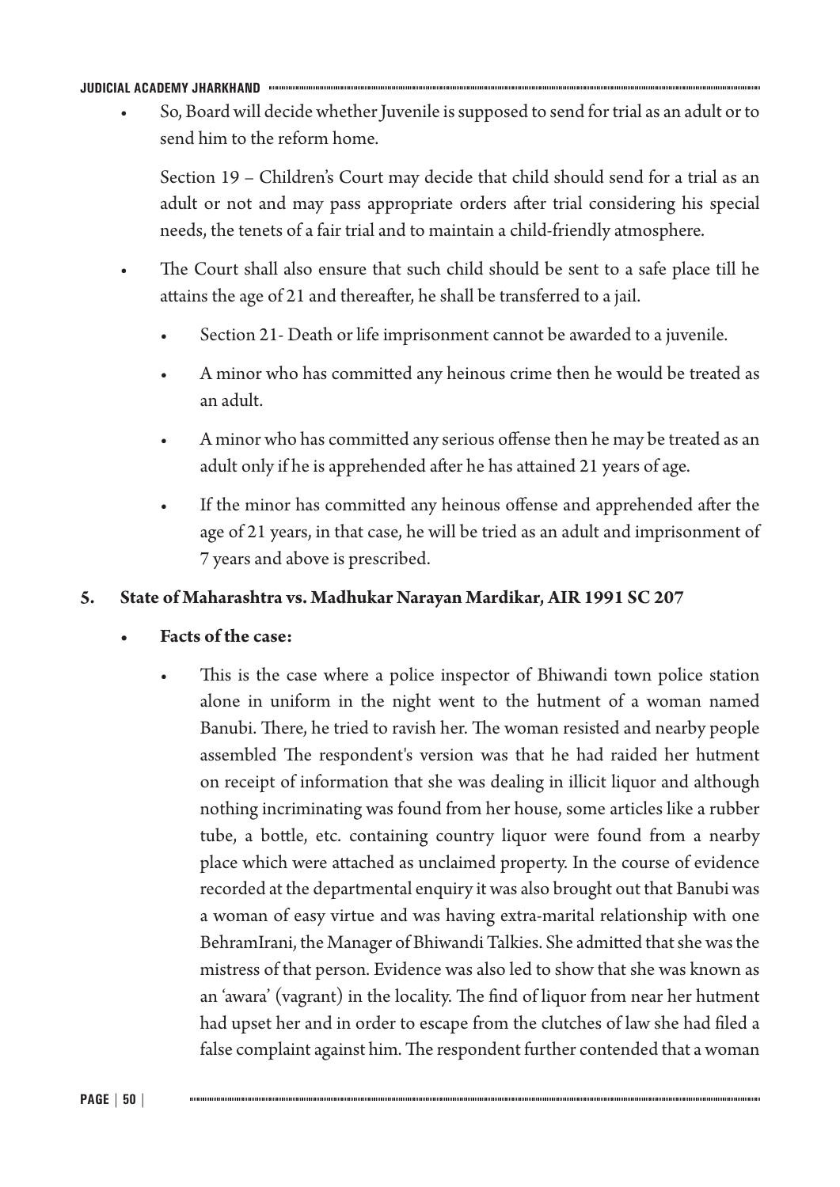- So, Board will decide whether Juvenile is supposed to send for trial as an adult or to send him to the reform home.

  Section 19 – Children's Court may decide that child should send for a trial as an adult or not and may pass appropriate orders after trial considering his special needs, the tenets of a fair trial and to maintain a child-friendly atmosphere.

- The Court shall also ensure that such child should be sent to a safe place till he attains the age of 21 and thereafter, he shall be transferred to a jail.
  - Section 21- Death or life imprisonment cannot be awarded to a juvenile.
  - A minor who has committed any heinous crime then he would be treated as an adult.
  - A minor who has committed any serious offense then he may be treated as an adult only if he is apprehended after he has attained 21 years of age.
  - If the minor has committed any heinous offense and apprehended after the age of 21 years, in that case, he will be tried as an adult and imprisonment of 7 years and above is prescribed.

**5. State of Maharashtra vs. Madhukar Narayan Mardikar, AIR 1991 SC 207**

- **Facts of the case:**
  - This is the case where a police inspector of Bhiwandi town police station alone in uniform in the night went to the hutment of a woman named Banubi. There, he tried to ravish her. The woman resisted and nearby people assembled The respondent's version was that he had raided her hutment on receipt of information that she was dealing in illicit liquor and although nothing incriminating was found from her house, some articles like a rubber tube, a bottle, etc. containing country liquor were found from a nearby place which were attached as unclaimed property. In the course of evidence recorded at the departmental enquiry it was also brought out that Banubi was a woman of easy virtue and was having extra-marital relationship with one BehramIrani, the Manager of Bhiwandi Talkies. She admitted that she was the mistress of that person. Evidence was also led to show that she was known as an 'awara' (vagrant) in the locality. The find of liquor from near her hutment had upset her and in order to escape from the clutches of law she had filed a false complaint against him. The respondent further contended that a woman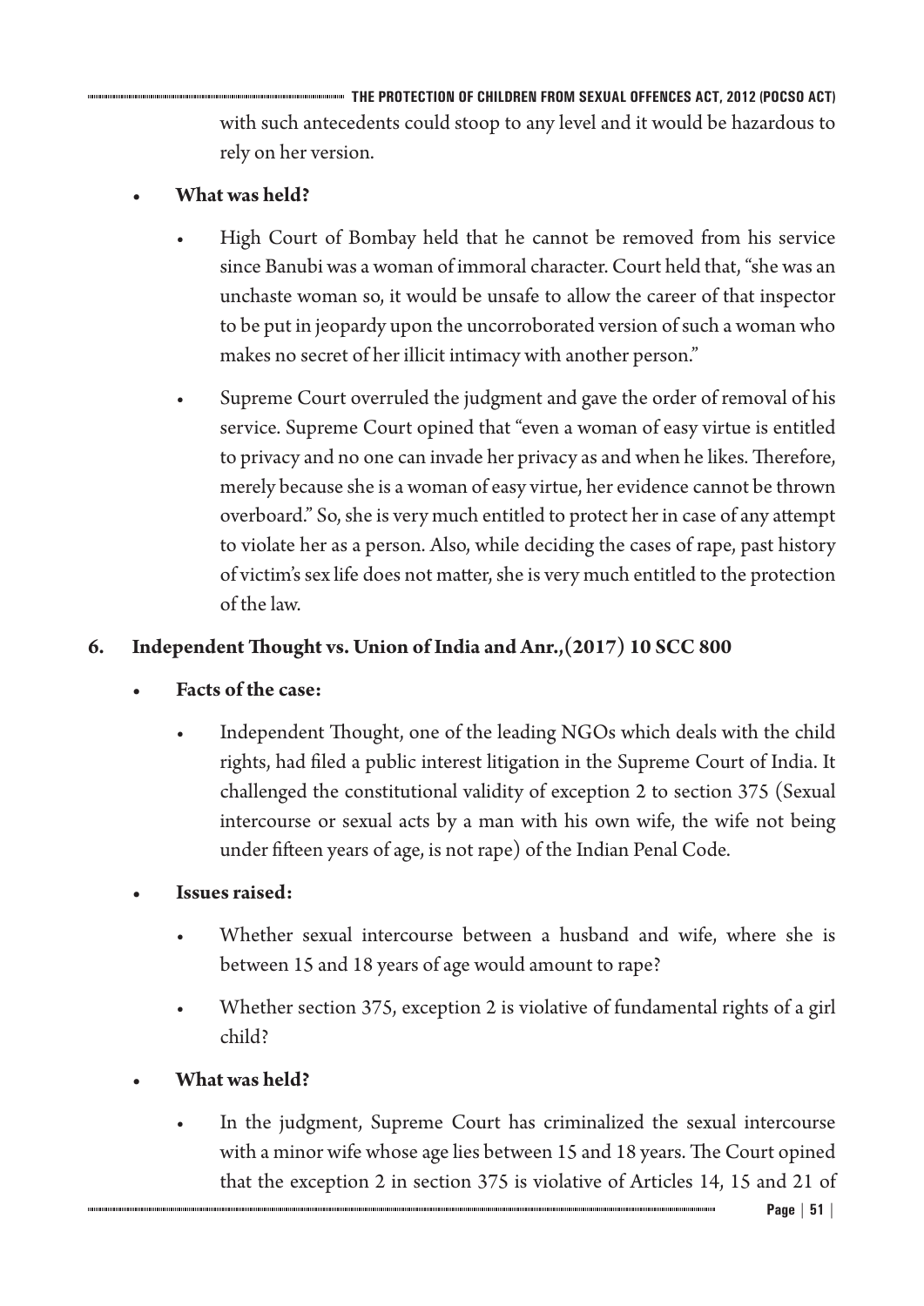with such antecedents could stoop to any level and it would be hazardous to rely on her version.

- **What was held?**
  - High Court of Bombay held that he cannot be removed from his service since Banubi was a woman of immoral character. Court held that, "she was an unchaste woman so, it would be unsafe to allow the career of that inspector to be put in jeopardy upon the uncorroborated version of such a woman who makes no secret of her illicit intimacy with another person."
  - Supreme Court overruled the judgment and gave the order of removal of his service. Supreme Court opined that "even a woman of easy virtue is entitled to privacy and no one can invade her privacy as and when he likes. Therefore, merely because she is a woman of easy virtue, her evidence cannot be thrown overboard." So, she is very much entitled to protect her in case of any attempt to violate her as a person. Also, while deciding the cases of rape, past history of victim's sex life does not matter, she is very much entitled to the protection of the law.

## 6. Independent Thought vs. Union of India and Anr.,(2017) 10 SCC 800

- **Facts of the case:**
  - Independent Thought, one of the leading NGOs which deals with the child rights, had filed a public interest litigation in the Supreme Court of India. It challenged the constitutional validity of exception 2 to section 375 (Sexual intercourse or sexual acts by a man with his own wife, the wife not being under fifteen years of age, is not rape) of the Indian Penal Code.
- **Issues raised:**
  - Whether sexual intercourse between a husband and wife, where she is between 15 and 18 years of age would amount to rape?
  - Whether section 375, exception 2 is violative of fundamental rights of a girl child?
- **What was held?**
  - In the judgment, Supreme Court has criminalized the sexual intercourse with a minor wife whose age lies between 15 and 18 years. The Court opined that the exception 2 in section 375 is violative of Articles 14, 15 and 21 of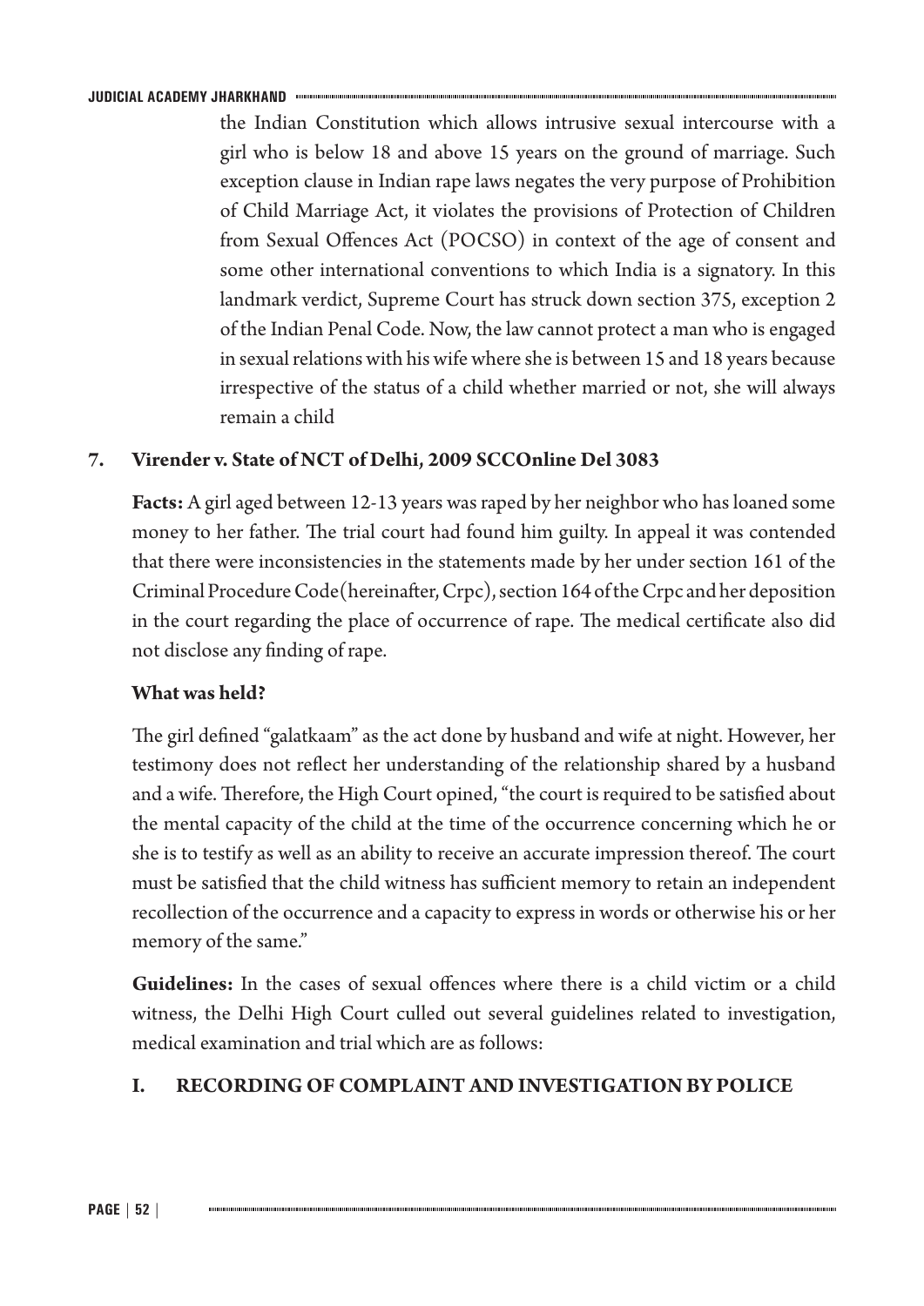the Indian Constitution which allows intrusive sexual intercourse with a girl who is below 18 and above 15 years on the ground of marriage. Such exception clause in Indian rape laws negates the very purpose of Prohibition of Child Marriage Act, it violates the provisions of Protection of Children from Sexual Offences Act (POCSO) in context of the age of consent and some other international conventions to which India is a signatory. In this landmark verdict, Supreme Court has struck down section 375, exception 2 of the Indian Penal Code. Now, the law cannot protect a man who is engaged in sexual relations with his wife where she is between 15 and 18 years because irrespective of the status of a child whether married or not, she will always remain a child

## 7. Virender v. State of NCT of Delhi, 2009 SCCOnline Del 3083

**Facts:** A girl aged between 12-13 years was raped by her neighbor who has loaned some money to her father. The trial court had found him guilty. In appeal it was contended that there were inconsistencies in the statements made by her under section 161 of the Criminal Procedure Code(hereinafter, Crpc), section 164 of the Crpc and her deposition in the court regarding the place of occurrence of rape. The medical certificate also did not disclose any finding of rape.

**What was held?**

The girl defined "galatkaam" as the act done by husband and wife at night. However, her testimony does not reflect her understanding of the relationship shared by a husband and a wife. Therefore, the High Court opined, "the court is required to be satisfied about the mental capacity of the child at the time of the occurrence concerning which he or she is to testify as well as an ability to receive an accurate impression thereof. The court must be satisfied that the child witness has sufficient memory to retain an independent recollection of the occurrence and a capacity to express in words or otherwise his or her memory of the same."

**Guidelines:** In the cases of sexual offences where there is a child victim or a child witness, the Delhi High Court culled out several guidelines related to investigation, medical examination and trial which are as follows:

### I. RECORDING OF COMPLAINT AND INVESTIGATION BY POLICE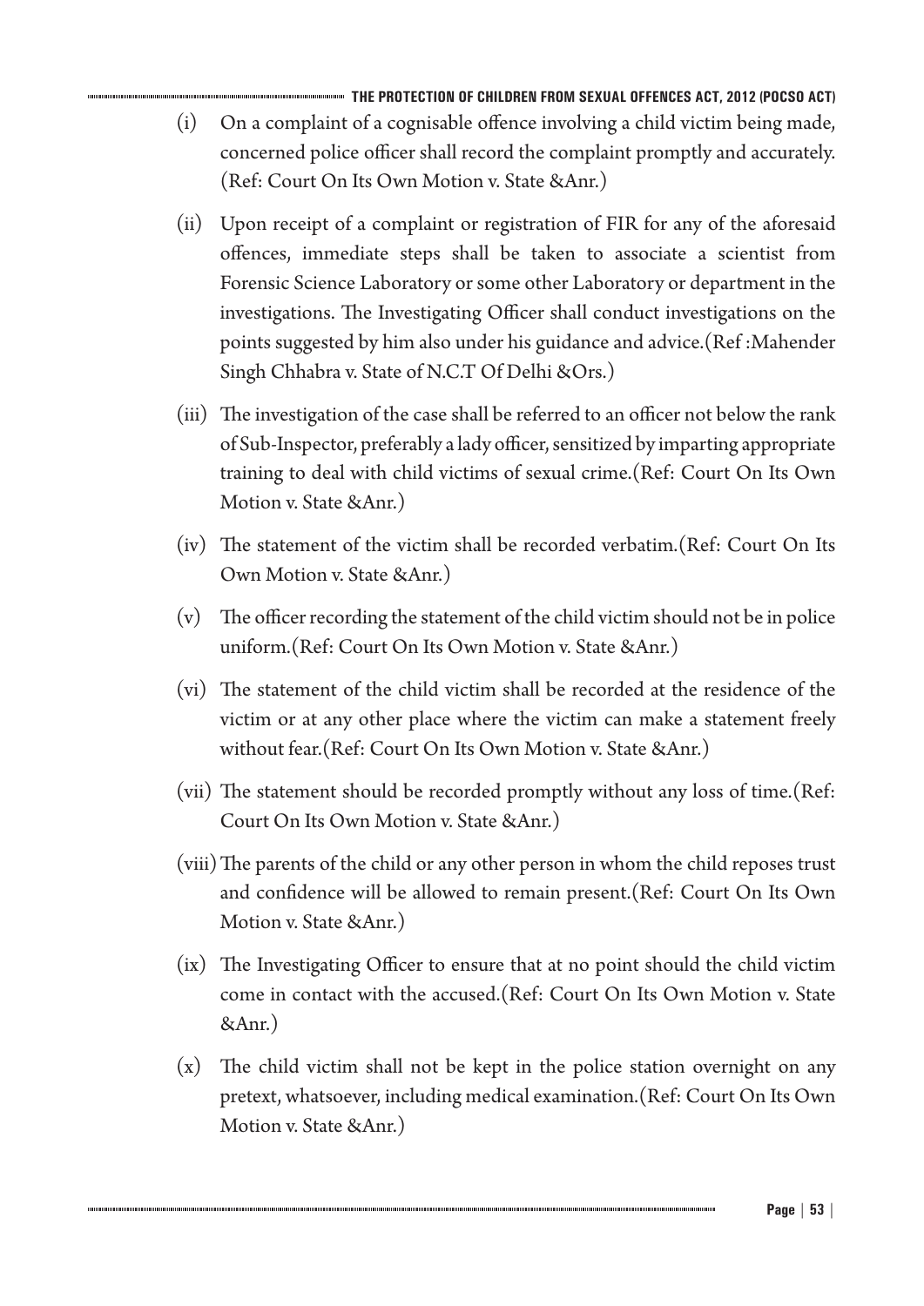(i) On a complaint of a cognisable offence involving a child victim being made, concerned police officer shall record the complaint promptly and accurately. (Ref: Court On Its Own Motion v. State &Anr.)

(ii) Upon receipt of a complaint or registration of FIR for any of the aforesaid offences, immediate steps shall be taken to associate a scientist from Forensic Science Laboratory or some other Laboratory or department in the investigations. The Investigating Officer shall conduct investigations on the points suggested by him also under his guidance and advice.(Ref :Mahender Singh Chhabra v. State of N.C.T Of Delhi &Ors.)

(iii) The investigation of the case shall be referred to an officer not below the rank of Sub-Inspector, preferably a lady officer, sensitized by imparting appropriate training to deal with child victims of sexual crime.(Ref: Court On Its Own Motion v. State &Anr.)

(iv) The statement of the victim shall be recorded verbatim.(Ref: Court On Its Own Motion v. State &Anr.)

(v) The officer recording the statement of the child victim should not be in police uniform.(Ref: Court On Its Own Motion v. State &Anr.)

(vi) The statement of the child victim shall be recorded at the residence of the victim or at any other place where the victim can make a statement freely without fear.(Ref: Court On Its Own Motion v. State &Anr.)

(vii) The statement should be recorded promptly without any loss of time.(Ref: Court On Its Own Motion v. State &Anr.)

(viii) The parents of the child or any other person in whom the child reposes trust and confidence will be allowed to remain present.(Ref: Court On Its Own Motion v. State &Anr.)

(ix) The Investigating Officer to ensure that at no point should the child victim come in contact with the accused.(Ref: Court On Its Own Motion v. State &Anr.)

(x) The child victim shall not be kept in the police station overnight on any pretext, whatsoever, including medical examination.(Ref: Court On Its Own Motion v. State &Anr.)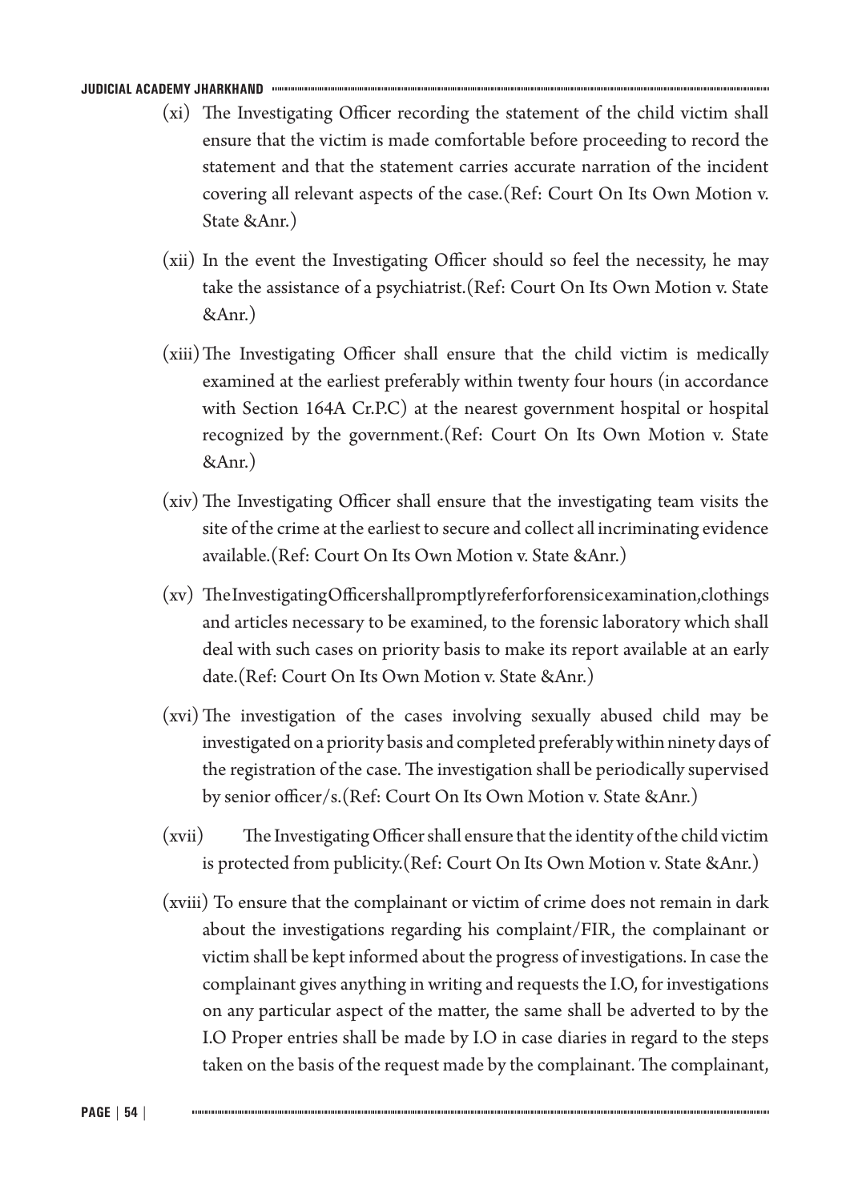(xi) The Investigating Officer recording the statement of the child victim shall ensure that the victim is made comfortable before proceeding to record the statement and that the statement carries accurate narration of the incident covering all relevant aspects of the case.(Ref: Court On Its Own Motion v. State &Anr.)

(xii) In the event the Investigating Officer should so feel the necessity, he may take the assistance of a psychiatrist.(Ref: Court On Its Own Motion v. State &Anr.)

(xiii) The Investigating Officer shall ensure that the child victim is medically examined at the earliest preferably within twenty four hours (in accordance with Section 164A Cr.P.C) at the nearest government hospital or hospital recognized by the government.(Ref: Court On Its Own Motion v. State &Anr.)

(xiv) The Investigating Officer shall ensure that the investigating team visits the site of the crime at the earliest to secure and collect all incriminating evidence available.(Ref: Court On Its Own Motion v. State &Anr.)

(xv) The Investigating Officer shall promptly refer for forensic examination, clothings and articles necessary to be examined, to the forensic laboratory which shall deal with such cases on priority basis to make its report available at an early date.(Ref: Court On Its Own Motion v. State &Anr.)

(xvi) The investigation of the cases involving sexually abused child may be investigated on a priority basis and completed preferably within ninety days of the registration of the case. The investigation shall be periodically supervised by senior officer/s.(Ref: Court On Its Own Motion v. State &Anr.)

(xvii) The Investigating Officer shall ensure that the identity of the child victim is protected from publicity.(Ref: Court On Its Own Motion v. State &Anr.)

(xviii) To ensure that the complainant or victim of crime does not remain in dark about the investigations regarding his complaint/FIR, the complainant or victim shall be kept informed about the progress of investigations. In case the complainant gives anything in writing and requests the I.O, for investigations on any particular aspect of the matter, the same shall be adverted to by the I.O Proper entries shall be made by I.O in case diaries in regard to the steps taken on the basis of the request made by the complainant. The complainant,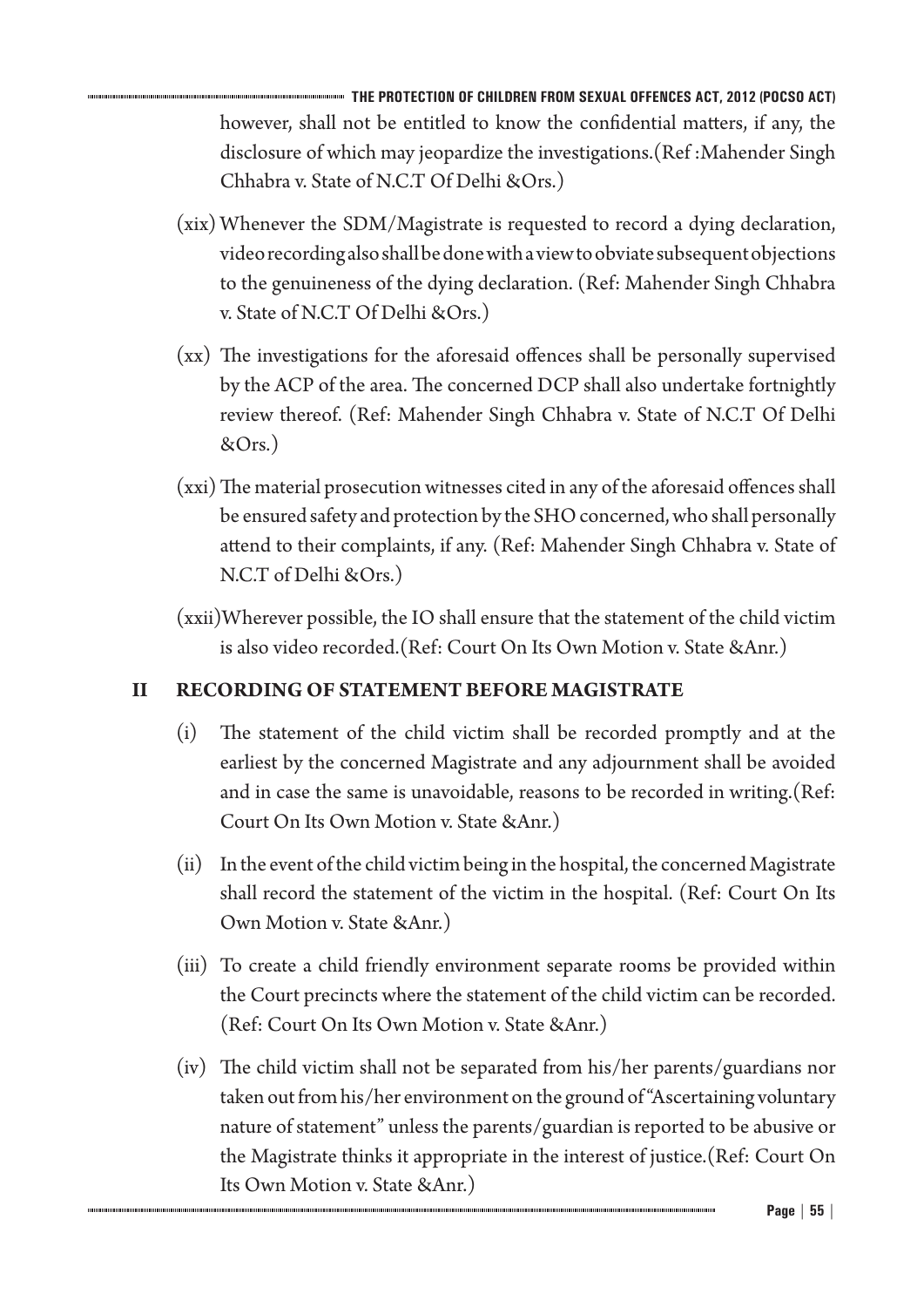however, shall not be entitled to know the confidential matters, if any, the disclosure of which may jeopardize the investigations.(Ref :Mahender Singh Chhabra v. State of N.C.T Of Delhi &Ors.)

(xix) Whenever the SDM/Magistrate is requested to record a dying declaration, video recording also shall be done with a view to obviate subsequent objections to the genuineness of the dying declaration. (Ref: Mahender Singh Chhabra v. State of N.C.T Of Delhi &Ors.)

(xx) The investigations for the aforesaid offences shall be personally supervised by the ACP of the area. The concerned DCP shall also undertake fortnightly review thereof. (Ref: Mahender Singh Chhabra v. State of N.C.T Of Delhi &Ors.)

(xxi) The material prosecution witnesses cited in any of the aforesaid offences shall be ensured safety and protection by the SHO concerned, who shall personally attend to their complaints, if any. (Ref: Mahender Singh Chhabra v. State of N.C.T of Delhi &Ors.)

(xxii)Wherever possible, the IO shall ensure that the statement of the child victim is also video recorded.(Ref: Court On Its Own Motion v. State &Anr.)

## II RECORDING OF STATEMENT BEFORE MAGISTRATE

(i) The statement of the child victim shall be recorded promptly and at the earliest by the concerned Magistrate and any adjournment shall be avoided and in case the same is unavoidable, reasons to be recorded in writing.(Ref: Court On Its Own Motion v. State &Anr.)

(ii) In the event of the child victim being in the hospital, the concerned Magistrate shall record the statement of the victim in the hospital. (Ref: Court On Its Own Motion v. State &Anr.)

(iii) To create a child friendly environment separate rooms be provided within the Court precincts where the statement of the child victim can be recorded. (Ref: Court On Its Own Motion v. State &Anr.)

(iv) The child victim shall not be separated from his/her parents/guardians nor taken out from his/her environment on the ground of "Ascertaining voluntary nature of statement" unless the parents/guardian is reported to be abusive or the Magistrate thinks it appropriate in the interest of justice.(Ref: Court On Its Own Motion v. State &Anr.)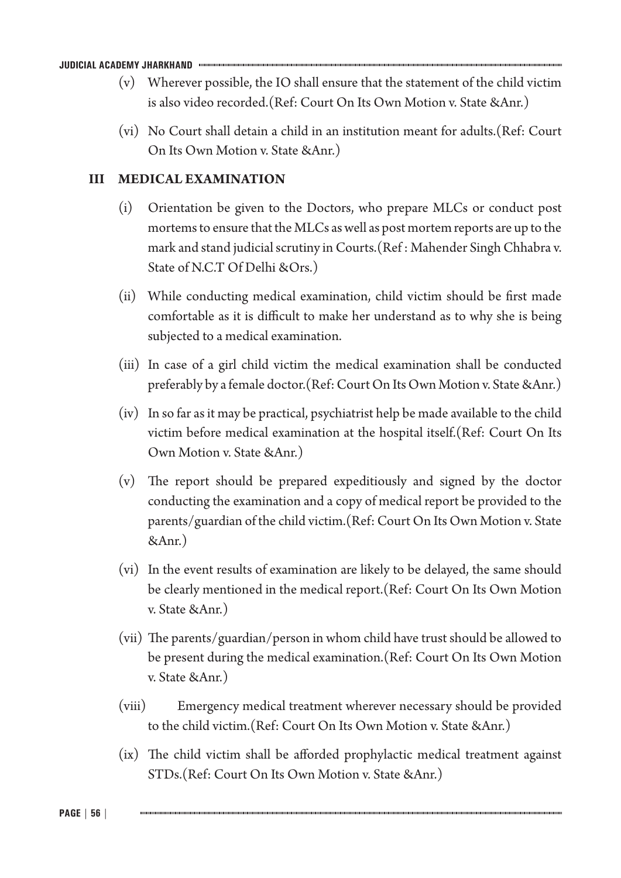(v) Wherever possible, the IO shall ensure that the statement of the child victim is also video recorded.(Ref: Court On Its Own Motion v. State &Anr.)

(vi) No Court shall detain a child in an institution meant for adults.(Ref: Court On Its Own Motion v. State &Anr.)

## III MEDICAL EXAMINATION

(i) Orientation be given to the Doctors, who prepare MLCs or conduct post mortems to ensure that the MLCs as well as post mortem reports are up to the mark and stand judicial scrutiny in Courts.(Ref : Mahender Singh Chhabra v. State of N.C.T Of Delhi &Ors.)

(ii) While conducting medical examination, child victim should be first made comfortable as it is difficult to make her understand as to why she is being subjected to a medical examination.

(iii) In case of a girl child victim the medical examination shall be conducted preferably by a female doctor.(Ref: Court On Its Own Motion v. State &Anr.)

(iv) In so far as it may be practical, psychiatrist help be made available to the child victim before medical examination at the hospital itself.(Ref: Court On Its Own Motion v. State &Anr.)

(v) The report should be prepared expeditiously and signed by the doctor conducting the examination and a copy of medical report be provided to the parents/guardian of the child victim.(Ref: Court On Its Own Motion v. State &Anr.)

(vi) In the event results of examination are likely to be delayed, the same should be clearly mentioned in the medical report.(Ref: Court On Its Own Motion v. State &Anr.)

(vii) The parents/guardian/person in whom child have trust should be allowed to be present during the medical examination.(Ref: Court On Its Own Motion v. State &Anr.)

(viii) Emergency medical treatment wherever necessary should be provided to the child victim.(Ref: Court On Its Own Motion v. State &Anr.)

(ix) The child victim shall be afforded prophylactic medical treatment against STDs.(Ref: Court On Its Own Motion v. State &Anr.)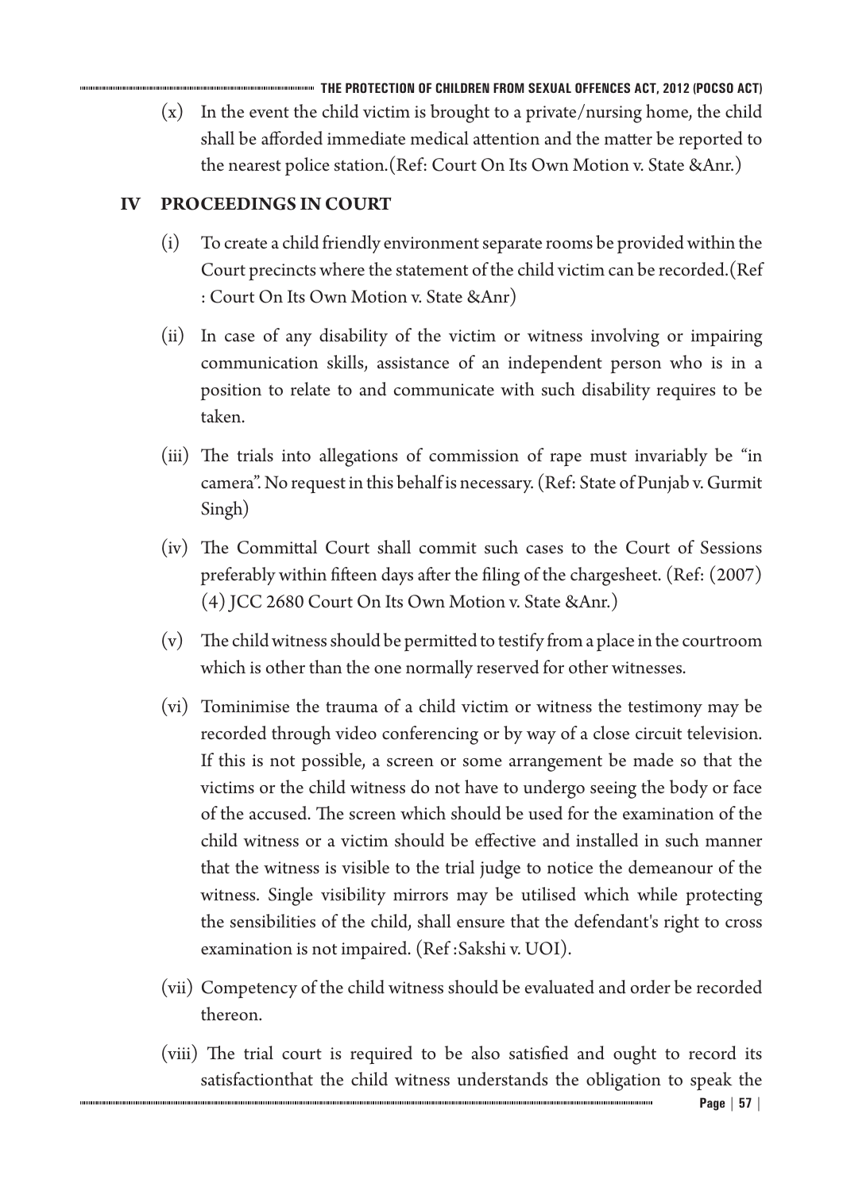(x) In the event the child victim is brought to a private/nursing home, the child shall be afforded immediate medical attention and the matter be reported to the nearest police station.(Ref: Court On Its Own Motion v. State &Anr.)

## IV PROCEEDINGS IN COURT

(i) To create a child friendly environment separate rooms be provided within the Court precincts where the statement of the child victim can be recorded.(Ref : Court On Its Own Motion v. State &Anr)

(ii) In case of any disability of the victim or witness involving or impairing communication skills, assistance of an independent person who is in a position to relate to and communicate with such disability requires to be taken.

(iii) The trials into allegations of commission of rape must invariably be "in camera". No request in this behalf is necessary. (Ref: State of Punjab v. Gurmit Singh)

(iv) The Committal Court shall commit such cases to the Court of Sessions preferably within fifteen days after the filing of the chargesheet. (Ref: (2007) (4) JCC 2680 Court On Its Own Motion v. State &Anr.)

(v) The child witness should be permitted to testify from a place in the courtroom which is other than the one normally reserved for other witnesses.

(vi) Tominimise the trauma of a child victim or witness the testimony may be recorded through video conferencing or by way of a close circuit television. If this is not possible, a screen or some arrangement be made so that the victims or the child witness do not have to undergo seeing the body or face of the accused. The screen which should be used for the examination of the child witness or a victim should be effective and installed in such manner that the witness is visible to the trial judge to notice the demeanour of the witness. Single visibility mirrors may be utilised which while protecting the sensibilities of the child, shall ensure that the defendant's right to cross examination is not impaired. (Ref :Sakshi v. UOI).

(vii) Competency of the child witness should be evaluated and order be recorded thereon.

(viii) The trial court is required to be also satisfied and ought to record its satisfactionthat the child witness understands the obligation to speak the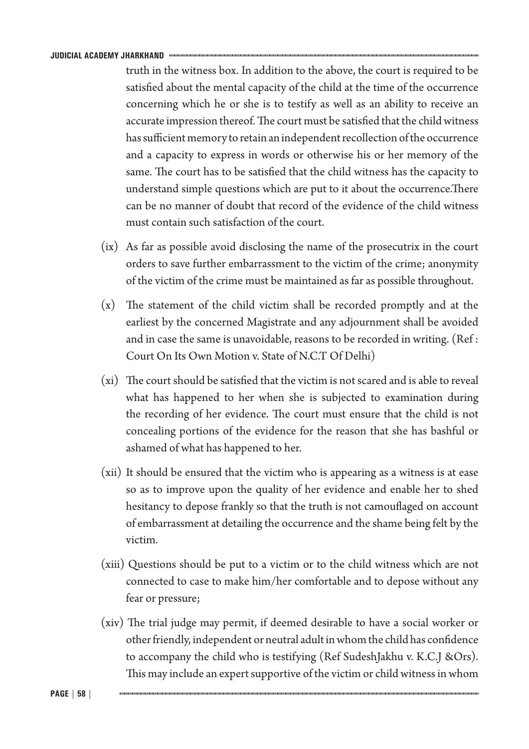truth in the witness box. In addition to the above, the court is required to be satisfied about the mental capacity of the child at the time of the occurrence concerning which he or she is to testify as well as an ability to receive an accurate impression thereof. The court must be satisfied that the child witness has sufficient memory to retain an independent recollection of the occurrence and a capacity to express in words or otherwise his or her memory of the same. The court has to be satisfied that the child witness has the capacity to understand simple questions which are put to it about the occurrence.There can be no manner of doubt that record of the evidence of the child witness must contain such satisfaction of the court.

(ix) As far as possible avoid disclosing the name of the prosecutrix in the court orders to save further embarrassment to the victim of the crime; anonymity of the victim of the crime must be maintained as far as possible throughout.

(x) The statement of the child victim shall be recorded promptly and at the earliest by the concerned Magistrate and any adjournment shall be avoided and in case the same is unavoidable, reasons to be recorded in writing. (Ref : Court On Its Own Motion v. State of N.C.T Of Delhi)

(xi) The court should be satisfied that the victim is not scared and is able to reveal what has happened to her when she is subjected to examination during the recording of her evidence. The court must ensure that the child is not concealing portions of the evidence for the reason that she has bashful or ashamed of what has happened to her.

(xii) It should be ensured that the victim who is appearing as a witness is at ease so as to improve upon the quality of her evidence and enable her to shed hesitancy to depose frankly so that the truth is not camouflaged on account of embarrassment at detailing the occurrence and the shame being felt by the victim.

(xiii) Questions should be put to a victim or to the child witness which are not connected to case to make him/her comfortable and to depose without any fear or pressure;

(xiv) The trial judge may permit, if deemed desirable to have a social worker or other friendly, independent or neutral adult in whom the child has confidence to accompany the child who is testifying (Ref SudeshJakhu v. K.C.J &Ors). This may include an expert supportive of the victim or child witness in whom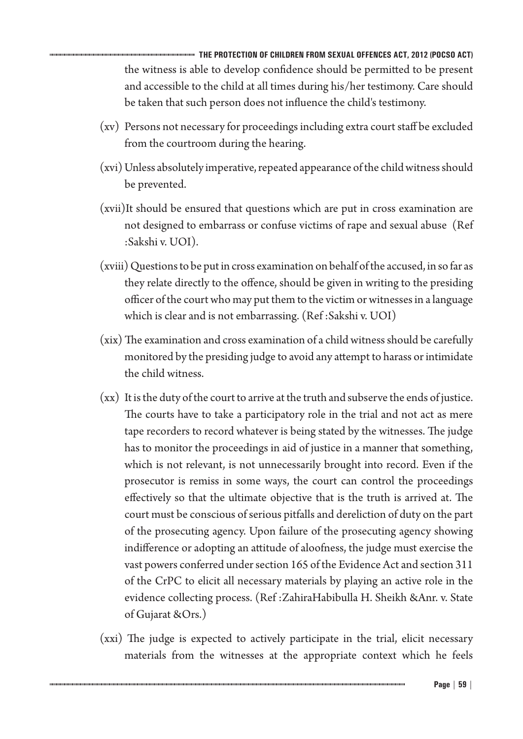the witness is able to develop confidence should be permitted to be present and accessible to the child at all times during his/her testimony. Care should be taken that such person does not influence the child's testimony.

(xv) Persons not necessary for proceedings including extra court staff be excluded from the courtroom during the hearing.

(xvi) Unless absolutely imperative, repeated appearance of the child witness should be prevented.

(xvii) It should be ensured that questions which are put in cross examination are not designed to embarrass or confuse victims of rape and sexual abuse (Ref :Sakshi v. UOI).

(xviii) Questions to be put in cross examination on behalf of the accused, in so far as they relate directly to the offence, should be given in writing to the presiding officer of the court who may put them to the victim or witnesses in a language which is clear and is not embarrassing. (Ref :Sakshi v. UOI)

(xix) The examination and cross examination of a child witness should be carefully monitored by the presiding judge to avoid any attempt to harass or intimidate the child witness.

(xx) It is the duty of the court to arrive at the truth and subserve the ends of justice. The courts have to take a participatory role in the trial and not act as mere tape recorders to record whatever is being stated by the witnesses. The judge has to monitor the proceedings in aid of justice in a manner that something, which is not relevant, is not unnecessarily brought into record. Even if the prosecutor is remiss in some ways, the court can control the proceedings effectively so that the ultimate objective that is the truth is arrived at. The court must be conscious of serious pitfalls and dereliction of duty on the part of the prosecuting agency. Upon failure of the prosecuting agency showing indifference or adopting an attitude of aloofness, the judge must exercise the vast powers conferred under section 165 of the Evidence Act and section 311 of the CrPC to elicit all necessary materials by playing an active role in the evidence collecting process. (Ref :ZahiraHabibulla H. Sheikh &Anr. v. State of Gujarat &Ors.)

(xxi) The judge is expected to actively participate in the trial, elicit necessary materials from the witnesses at the appropriate context which he feels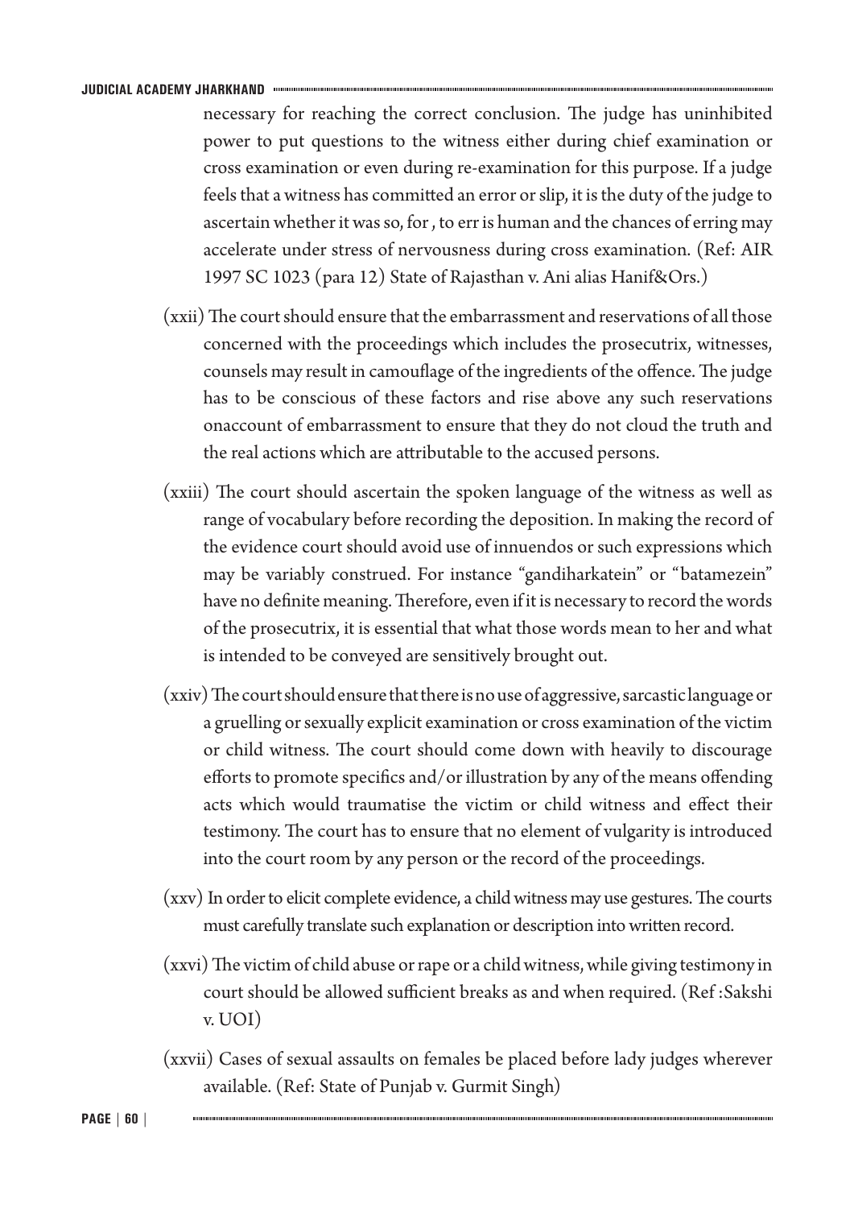necessary for reaching the correct conclusion. The judge has uninhibited power to put questions to the witness either during chief examination or cross examination or even during re-examination for this purpose. If a judge feels that a witness has committed an error or slip, it is the duty of the judge to ascertain whether it was so, for , to err is human and the chances of erring may accelerate under stress of nervousness during cross examination. (Ref: AIR 1997 SC 1023 (para 12) State of Rajasthan v. Ani alias Hanif&Ors.)

(xxii) The court should ensure that the embarrassment and reservations of all those concerned with the proceedings which includes the prosecutrix, witnesses, counsels may result in camouflage of the ingredients of the offence. The judge has to be conscious of these factors and rise above any such reservations onaccount of embarrassment to ensure that they do not cloud the truth and the real actions which are attributable to the accused persons.

(xxiii) The court should ascertain the spoken language of the witness as well as range of vocabulary before recording the deposition. In making the record of the evidence court should avoid use of innuendos or such expressions which may be variably construed. For instance "gandiharkatein" or "batamezein" have no definite meaning. Therefore, even if it is necessary to record the words of the prosecutrix, it is essential that what those words mean to her and what is intended to be conveyed are sensitively brought out.

(xxiv) The court should ensure that there is no use of aggressive, sarcastic language or a gruelling or sexually explicit examination or cross examination of the victim or child witness. The court should come down with heavily to discourage efforts to promote specifics and/or illustration by any of the means offending acts which would traumatise the victim or child witness and effect their testimony. The court has to ensure that no element of vulgarity is introduced into the court room by any person or the record of the proceedings.

(xxv) In order to elicit complete evidence, a child witness may use gestures. The courts must carefully translate such explanation or description into written record.

(xxvi) The victim of child abuse or rape or a child witness, while giving testimony in court should be allowed sufficient breaks as and when required. (Ref :Sakshi v. UOI)

(xxvii) Cases of sexual assaults on females be placed before lady judges wherever available. (Ref: State of Punjab v. Gurmit Singh)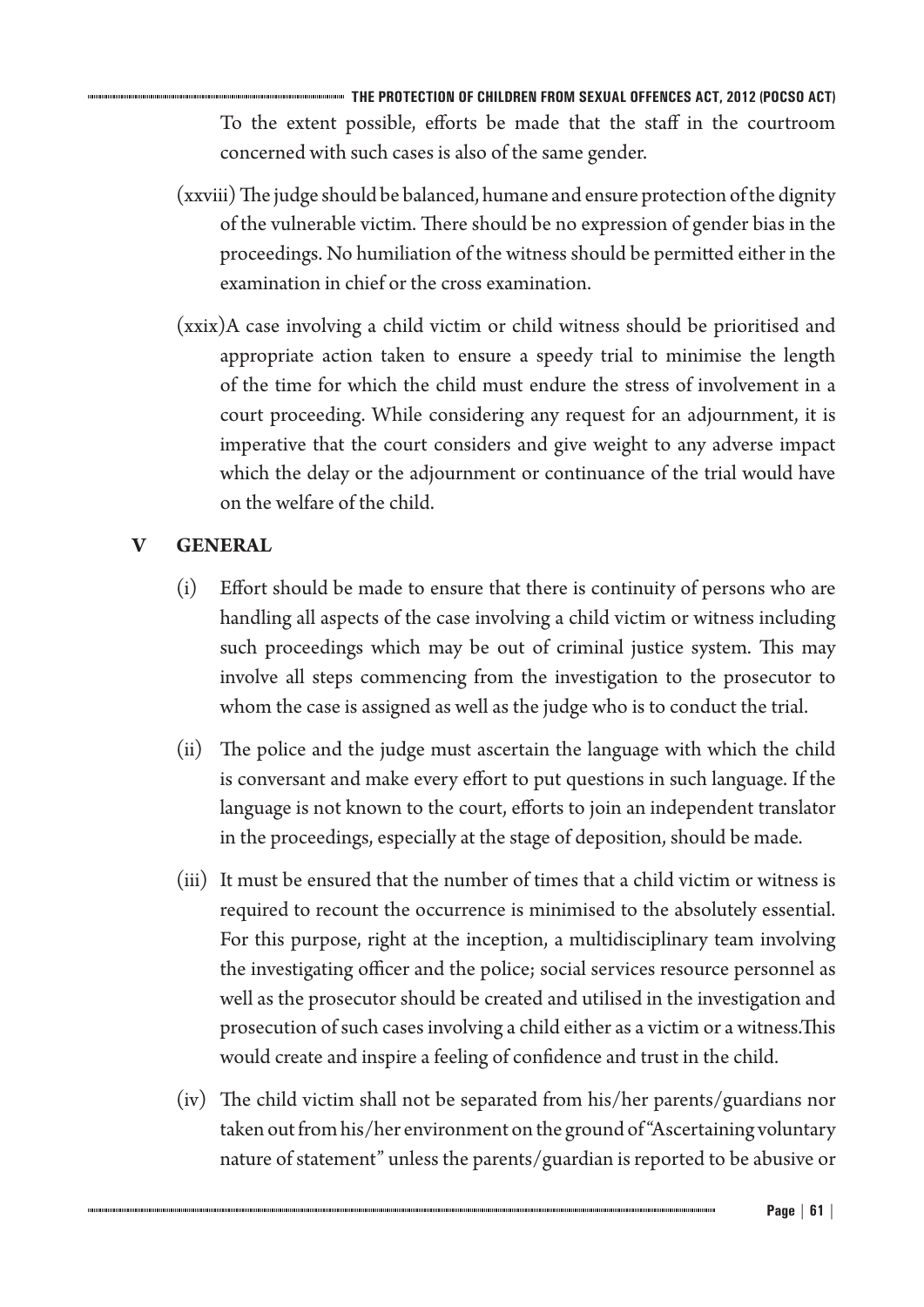To the extent possible, efforts be made that the staff in the courtroom concerned with such cases is also of the same gender.

(xxviii) The judge should be balanced, humane and ensure protection of the dignity of the vulnerable victim. There should be no expression of gender bias in the proceedings. No humiliation of the witness should be permitted either in the examination in chief or the cross examination.

(xxix)A case involving a child victim or child witness should be prioritised and appropriate action taken to ensure a speedy trial to minimise the length of the time for which the child must endure the stress of involvement in a court proceeding. While considering any request for an adjournment, it is imperative that the court considers and give weight to any adverse impact which the delay or the adjournment or continuance of the trial would have on the welfare of the child.

## V GENERAL

(i) Effort should be made to ensure that there is continuity of persons who are handling all aspects of the case involving a child victim or witness including such proceedings which may be out of criminal justice system. This may involve all steps commencing from the investigation to the prosecutor to whom the case is assigned as well as the judge who is to conduct the trial.

(ii) The police and the judge must ascertain the language with which the child is conversant and make every effort to put questions in such language. If the language is not known to the court, efforts to join an independent translator in the proceedings, especially at the stage of deposition, should be made.

(iii) It must be ensured that the number of times that a child victim or witness is required to recount the occurrence is minimised to the absolutely essential. For this purpose, right at the inception, a multidisciplinary team involving the investigating officer and the police; social services resource personnel as well as the prosecutor should be created and utilised in the investigation and prosecution of such cases involving a child either as a victim or a witness.This would create and inspire a feeling of confidence and trust in the child.

(iv) The child victim shall not be separated from his/her parents/guardians nor taken out from his/her environment on the ground of "Ascertaining voluntary nature of statement" unless the parents/guardian is reported to be abusive or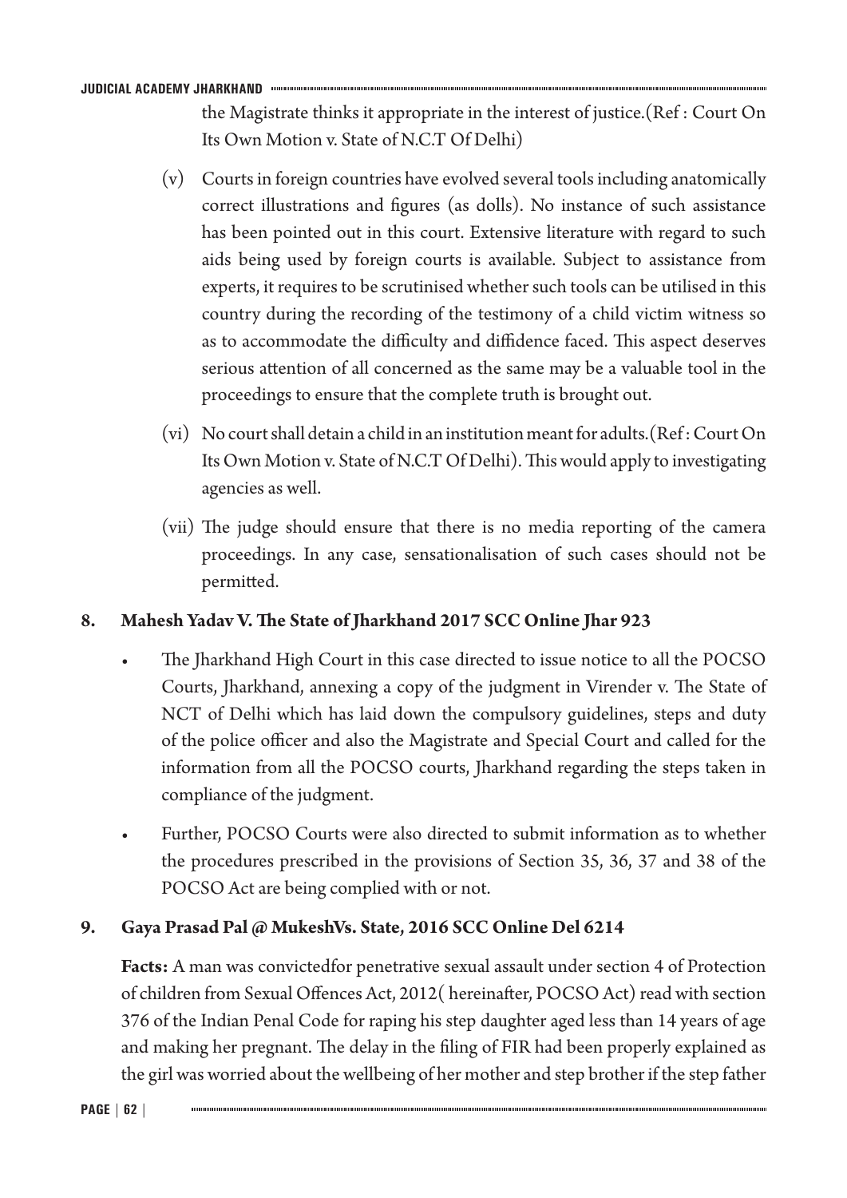the Magistrate thinks it appropriate in the interest of justice.(Ref : Court On Its Own Motion v. State of N.C.T Of Delhi)

(v) Courts in foreign countries have evolved several tools including anatomically correct illustrations and figures (as dolls). No instance of such assistance has been pointed out in this court. Extensive literature with regard to such aids being used by foreign courts is available. Subject to assistance from experts, it requires to be scrutinised whether such tools can be utilised in this country during the recording of the testimony of a child victim witness so as to accommodate the difficulty and diffidence faced. This aspect deserves serious attention of all concerned as the same may be a valuable tool in the proceedings to ensure that the complete truth is brought out.

(vi) No court shall detain a child in an institution meant for adults.(Ref : Court On Its Own Motion v. State of N.C.T Of Delhi). This would apply to investigating agencies as well.

(vii) The judge should ensure that there is no media reporting of the camera proceedings. In any case, sensationalisation of such cases should not be permitted.

**8. Mahesh Yadav V. The State of Jharkhand 2017 SCC Online Jhar 923**

- The Jharkhand High Court in this case directed to issue notice to all the POCSO Courts, Jharkhand, annexing a copy of the judgment in Virender v. The State of NCT of Delhi which has laid down the compulsory guidelines, steps and duty of the police officer and also the Magistrate and Special Court and called for the information from all the POCSO courts, Jharkhand regarding the steps taken in compliance of the judgment.
- Further, POCSO Courts were also directed to submit information as to whether the procedures prescribed in the provisions of Section 35, 36, 37 and 38 of the POCSO Act are being complied with or not.

**9. Gaya Prasad Pal @ MukeshVs. State, 2016 SCC Online Del 6214**

**Facts:** A man was convictedfor penetrative sexual assault under section 4 of Protection of children from Sexual Offences Act, 2012( hereinafter, POCSO Act) read with section 376 of the Indian Penal Code for raping his step daughter aged less than 14 years of age and making her pregnant. The delay in the filing of FIR had been properly explained as the girl was worried about the wellbeing of her mother and step brother if the step father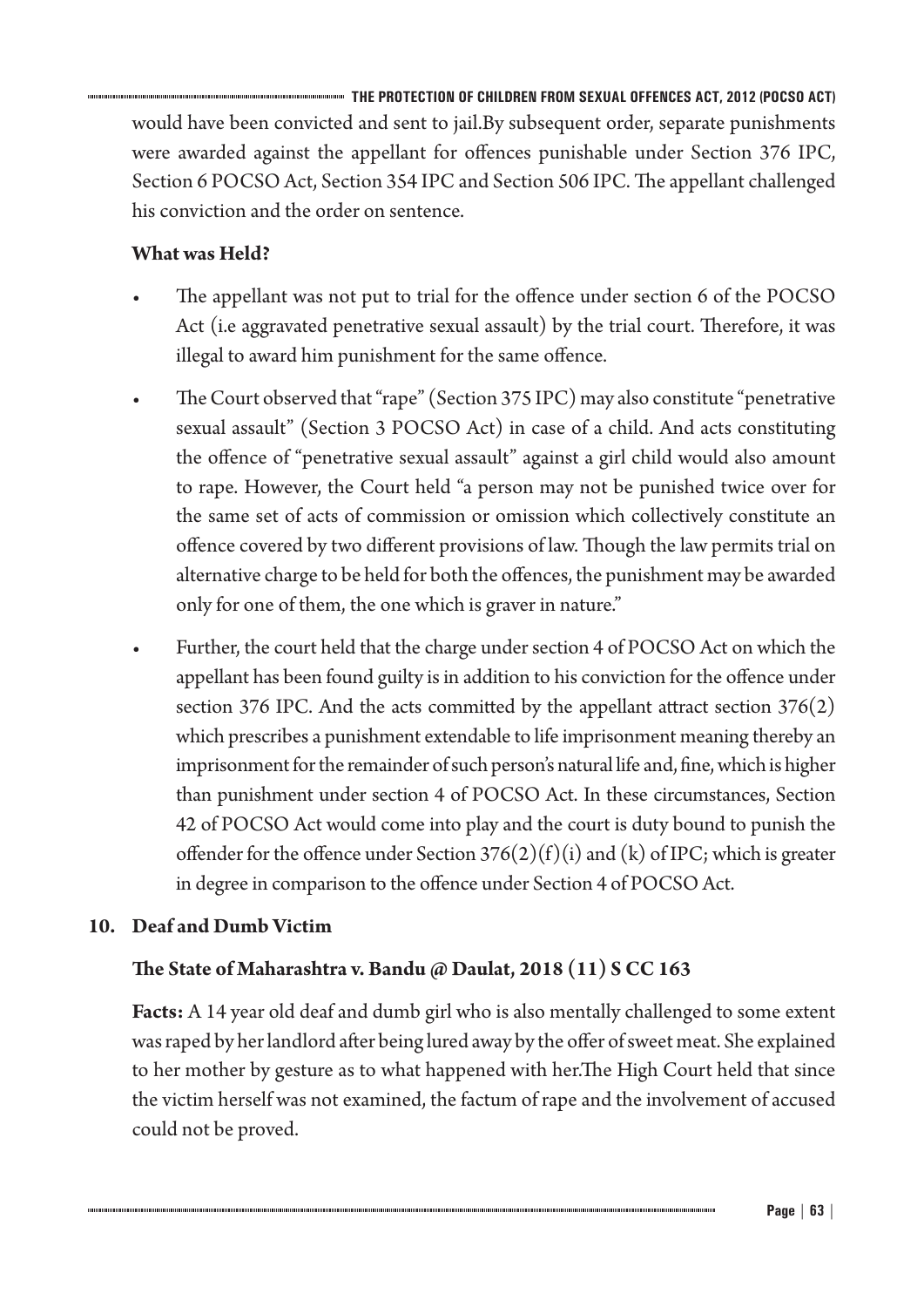would have been convicted and sent to jail.By subsequent order, separate punishments were awarded against the appellant for offences punishable under Section 376 IPC, Section 6 POCSO Act, Section 354 IPC and Section 506 IPC. The appellant challenged his conviction and the order on sentence.

**What was Held?**

- The appellant was not put to trial for the offence under section 6 of the POCSO Act (i.e aggravated penetrative sexual assault) by the trial court. Therefore, it was illegal to award him punishment for the same offence.
- The Court observed that "rape" (Section 375 IPC) may also constitute "penetrative sexual assault" (Section 3 POCSO Act) in case of a child. And acts constituting the offence of "penetrative sexual assault" against a girl child would also amount to rape. However, the Court held "a person may not be punished twice over for the same set of acts of commission or omission which collectively constitute an offence covered by two different provisions of law. Though the law permits trial on alternative charge to be held for both the offences, the punishment may be awarded only for one of them, the one which is graver in nature."
- Further, the court held that the charge under section 4 of POCSO Act on which the appellant has been found guilty is in addition to his conviction for the offence under section 376 IPC. And the acts committed by the appellant attract section 376(2) which prescribes a punishment extendable to life imprisonment meaning thereby an imprisonment for the remainder of such person's natural life and, fine, which is higher than punishment under section 4 of POCSO Act. In these circumstances, Section 42 of POCSO Act would come into play and the court is duty bound to punish the offender for the offence under Section 376(2)(f)(i) and (k) of IPC; which is greater in degree in comparison to the offence under Section 4 of POCSO Act.

## 10. Deaf and Dumb Victim

### The State of Maharashtra v. Bandu @ Daulat, 2018 (11) S CC 163

**Facts:** A 14 year old deaf and dumb girl who is also mentally challenged to some extent was raped by her landlord after being lured away by the offer of sweet meat. She explained to her mother by gesture as to what happened with her.The High Court held that since the victim herself was not examined, the factum of rape and the involvement of accused could not be proved.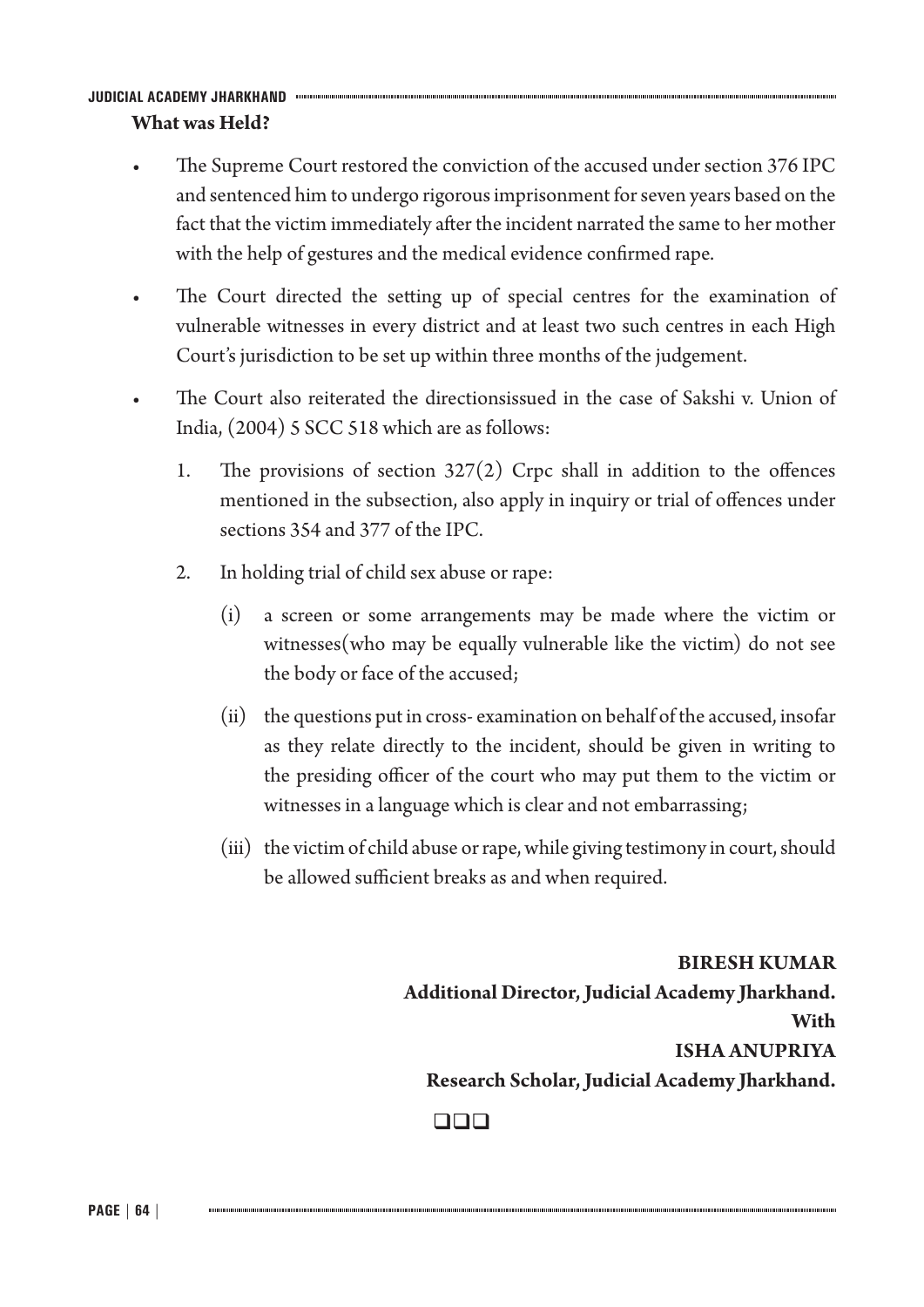**What was Held?**

- The Supreme Court restored the conviction of the accused under section 376 IPC and sentenced him to undergo rigorous imprisonment for seven years based on the fact that the victim immediately after the incident narrated the same to her mother with the help of gestures and the medical evidence confirmed rape.
- The Court directed the setting up of special centres for the examination of vulnerable witnesses in every district and at least two such centres in each High Court's jurisdiction to be set up within three months of the judgement.
- The Court also reiterated the directionsissued in the case of Sakshi v. Union of India, (2004) 5 SCC 518 which are as follows:
  1. The provisions of section 327(2) Crpc shall in addition to the offences mentioned in the subsection, also apply in inquiry or trial of offences under sections 354 and 377 of the IPC.
  2. In holding trial of child sex abuse or rape:
     - (i) a screen or some arrangements may be made where the victim or witnesses(who may be equally vulnerable like the victim) do not see the body or face of the accused;
     - (ii) the questions put in cross- examination on behalf of the accused, insofar as they relate directly to the incident, should be given in writing to the presiding officer of the court who may put them to the victim or witnesses in a language which is clear and not embarrassing;
     - (iii) the victim of child abuse or rape, while giving testimony in court, should be allowed sufficient breaks as and when required.

**BIRESH KUMAR**
**Additional Director, Judicial Academy Jharkhand.**
**With**
**ISHA ANUPRIYA**
**Research Scholar, Judicial Academy Jharkhand.**

❑❑❑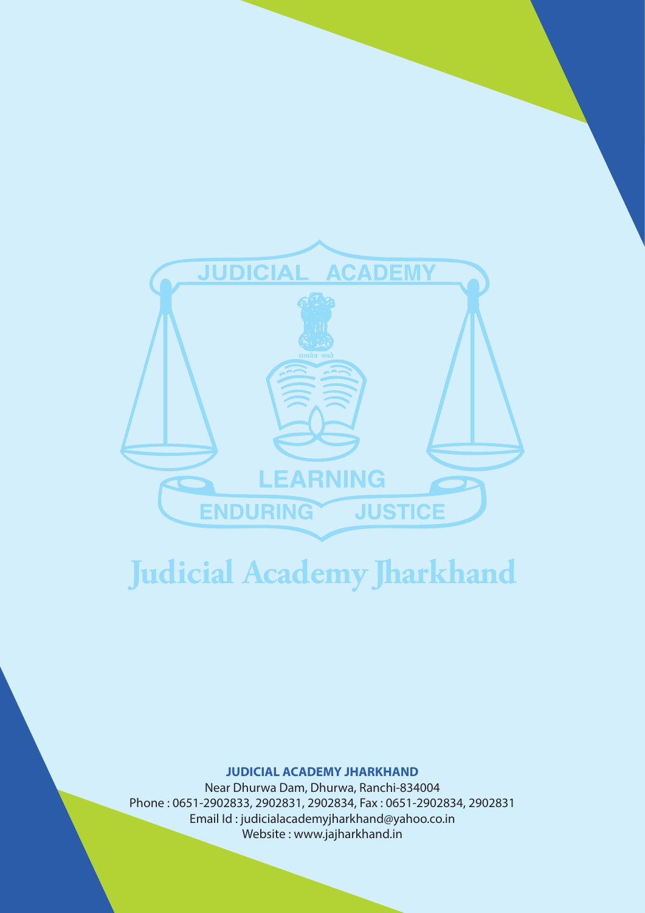JUDICIAL ACADEMY

सत्यमेव जयते

LEARNING

ENDURING JUSTICE

# Judicial Academy Jharkhand

**JUDICIAL ACADEMY JHARKHAND**

Near Dhurwa Dam, Dhurwa, Ranchi-834004

Phone : 0651-2902833, 2902831, 2902834, Fax : 0651-2902834, 2902831

Email Id : judicialacademyjharkhand@yahoo.co.in

Website : www.jajharkhand.in